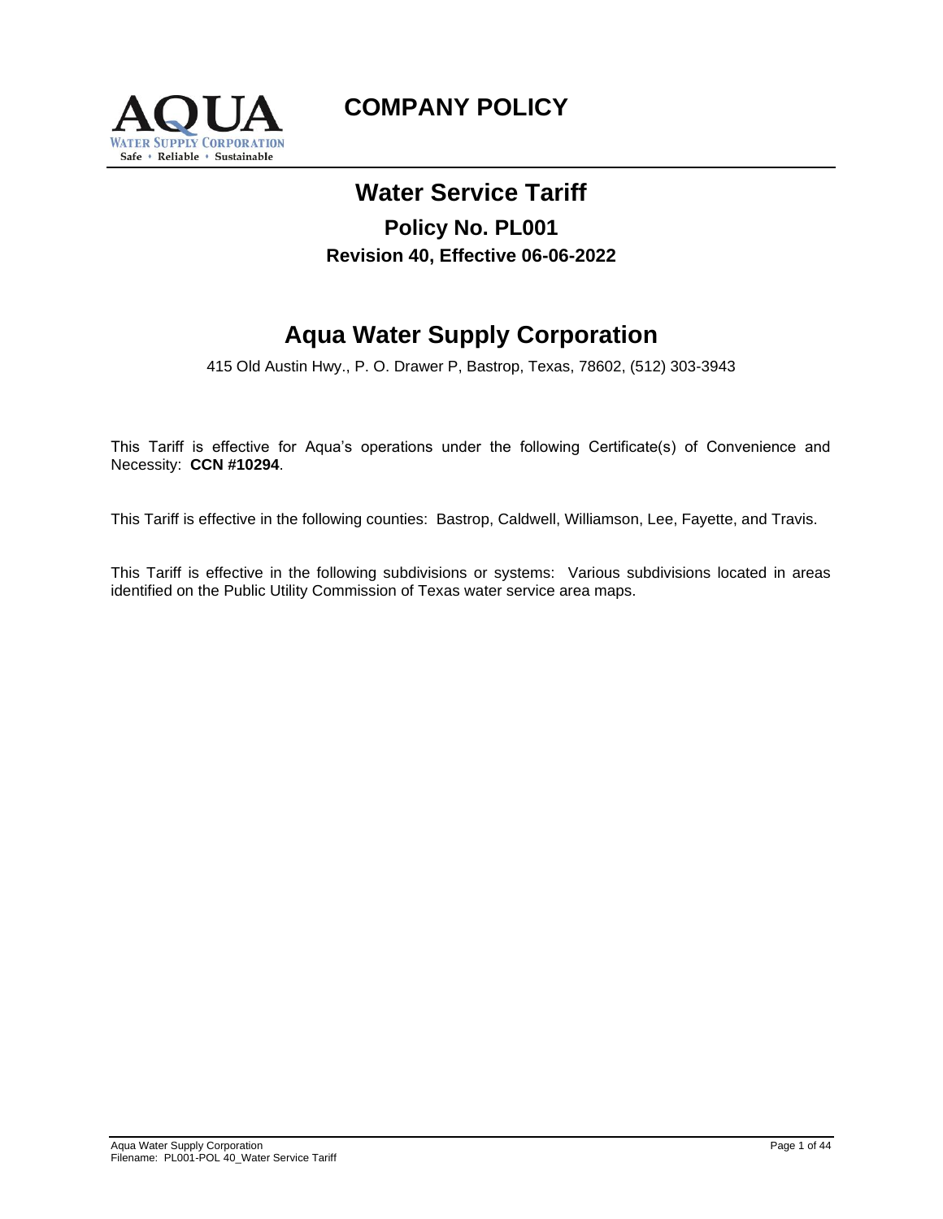# COMPANY POLICY

## Water Service Tariff

### Policy No. PL001

**Revision 40, Effective 06-06-2022**

## Aqua Water Supply Corporation

415 Old Austin Hwy., P. O. Drawer P, Bastrop, Texas, 78602, (512) 303-3943

This Tariff is effective for Aqua's operations under the following Certificate(s) of Convenience and Necessity: **CCN #10294**.

This Tariff is effective in the following counties: Bastrop, Caldwell, Williamson, Lee, Fayette, and Travis.

This Tariff is effective in the following subdivisions or systems: Various subdivisions located in areas identified on the Public Utility Commission of Texas water service area maps.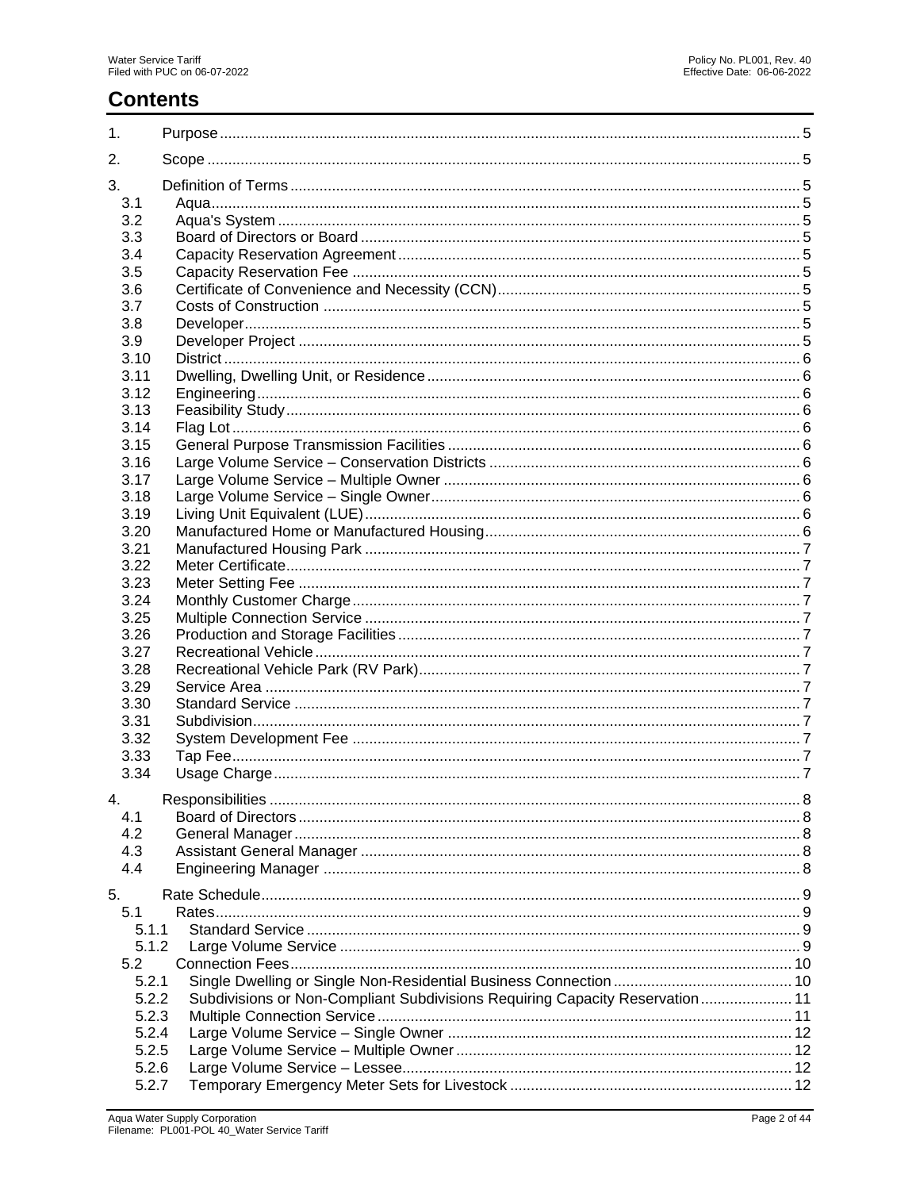# Contents

| | | |
|---|---|---|
| 1. | Purpose | 5 |
| 2. | Scope | 5 |
| 3. | Definition of Terms | 5 |
| 3.1 | Aqua | 5 |
| 3.2 | Aqua's System | 5 |
| 3.3 | Board of Directors or Board | 5 |
| 3.4 | Capacity Reservation Agreement | 5 |
| 3.5 | Capacity Reservation Fee | 5 |
| 3.6 | Certificate of Convenience and Necessity (CCN) | 5 |
| 3.7 | Costs of Construction | 5 |
| 3.8 | Developer | 5 |
| 3.9 | Developer Project | 5 |
| 3.10 | District | 6 |
| 3.11 | Dwelling, Dwelling Unit, or Residence | 6 |
| 3.12 | Engineering | 6 |
| 3.13 | Feasibility Study | 6 |
| 3.14 | Flag Lot | 6 |
| 3.15 | General Purpose Transmission Facilities | 6 |
| 3.16 | Large Volume Service – Conservation Districts | 6 |
| 3.17 | Large Volume Service – Multiple Owner | 6 |
| 3.18 | Large Volume Service – Single Owner | 6 |
| 3.19 | Living Unit Equivalent (LUE) | 6 |
| 3.20 | Manufactured Home or Manufactured Housing | 6 |
| 3.21 | Manufactured Housing Park | 7 |
| 3.22 | Meter Certificate | 7 |
| 3.23 | Meter Setting Fee | 7 |
| 3.24 | Monthly Customer Charge | 7 |
| 3.25 | Multiple Connection Service | 7 |
| 3.26 | Production and Storage Facilities | 7 |
| 3.27 | Recreational Vehicle | 7 |
| 3.28 | Recreational Vehicle Park (RV Park) | 7 |
| 3.29 | Service Area | 7 |
| 3.30 | Standard Service | 7 |
| 3.31 | Subdivision | 7 |
| 3.32 | System Development Fee | 7 |
| 3.33 | Tap Fee | 7 |
| 3.34 | Usage Charge | 7 |
| 4. | Responsibilities | 8 |
| 4.1 | Board of Directors | 8 |
| 4.2 | General Manager | 8 |
| 4.3 | Assistant General Manager | 8 |
| 4.4 | Engineering Manager | 8 |
| 5. | Rate Schedule | 9 |
| 5.1 | Rates | 9 |
| 5.1.1 | Standard Service | 9 |
| 5.1.2 | Large Volume Service | 9 |
| 5.2 | Connection Fees | 10 |
| 5.2.1 | Single Dwelling or Single Non-Residential Business Connection | 10 |
| 5.2.2 | Subdivisions or Non-Compliant Subdivisions Requiring Capacity Reservation | 11 |
| 5.2.3 | Multiple Connection Service | 11 |
| 5.2.4 | Large Volume Service – Single Owner | 12 |
| 5.2.5 | Large Volume Service – Multiple Owner | 12 |
| 5.2.6 | Large Volume Service – Lessee | 12 |
| 5.2.7 | Temporary Emergency Meter Sets for Livestock | 12 |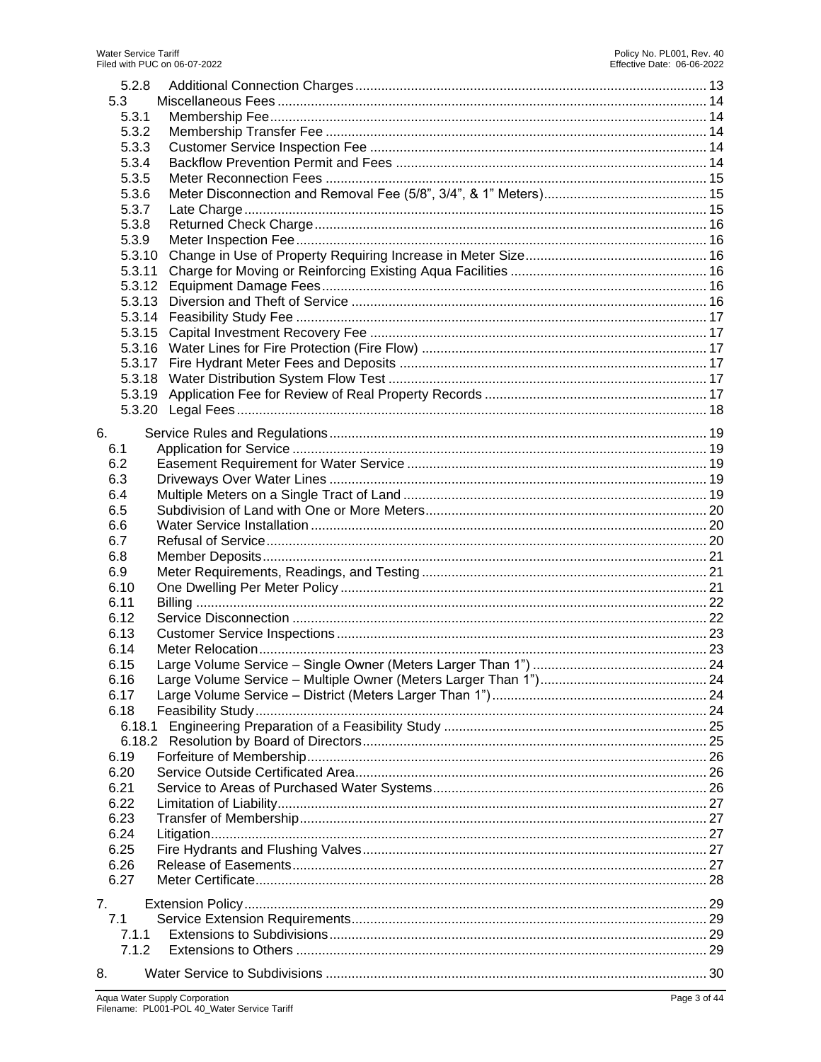5.2.8 Additional Connection Charges ..... 13
5.3 Miscellaneous Fees ..... 14
5.3.1 Membership Fee ..... 14
5.3.2 Membership Transfer Fee ..... 14
5.3.3 Customer Service Inspection Fee ..... 14
5.3.4 Backflow Prevention Permit and Fees ..... 14
5.3.5 Meter Reconnection Fees ..... 15
5.3.6 Meter Disconnection and Removal Fee (5/8", 3/4", & 1" Meters) ..... 15
5.3.7 Late Charge ..... 15
5.3.8 Returned Check Charge ..... 16
5.3.9 Meter Inspection Fee ..... 16
5.3.10 Change in Use of Property Requiring Increase in Meter Size ..... 16
5.3.11 Charge for Moving or Reinforcing Existing Aqua Facilities ..... 16
5.3.12 Equipment Damage Fees ..... 16
5.3.13 Diversion and Theft of Service ..... 16
5.3.14 Feasibility Study Fee ..... 17
5.3.15 Capital Investment Recovery Fee ..... 17
5.3.16 Water Lines for Fire Protection (Fire Flow) ..... 17
5.3.17 Fire Hydrant Meter Fees and Deposits ..... 17
5.3.18 Water Distribution System Flow Test ..... 17
5.3.19 Application Fee for Review of Real Property Records ..... 17
5.3.20 Legal Fees ..... 18

6. Service Rules and Regulations ..... 19
6.1 Application for Service ..... 19
6.2 Easement Requirement for Water Service ..... 19
6.3 Driveways Over Water Lines ..... 19
6.4 Multiple Meters on a Single Tract of Land ..... 19
6.5 Subdivision of Land with One or More Meters ..... 20
6.6 Water Service Installation ..... 20
6.7 Refusal of Service ..... 20
6.8 Member Deposits ..... 21
6.9 Meter Requirements, Readings, and Testing ..... 21
6.10 One Dwelling Per Meter Policy ..... 21
6.11 Billing ..... 22
6.12 Service Disconnection ..... 22
6.13 Customer Service Inspections ..... 23
6.14 Meter Relocation ..... 23
6.15 Large Volume Service – Single Owner (Meters Larger Than 1") ..... 24
6.16 Large Volume Service – Multiple Owner (Meters Larger Than 1") ..... 24
6.17 Large Volume Service – District (Meters Larger Than 1") ..... 24
6.18 Feasibility Study ..... 24
6.18.1 Engineering Preparation of a Feasibility Study ..... 25
6.18.2 Resolution by Board of Directors ..... 25
6.19 Forfeiture of Membership ..... 26
6.20 Service Outside Certificated Area ..... 26
6.21 Service to Areas of Purchased Water Systems ..... 26
6.22 Limitation of Liability ..... 27
6.23 Transfer of Membership ..... 27
6.24 Litigation ..... 27
6.25 Fire Hydrants and Flushing Valves ..... 27
6.26 Release of Easements ..... 27
6.27 Meter Certificate ..... 28

7. Extension Policy ..... 29
7.1 Service Extension Requirements ..... 29
7.1.1 Extensions to Subdivisions ..... 29
7.1.2 Extensions to Others ..... 29

8. Water Service to Subdivisions ..... 30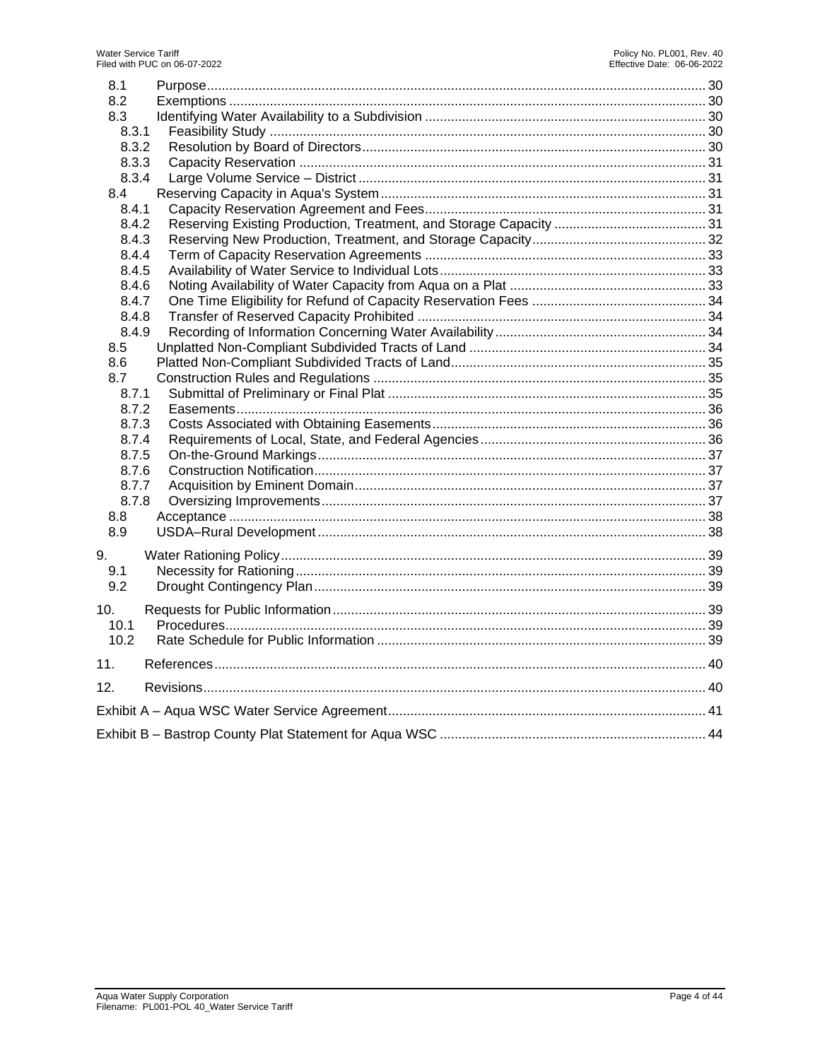| | | |
|---|---|---|
| 8.1 | Purpose | 30 |
| 8.2 | Exemptions | 30 |
| 8.3 | Identifying Water Availability to a Subdivision | 30 |
| 8.3.1 | Feasibility Study | 30 |
| 8.3.2 | Resolution by Board of Directors | 30 |
| 8.3.3 | Capacity Reservation | 31 |
| 8.3.4 | Large Volume Service – District | 31 |
| 8.4 | Reserving Capacity in Aqua's System | 31 |
| 8.4.1 | Capacity Reservation Agreement and Fees | 31 |
| 8.4.2 | Reserving Existing Production, Treatment, and Storage Capacity | 31 |
| 8.4.3 | Reserving New Production, Treatment, and Storage Capacity | 32 |
| 8.4.4 | Term of Capacity Reservation Agreements | 33 |
| 8.4.5 | Availability of Water Service to Individual Lots | 33 |
| 8.4.6 | Noting Availability of Water Capacity from Aqua on a Plat | 33 |
| 8.4.7 | One Time Eligibility for Refund of Capacity Reservation Fees | 34 |
| 8.4.8 | Transfer of Reserved Capacity Prohibited | 34 |
| 8.4.9 | Recording of Information Concerning Water Availability | 34 |
| 8.5 | Unplatted Non-Compliant Subdivided Tracts of Land | 34 |
| 8.6 | Platted Non-Compliant Subdivided Tracts of Land | 35 |
| 8.7 | Construction Rules and Regulations | 35 |
| 8.7.1 | Submittal of Preliminary or Final Plat | 35 |
| 8.7.2 | Easements | 36 |
| 8.7.3 | Costs Associated with Obtaining Easements | 36 |
| 8.7.4 | Requirements of Local, State, and Federal Agencies | 36 |
| 8.7.5 | On-the-Ground Markings | 37 |
| 8.7.6 | Construction Notification | 37 |
| 8.7.7 | Acquisition by Eminent Domain | 37 |
| 8.7.8 | Oversizing Improvements | 37 |
| 8.8 | Acceptance | 38 |
| 8.9 | USDA–Rural Development | 38 |
| 9. | Water Rationing Policy | 39 |
| 9.1 | Necessity for Rationing | 39 |
| 9.2 | Drought Contingency Plan | 39 |
| 10. | Requests for Public Information | 39 |
| 10.1 | Procedures | 39 |
| 10.2 | Rate Schedule for Public Information | 39 |
| 11. | References | 40 |
| 12. | Revisions | 40 |
| | Exhibit A – Aqua WSC Water Service Agreement | 41 |
| | Exhibit B – Bastrop County Plat Statement for Aqua WSC | 44 |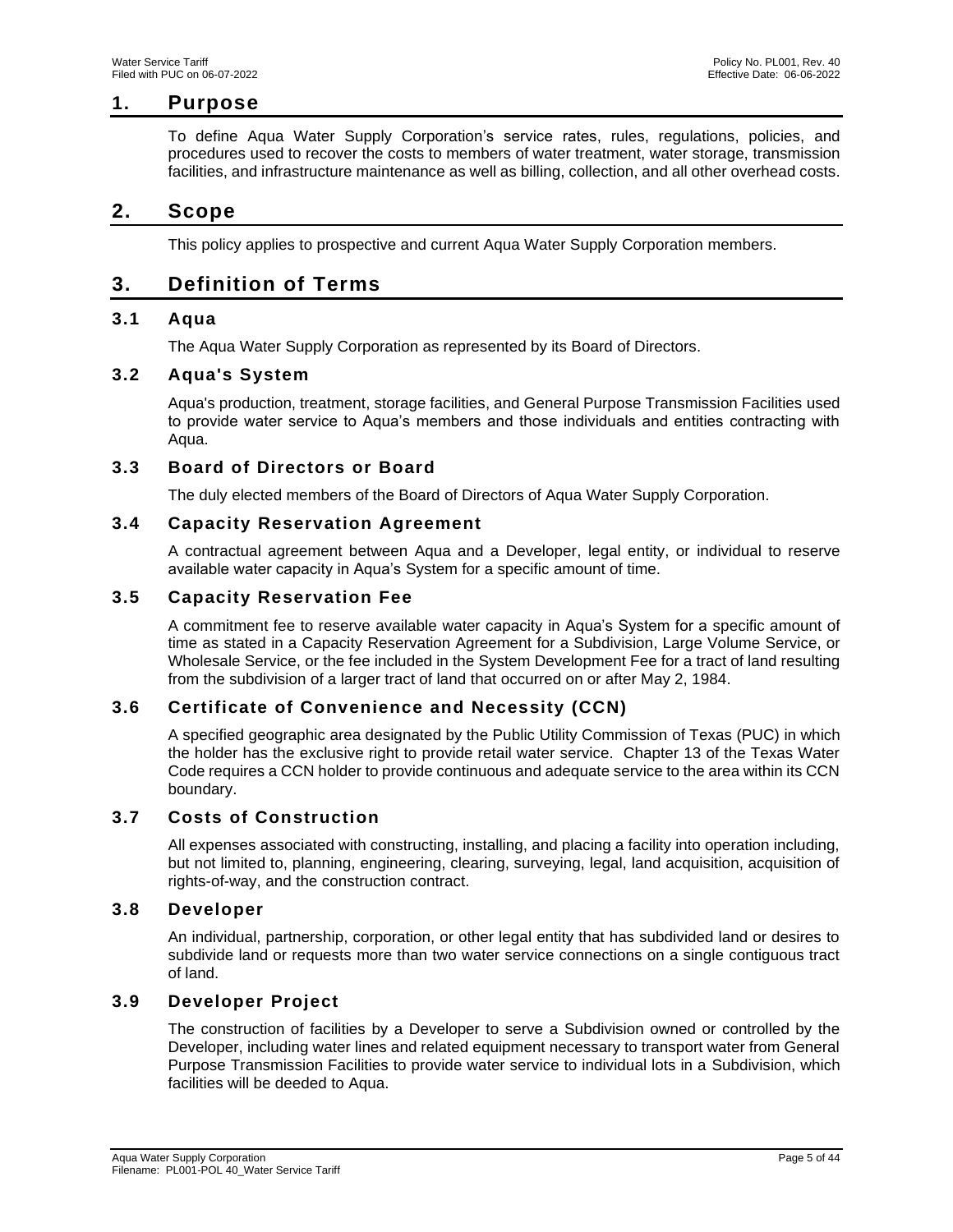# 1. Purpose

To define Aqua Water Supply Corporation's service rates, rules, regulations, policies, and procedures used to recover the costs to members of water treatment, water storage, transmission facilities, and infrastructure maintenance as well as billing, collection, and all other overhead costs.

# 2. Scope

This policy applies to prospective and current Aqua Water Supply Corporation members.

# 3. Definition of Terms

## 3.1 Aqua

The Aqua Water Supply Corporation as represented by its Board of Directors.

## 3.2 Aqua's System

Aqua's production, treatment, storage facilities, and General Purpose Transmission Facilities used to provide water service to Aqua's members and those individuals and entities contracting with Aqua.

## 3.3 Board of Directors or Board

The duly elected members of the Board of Directors of Aqua Water Supply Corporation.

## 3.4 Capacity Reservation Agreement

A contractual agreement between Aqua and a Developer, legal entity, or individual to reserve available water capacity in Aqua's System for a specific amount of time.

## 3.5 Capacity Reservation Fee

A commitment fee to reserve available water capacity in Aqua's System for a specific amount of time as stated in a Capacity Reservation Agreement for a Subdivision, Large Volume Service, or Wholesale Service, or the fee included in the System Development Fee for a tract of land resulting from the subdivision of a larger tract of land that occurred on or after May 2, 1984.

## 3.6 Certificate of Convenience and Necessity (CCN)

A specified geographic area designated by the Public Utility Commission of Texas (PUC) in which the holder has the exclusive right to provide retail water service. Chapter 13 of the Texas Water Code requires a CCN holder to provide continuous and adequate service to the area within its CCN boundary.

## 3.7 Costs of Construction

All expenses associated with constructing, installing, and placing a facility into operation including, but not limited to, planning, engineering, clearing, surveying, legal, land acquisition, acquisition of rights-of-way, and the construction contract.

## 3.8 Developer

An individual, partnership, corporation, or other legal entity that has subdivided land or desires to subdivide land or requests more than two water service connections on a single contiguous tract of land.

## 3.9 Developer Project

The construction of facilities by a Developer to serve a Subdivision owned or controlled by the Developer, including water lines and related equipment necessary to transport water from General Purpose Transmission Facilities to provide water service to individual lots in a Subdivision, which facilities will be deeded to Aqua.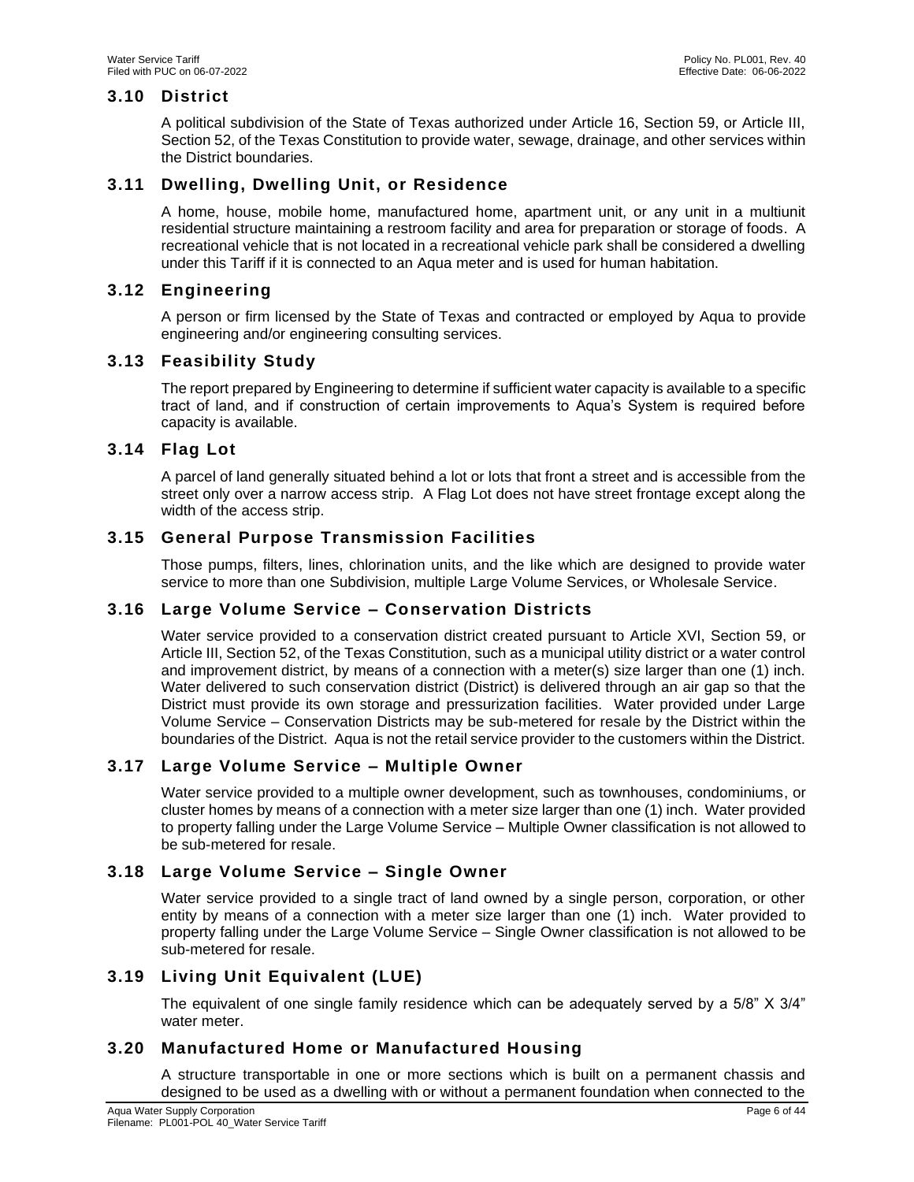## 3.10 District

A political subdivision of the State of Texas authorized under Article 16, Section 59, or Article III, Section 52, of the Texas Constitution to provide water, sewage, drainage, and other services within the District boundaries.

## 3.11 Dwelling, Dwelling Unit, or Residence

A home, house, mobile home, manufactured home, apartment unit, or any unit in a multiunit residential structure maintaining a restroom facility and area for preparation or storage of foods. A recreational vehicle that is not located in a recreational vehicle park shall be considered a dwelling under this Tariff if it is connected to an Aqua meter and is used for human habitation.

## 3.12 Engineering

A person or firm licensed by the State of Texas and contracted or employed by Aqua to provide engineering and/or engineering consulting services.

## 3.13 Feasibility Study

The report prepared by Engineering to determine if sufficient water capacity is available to a specific tract of land, and if construction of certain improvements to Aqua's System is required before capacity is available.

## 3.14 Flag Lot

A parcel of land generally situated behind a lot or lots that front a street and is accessible from the street only over a narrow access strip. A Flag Lot does not have street frontage except along the width of the access strip.

## 3.15 General Purpose Transmission Facilities

Those pumps, filters, lines, chlorination units, and the like which are designed to provide water service to more than one Subdivision, multiple Large Volume Services, or Wholesale Service.

## 3.16 Large Volume Service – Conservation Districts

Water service provided to a conservation district created pursuant to Article XVI, Section 59, or Article III, Section 52, of the Texas Constitution, such as a municipal utility district or a water control and improvement district, by means of a connection with a meter(s) size larger than one (1) inch. Water delivered to such conservation district (District) is delivered through an air gap so that the District must provide its own storage and pressurization facilities. Water provided under Large Volume Service – Conservation Districts may be sub-metered for resale by the District within the boundaries of the District. Aqua is not the retail service provider to the customers within the District.

## 3.17 Large Volume Service – Multiple Owner

Water service provided to a multiple owner development, such as townhouses, condominiums, or cluster homes by means of a connection with a meter size larger than one (1) inch. Water provided to property falling under the Large Volume Service – Multiple Owner classification is not allowed to be sub-metered for resale.

## 3.18 Large Volume Service – Single Owner

Water service provided to a single tract of land owned by a single person, corporation, or other entity by means of a connection with a meter size larger than one (1) inch. Water provided to property falling under the Large Volume Service – Single Owner classification is not allowed to be sub-metered for resale.

## 3.19 Living Unit Equivalent (LUE)

The equivalent of one single family residence which can be adequately served by a 5/8" X 3/4" water meter.

## 3.20 Manufactured Home or Manufactured Housing

A structure transportable in one or more sections which is built on a permanent chassis and designed to be used as a dwelling with or without a permanent foundation when connected to the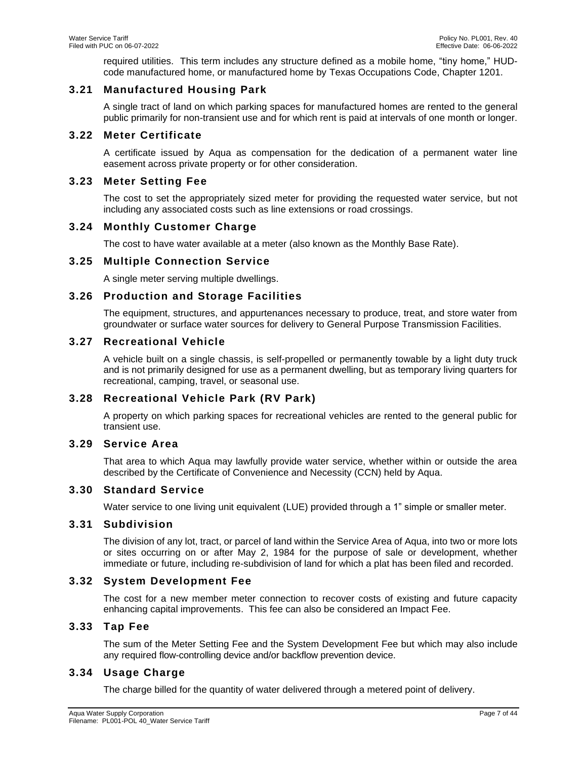required utilities. This term includes any structure defined as a mobile home, "tiny home," HUD-code manufactured home, or manufactured home by Texas Occupations Code, Chapter 1201.

## 3.21 Manufactured Housing Park

A single tract of land on which parking spaces for manufactured homes are rented to the general public primarily for non-transient use and for which rent is paid at intervals of one month or longer.

## 3.22 Meter Certificate

A certificate issued by Aqua as compensation for the dedication of a permanent water line easement across private property or for other consideration.

## 3.23 Meter Setting Fee

The cost to set the appropriately sized meter for providing the requested water service, but not including any associated costs such as line extensions or road crossings.

## 3.24 Monthly Customer Charge

The cost to have water available at a meter (also known as the Monthly Base Rate).

## 3.25 Multiple Connection Service

A single meter serving multiple dwellings.

## 3.26 Production and Storage Facilities

The equipment, structures, and appurtenances necessary to produce, treat, and store water from groundwater or surface water sources for delivery to General Purpose Transmission Facilities.

## 3.27 Recreational Vehicle

A vehicle built on a single chassis, is self-propelled or permanently towable by a light duty truck and is not primarily designed for use as a permanent dwelling, but as temporary living quarters for recreational, camping, travel, or seasonal use.

## 3.28 Recreational Vehicle Park (RV Park)

A property on which parking spaces for recreational vehicles are rented to the general public for transient use.

## 3.29 Service Area

That area to which Aqua may lawfully provide water service, whether within or outside the area described by the Certificate of Convenience and Necessity (CCN) held by Aqua.

## 3.30 Standard Service

Water service to one living unit equivalent (LUE) provided through a 1" simple or smaller meter.

## 3.31 Subdivision

The division of any lot, tract, or parcel of land within the Service Area of Aqua, into two or more lots or sites occurring on or after May 2, 1984 for the purpose of sale or development, whether immediate or future, including re-subdivision of land for which a plat has been filed and recorded.

## 3.32 System Development Fee

The cost for a new member meter connection to recover costs of existing and future capacity enhancing capital improvements. This fee can also be considered an Impact Fee.

## 3.33 Tap Fee

The sum of the Meter Setting Fee and the System Development Fee but which may also include any required flow-controlling device and/or backflow prevention device.

## 3.34 Usage Charge

The charge billed for the quantity of water delivered through a metered point of delivery.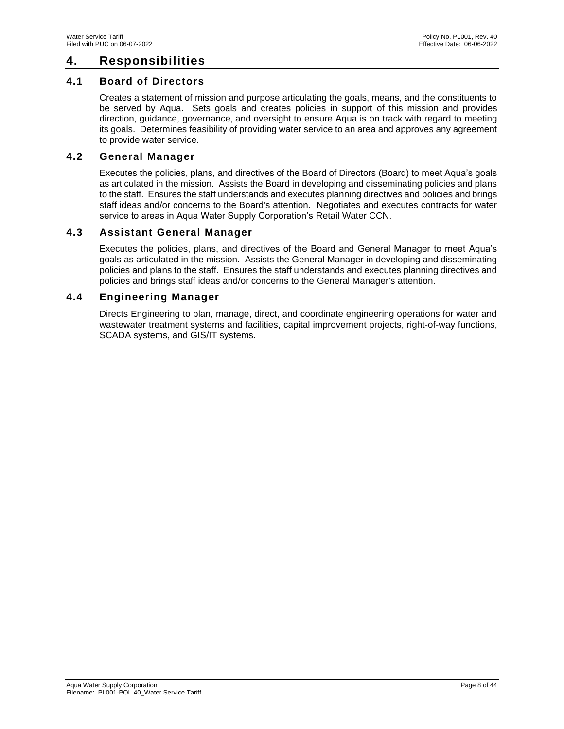# 4. Responsibilities

## 4.1 Board of Directors

Creates a statement of mission and purpose articulating the goals, means, and the constituents to be served by Aqua. Sets goals and creates policies in support of this mission and provides direction, guidance, governance, and oversight to ensure Aqua is on track with regard to meeting its goals. Determines feasibility of providing water service to an area and approves any agreement to provide water service.

## 4.2 General Manager

Executes the policies, plans, and directives of the Board of Directors (Board) to meet Aqua's goals as articulated in the mission. Assists the Board in developing and disseminating policies and plans to the staff. Ensures the staff understands and executes planning directives and policies and brings staff ideas and/or concerns to the Board's attention. Negotiates and executes contracts for water service to areas in Aqua Water Supply Corporation's Retail Water CCN.

## 4.3 Assistant General Manager

Executes the policies, plans, and directives of the Board and General Manager to meet Aqua's goals as articulated in the mission. Assists the General Manager in developing and disseminating policies and plans to the staff. Ensures the staff understands and executes planning directives and policies and brings staff ideas and/or concerns to the General Manager's attention.

## 4.4 Engineering Manager

Directs Engineering to plan, manage, direct, and coordinate engineering operations for water and wastewater treatment systems and facilities, capital improvement projects, right-of-way functions, SCADA systems, and GIS/IT systems.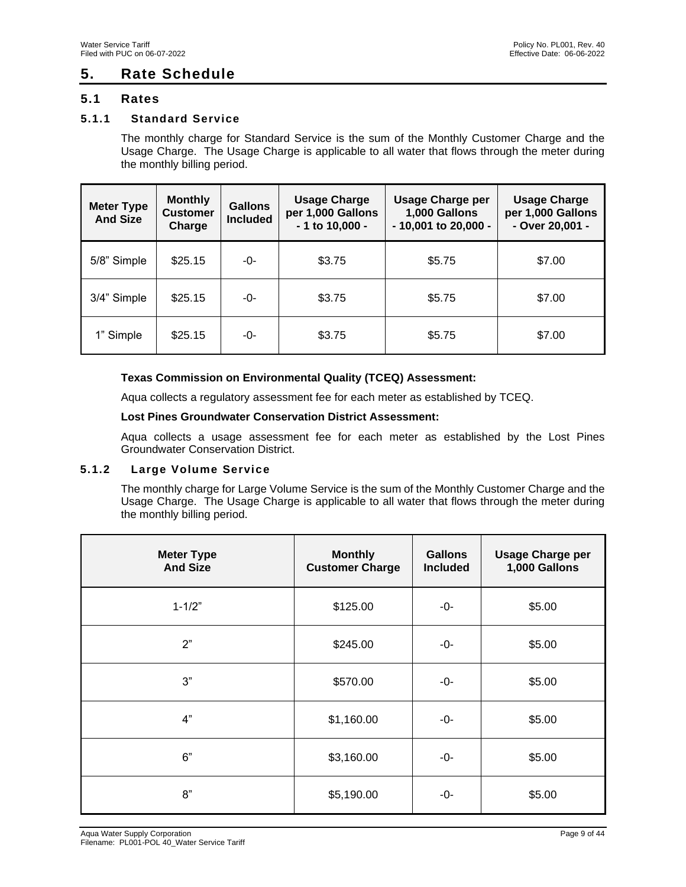# 5. Rate Schedule

## 5.1 Rates

### 5.1.1 Standard Service

The monthly charge for Standard Service is the sum of the Monthly Customer Charge and the Usage Charge. The Usage Charge is applicable to all water that flows through the meter during the monthly billing period.

| Meter Type And Size | Monthly Customer Charge | Gallons Included | Usage Charge per 1,000 Gallons - 1 to 10,000 - | Usage Charge per 1,000 Gallons - 10,001 to 20,000 - | Usage Charge per 1,000 Gallons - Over 20,001 - |
|---|---|---|---|---|---|
| 5/8" Simple | $25.15 | -0- | $3.75 | $5.75 | $7.00 |
| 3/4" Simple | $25.15 | -0- | $3.75 | $5.75 | $7.00 |
| 1" Simple | $25.15 | -0- | $3.75 | $5.75 | $7.00 |

**Texas Commission on Environmental Quality (TCEQ) Assessment:**

Aqua collects a regulatory assessment fee for each meter as established by TCEQ.

**Lost Pines Groundwater Conservation District Assessment:**

Aqua collects a usage assessment fee for each meter as established by the Lost Pines Groundwater Conservation District.

### 5.1.2 Large Volume Service

The monthly charge for Large Volume Service is the sum of the Monthly Customer Charge and the Usage Charge. The Usage Charge is applicable to all water that flows through the meter during the monthly billing period.

| Meter Type And Size | Monthly Customer Charge | Gallons Included | Usage Charge per 1,000 Gallons |
|---|---|---|---|
| 1-1/2" | $125.00 | -0- | $5.00 |
| 2" | $245.00 | -0- | $5.00 |
| 3" | $570.00 | -0- | $5.00 |
| 4" | $1,160.00 | -0- | $5.00 |
| 6" | $3,160.00 | -0- | $5.00 |
| 8" | $5,190.00 | -0- | $5.00 |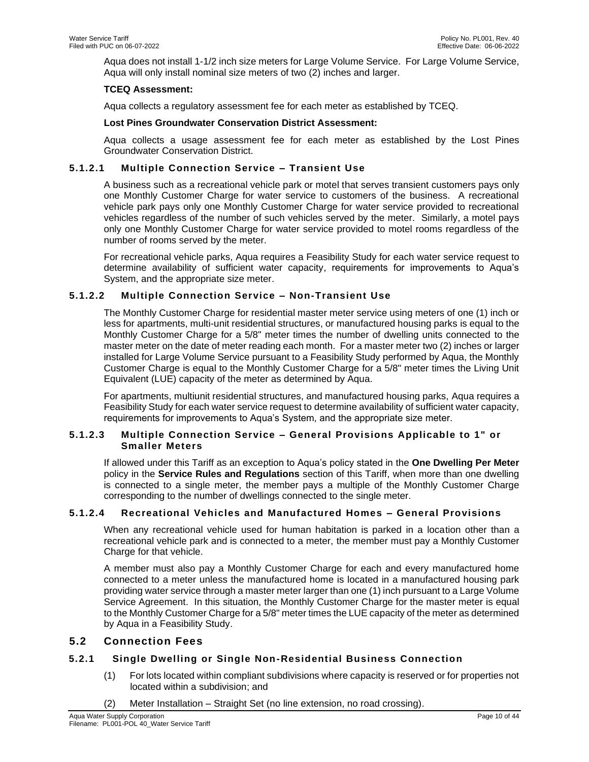Aqua does not install 1-1/2 inch size meters for Large Volume Service. For Large Volume Service, Aqua will only install nominal size meters of two (2) inches and larger.

**TCEQ Assessment:**

Aqua collects a regulatory assessment fee for each meter as established by TCEQ.

**Lost Pines Groundwater Conservation District Assessment:**

Aqua collects a usage assessment fee for each meter as established by the Lost Pines Groundwater Conservation District.

#### 5.1.2.1 Multiple Connection Service – Transient Use

A business such as a recreational vehicle park or motel that serves transient customers pays only one Monthly Customer Charge for water service to customers of the business. A recreational vehicle park pays only one Monthly Customer Charge for water service provided to recreational vehicles regardless of the number of such vehicles served by the meter. Similarly, a motel pays only one Monthly Customer Charge for water service provided to motel rooms regardless of the number of rooms served by the meter.

For recreational vehicle parks, Aqua requires a Feasibility Study for each water service request to determine availability of sufficient water capacity, requirements for improvements to Aqua's System, and the appropriate size meter.

#### 5.1.2.2 Multiple Connection Service – Non-Transient Use

The Monthly Customer Charge for residential master meter service using meters of one (1) inch or less for apartments, multi-unit residential structures, or manufactured housing parks is equal to the Monthly Customer Charge for a 5/8" meter times the number of dwelling units connected to the master meter on the date of meter reading each month. For a master meter two (2) inches or larger installed for Large Volume Service pursuant to a Feasibility Study performed by Aqua, the Monthly Customer Charge is equal to the Monthly Customer Charge for a 5/8" meter times the Living Unit Equivalent (LUE) capacity of the meter as determined by Aqua.

For apartments, multiunit residential structures, and manufactured housing parks, Aqua requires a Feasibility Study for each water service request to determine availability of sufficient water capacity, requirements for improvements to Aqua's System, and the appropriate size meter.

#### 5.1.2.3 Multiple Connection Service – General Provisions Applicable to 1" or Smaller Meters

If allowed under this Tariff as an exception to Aqua's policy stated in the **One Dwelling Per Meter** policy in the **Service Rules and Regulations** section of this Tariff, when more than one dwelling is connected to a single meter, the member pays a multiple of the Monthly Customer Charge corresponding to the number of dwellings connected to the single meter.

#### 5.1.2.4 Recreational Vehicles and Manufactured Homes – General Provisions

When any recreational vehicle used for human habitation is parked in a location other than a recreational vehicle park and is connected to a meter, the member must pay a Monthly Customer Charge for that vehicle.

A member must also pay a Monthly Customer Charge for each and every manufactured home connected to a meter unless the manufactured home is located in a manufactured housing park providing water service through a master meter larger than one (1) inch pursuant to a Large Volume Service Agreement. In this situation, the Monthly Customer Charge for the master meter is equal to the Monthly Customer Charge for a 5/8" meter times the LUE capacity of the meter as determined by Aqua in a Feasibility Study.

## 5.2 Connection Fees

### 5.2.1 Single Dwelling or Single Non-Residential Business Connection

(1) For lots located within compliant subdivisions where capacity is reserved or for properties not located within a subdivision; and

(2) Meter Installation – Straight Set (no line extension, no road crossing).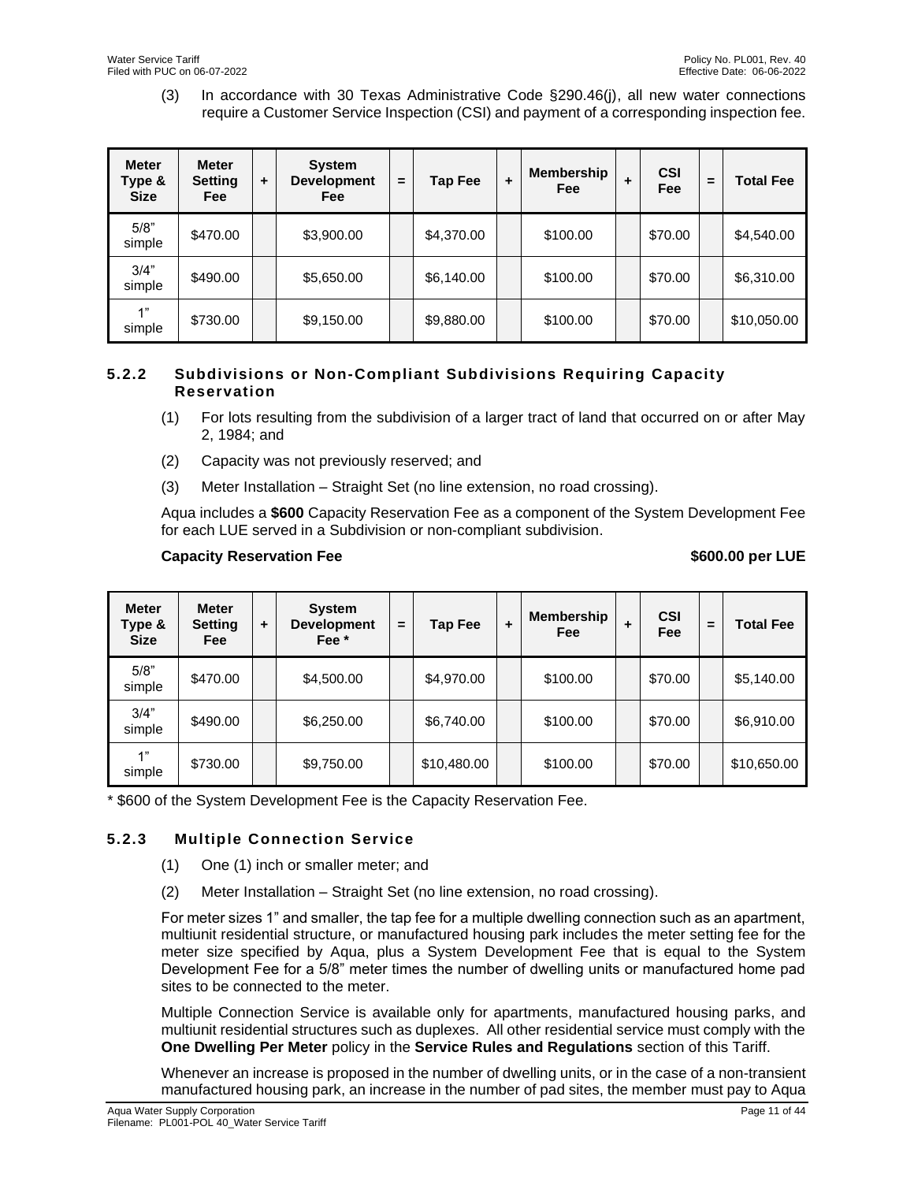(3) In accordance with 30 Texas Administrative Code §290.46(j), all new water connections require a Customer Service Inspection (CSI) and payment of a corresponding inspection fee.

| Meter Type & Size | Meter Setting Fee | + | System Development Fee | = | Tap Fee | + | Membership Fee | + | CSI Fee | = | Total Fee |
|---|---|---|---|---|---|---|---|---|---|---|---|
| 5/8" simple | $470.00 | | $3,900.00 | | $4,370.00 | | $100.00 | | $70.00 | | $4,540.00 |
| 3/4" simple | $490.00 | | $5,650.00 | | $6,140.00 | | $100.00 | | $70.00 | | $6,310.00 |
| 1" simple | $730.00 | | $9,150.00 | | $9,880.00 | | $100.00 | | $70.00 | | $10,050.00 |

### 5.2.2 Subdivisions or Non-Compliant Subdivisions Requiring Capacity Reservation

(1) For lots resulting from the subdivision of a larger tract of land that occurred on or after May 2, 1984; and

(2) Capacity was not previously reserved; and

(3) Meter Installation – Straight Set (no line extension, no road crossing).

Aqua includes a **$600** Capacity Reservation Fee as a component of the System Development Fee for each LUE served in a Subdivision or non-compliant subdivision.

**Capacity Reservation Fee** **$600.00 per LUE**

| Meter Type & Size | Meter Setting Fee | + | System Development Fee * | = | Tap Fee | + | Membership Fee | + | CSI Fee | = | Total Fee |
|---|---|---|---|---|---|---|---|---|---|---|---|
| 5/8" simple | $470.00 | | $4,500.00 | | $4,970.00 | | $100.00 | | $70.00 | | $5,140.00 |
| 3/4" simple | $490.00 | | $6,250.00 | | $6,740.00 | | $100.00 | | $70.00 | | $6,910.00 |
| 1" simple | $730.00 | | $9,750.00 | | $10,480.00 | | $100.00 | | $70.00 | | $10,650.00 |

* $600 of the System Development Fee is the Capacity Reservation Fee.

### 5.2.3 Multiple Connection Service

(1) One (1) inch or smaller meter; and

(2) Meter Installation – Straight Set (no line extension, no road crossing).

For meter sizes 1" and smaller, the tap fee for a multiple dwelling connection such as an apartment, multiunit residential structure, or manufactured housing park includes the meter setting fee for the meter size specified by Aqua, plus a System Development Fee that is equal to the System Development Fee for a 5/8" meter times the number of dwelling units or manufactured home pad sites to be connected to the meter.

Multiple Connection Service is available only for apartments, manufactured housing parks, and multiunit residential structures such as duplexes. All other residential service must comply with the **One Dwelling Per Meter** policy in the **Service Rules and Regulations** section of this Tariff.

Whenever an increase is proposed in the number of dwelling units, or in the case of a non-transient manufactured housing park, an increase in the number of pad sites, the member must pay to Aqua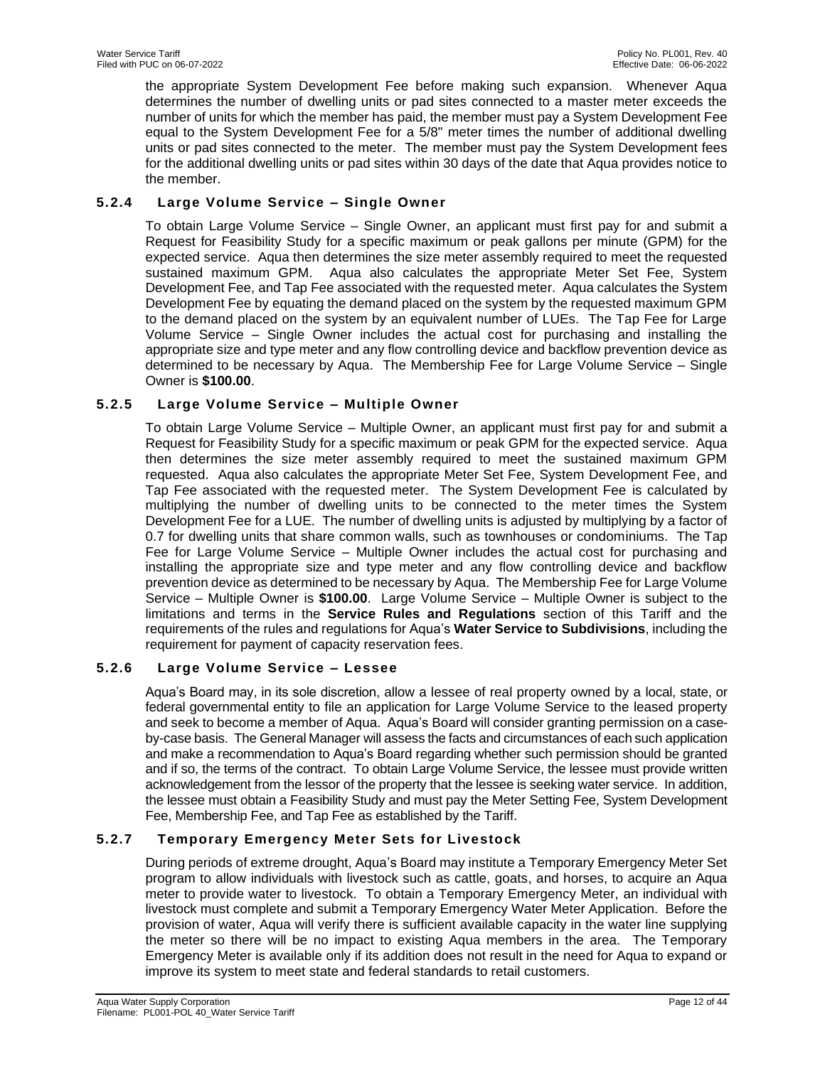the appropriate System Development Fee before making such expansion. Whenever Aqua determines the number of dwelling units or pad sites connected to a master meter exceeds the number of units for which the member has paid, the member must pay a System Development Fee equal to the System Development Fee for a 5/8" meter times the number of additional dwelling units or pad sites connected to the meter. The member must pay the System Development fees for the additional dwelling units or pad sites within 30 days of the date that Aqua provides notice to the member.

### 5.2.4 Large Volume Service – Single Owner

To obtain Large Volume Service – Single Owner, an applicant must first pay for and submit a Request for Feasibility Study for a specific maximum or peak gallons per minute (GPM) for the expected service. Aqua then determines the size meter assembly required to meet the requested sustained maximum GPM. Aqua also calculates the appropriate Meter Set Fee, System Development Fee, and Tap Fee associated with the requested meter. Aqua calculates the System Development Fee by equating the demand placed on the system by the requested maximum GPM to the demand placed on the system by an equivalent number of LUEs. The Tap Fee for Large Volume Service – Single Owner includes the actual cost for purchasing and installing the appropriate size and type meter and any flow controlling device and backflow prevention device as determined to be necessary by Aqua. The Membership Fee for Large Volume Service – Single Owner is **$100.00**.

### 5.2.5 Large Volume Service – Multiple Owner

To obtain Large Volume Service – Multiple Owner, an applicant must first pay for and submit a Request for Feasibility Study for a specific maximum or peak GPM for the expected service. Aqua then determines the size meter assembly required to meet the sustained maximum GPM requested. Aqua also calculates the appropriate Meter Set Fee, System Development Fee, and Tap Fee associated with the requested meter. The System Development Fee is calculated by multiplying the number of dwelling units to be connected to the meter times the System Development Fee for a LUE. The number of dwelling units is adjusted by multiplying by a factor of 0.7 for dwelling units that share common walls, such as townhouses or condominiums. The Tap Fee for Large Volume Service – Multiple Owner includes the actual cost for purchasing and installing the appropriate size and type meter and any flow controlling device and backflow prevention device as determined to be necessary by Aqua. The Membership Fee for Large Volume Service – Multiple Owner is **$100.00**. Large Volume Service – Multiple Owner is subject to the limitations and terms in the **Service Rules and Regulations** section of this Tariff and the requirements of the rules and regulations for Aqua's **Water Service to Subdivisions**, including the requirement for payment of capacity reservation fees.

### 5.2.6 Large Volume Service – Lessee

Aqua's Board may, in its sole discretion, allow a lessee of real property owned by a local, state, or federal governmental entity to file an application for Large Volume Service to the leased property and seek to become a member of Aqua. Aqua's Board will consider granting permission on a case-by-case basis. The General Manager will assess the facts and circumstances of each such application and make a recommendation to Aqua's Board regarding whether such permission should be granted and if so, the terms of the contract. To obtain Large Volume Service, the lessee must provide written acknowledgement from the lessor of the property that the lessee is seeking water service. In addition, the lessee must obtain a Feasibility Study and must pay the Meter Setting Fee, System Development Fee, Membership Fee, and Tap Fee as established by the Tariff.

### 5.2.7 Temporary Emergency Meter Sets for Livestock

During periods of extreme drought, Aqua's Board may institute a Temporary Emergency Meter Set program to allow individuals with livestock such as cattle, goats, and horses, to acquire an Aqua meter to provide water to livestock. To obtain a Temporary Emergency Meter, an individual with livestock must complete and submit a Temporary Emergency Water Meter Application. Before the provision of water, Aqua will verify there is sufficient available capacity in the water line supplying the meter so there will be no impact to existing Aqua members in the area. The Temporary Emergency Meter is available only if its addition does not result in the need for Aqua to expand or improve its system to meet state and federal standards to retail customers.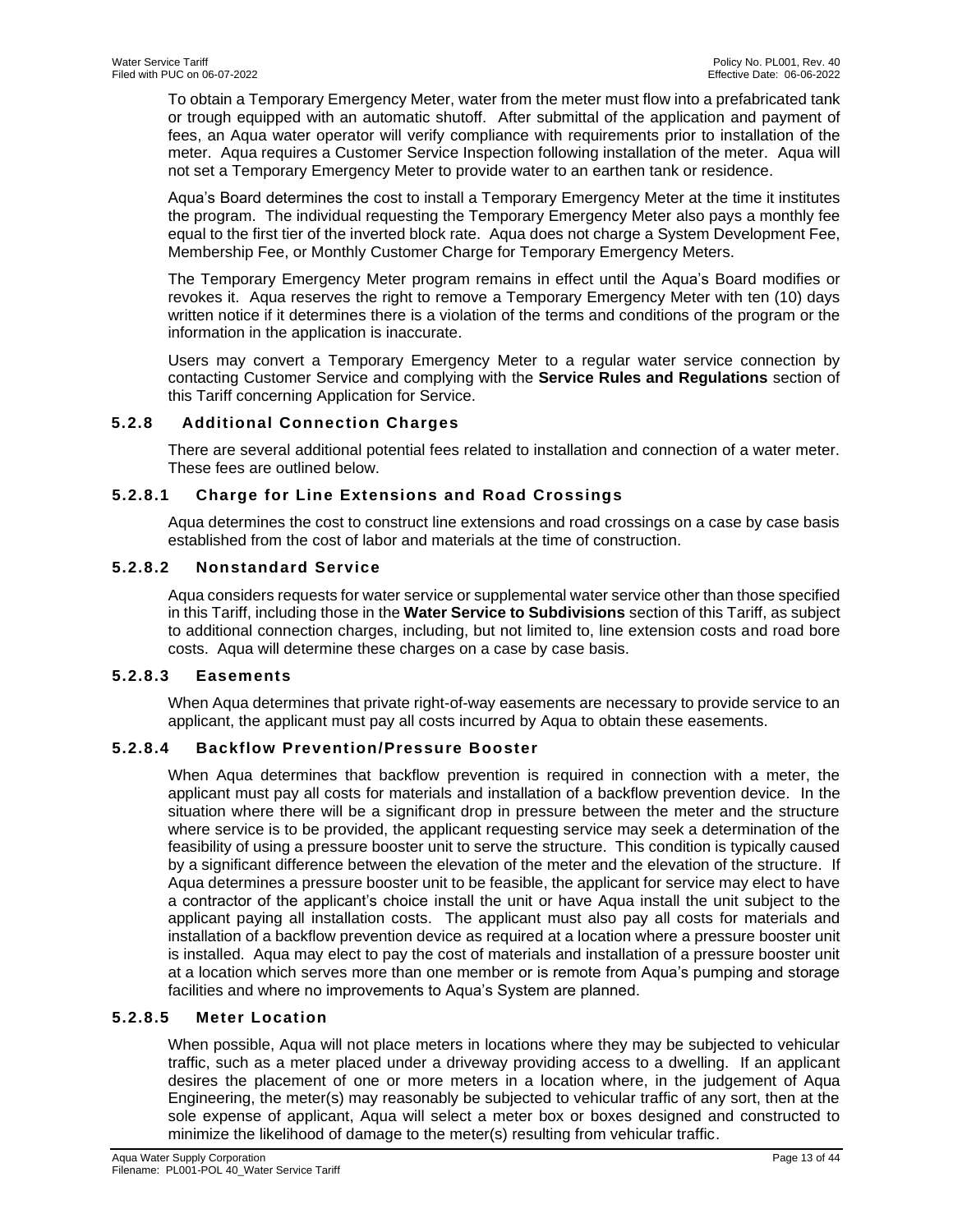To obtain a Temporary Emergency Meter, water from the meter must flow into a prefabricated tank or trough equipped with an automatic shutoff. After submittal of the application and payment of fees, an Aqua water operator will verify compliance with requirements prior to installation of the meter. Aqua requires a Customer Service Inspection following installation of the meter. Aqua will not set a Temporary Emergency Meter to provide water to an earthen tank or residence.

Aqua's Board determines the cost to install a Temporary Emergency Meter at the time it institutes the program. The individual requesting the Temporary Emergency Meter also pays a monthly fee equal to the first tier of the inverted block rate. Aqua does not charge a System Development Fee, Membership Fee, or Monthly Customer Charge for Temporary Emergency Meters.

The Temporary Emergency Meter program remains in effect until the Aqua's Board modifies or revokes it. Aqua reserves the right to remove a Temporary Emergency Meter with ten (10) days written notice if it determines there is a violation of the terms and conditions of the program or the information in the application is inaccurate.

Users may convert a Temporary Emergency Meter to a regular water service connection by contacting Customer Service and complying with the **Service Rules and Regulations** section of this Tariff concerning Application for Service.

### 5.2.8 Additional Connection Charges

There are several additional potential fees related to installation and connection of a water meter. These fees are outlined below.

#### 5.2.8.1 Charge for Line Extensions and Road Crossings

Aqua determines the cost to construct line extensions and road crossings on a case by case basis established from the cost of labor and materials at the time of construction.

#### 5.2.8.2 Nonstandard Service

Aqua considers requests for water service or supplemental water service other than those specified in this Tariff, including those in the **Water Service to Subdivisions** section of this Tariff, as subject to additional connection charges, including, but not limited to, line extension costs and road bore costs. Aqua will determine these charges on a case by case basis.

#### 5.2.8.3 Easements

When Aqua determines that private right-of-way easements are necessary to provide service to an applicant, the applicant must pay all costs incurred by Aqua to obtain these easements.

#### 5.2.8.4 Backflow Prevention/Pressure Booster

When Aqua determines that backflow prevention is required in connection with a meter, the applicant must pay all costs for materials and installation of a backflow prevention device. In the situation where there will be a significant drop in pressure between the meter and the structure where service is to be provided, the applicant requesting service may seek a determination of the feasibility of using a pressure booster unit to serve the structure. This condition is typically caused by a significant difference between the elevation of the meter and the elevation of the structure. If Aqua determines a pressure booster unit to be feasible, the applicant for service may elect to have a contractor of the applicant's choice install the unit or have Aqua install the unit subject to the applicant paying all installation costs. The applicant must also pay all costs for materials and installation of a backflow prevention device as required at a location where a pressure booster unit is installed. Aqua may elect to pay the cost of materials and installation of a pressure booster unit at a location which serves more than one member or is remote from Aqua's pumping and storage facilities and where no improvements to Aqua's System are planned.

#### 5.2.8.5 Meter Location

When possible, Aqua will not place meters in locations where they may be subjected to vehicular traffic, such as a meter placed under a driveway providing access to a dwelling. If an applicant desires the placement of one or more meters in a location where, in the judgement of Aqua Engineering, the meter(s) may reasonably be subjected to vehicular traffic of any sort, then at the sole expense of applicant, Aqua will select a meter box or boxes designed and constructed to minimize the likelihood of damage to the meter(s) resulting from vehicular traffic.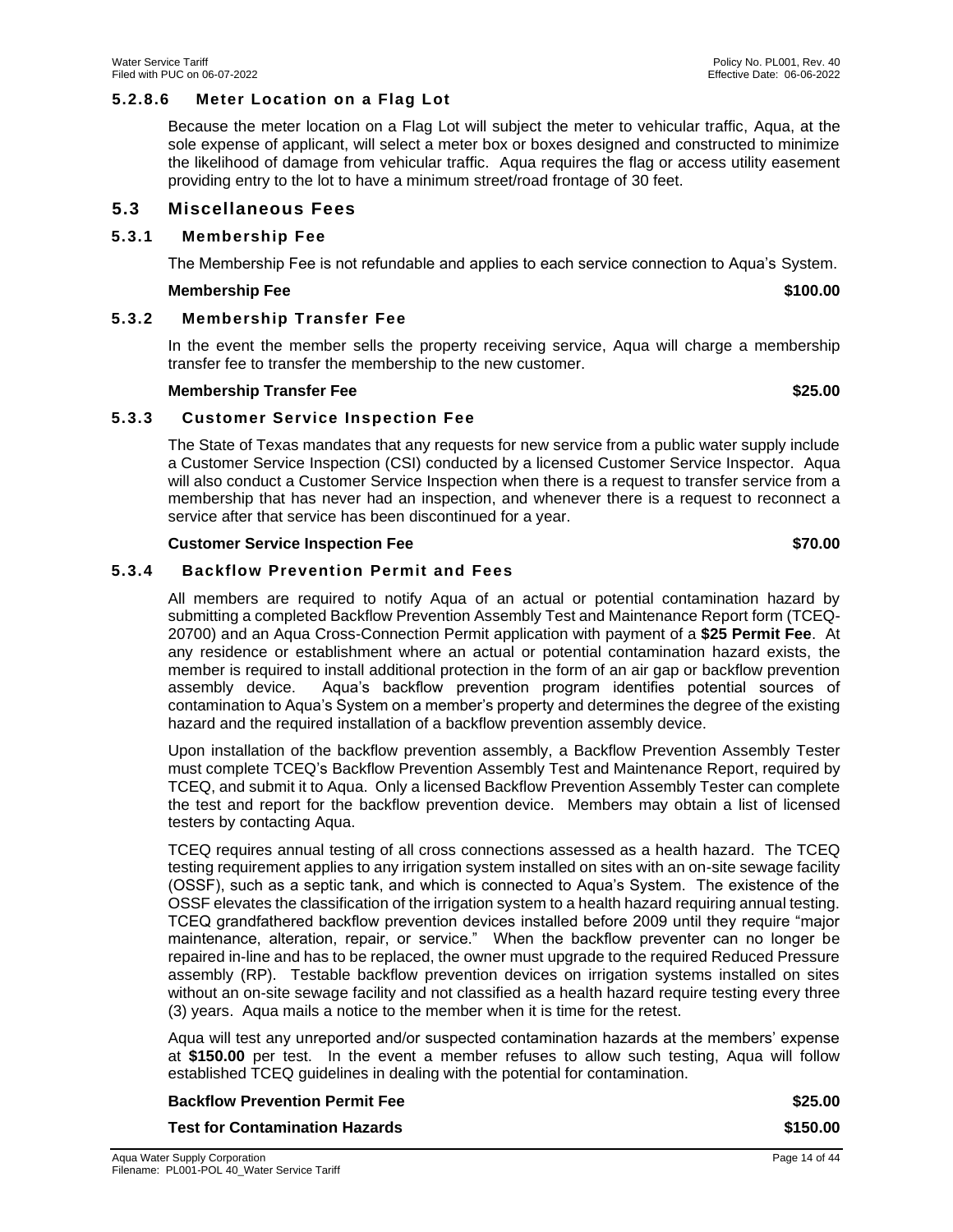#### 5.2.8.6 Meter Location on a Flag Lot

Because the meter location on a Flag Lot will subject the meter to vehicular traffic, Aqua, at the sole expense of applicant, will select a meter box or boxes designed and constructed to minimize the likelihood of damage from vehicular traffic. Aqua requires the flag or access utility easement providing entry to the lot to have a minimum street/road frontage of 30 feet.

## 5.3 Miscellaneous Fees

### 5.3.1 Membership Fee

The Membership Fee is not refundable and applies to each service connection to Aqua's System.

| **Membership Fee** | **$100.00** |
|---|---|

### 5.3.2 Membership Transfer Fee

In the event the member sells the property receiving service, Aqua will charge a membership transfer fee to transfer the membership to the new customer.

| **Membership Transfer Fee** | **$25.00** |
|---|---|

### 5.3.3 Customer Service Inspection Fee

The State of Texas mandates that any requests for new service from a public water supply include a Customer Service Inspection (CSI) conducted by a licensed Customer Service Inspector. Aqua will also conduct a Customer Service Inspection when there is a request to transfer service from a membership that has never had an inspection, and whenever there is a request to reconnect a service after that service has been discontinued for a year.

| **Customer Service Inspection Fee** | **$70.00** |
|---|---|

### 5.3.4 Backflow Prevention Permit and Fees

All members are required to notify Aqua of an actual or potential contamination hazard by submitting a completed Backflow Prevention Assembly Test and Maintenance Report form (TCEQ-20700) and an Aqua Cross-Connection Permit application with payment of a **$25 Permit Fee**. At any residence or establishment where an actual or potential contamination hazard exists, the member is required to install additional protection in the form of an air gap or backflow prevention assembly device. Aqua's backflow prevention program identifies potential sources of contamination to Aqua's System on a member's property and determines the degree of the existing hazard and the required installation of a backflow prevention assembly device.

Upon installation of the backflow prevention assembly, a Backflow Prevention Assembly Tester must complete TCEQ's Backflow Prevention Assembly Test and Maintenance Report, required by TCEQ, and submit it to Aqua. Only a licensed Backflow Prevention Assembly Tester can complete the test and report for the backflow prevention device. Members may obtain a list of licensed testers by contacting Aqua.

TCEQ requires annual testing of all cross connections assessed as a health hazard. The TCEQ testing requirement applies to any irrigation system installed on sites with an on-site sewage facility (OSSF), such as a septic tank, and which is connected to Aqua's System. The existence of the OSSF elevates the classification of the irrigation system to a health hazard requiring annual testing. TCEQ grandfathered backflow prevention devices installed before 2009 until they require "major maintenance, alteration, repair, or service." When the backflow preventer can no longer be repaired in-line and has to be replaced, the owner must upgrade to the required Reduced Pressure assembly (RP). Testable backflow prevention devices on irrigation systems installed on sites without an on-site sewage facility and not classified as a health hazard require testing every three (3) years. Aqua mails a notice to the member when it is time for the retest.

Aqua will test any unreported and/or suspected contamination hazards at the members' expense at **$150.00** per test. In the event a member refuses to allow such testing, Aqua will follow established TCEQ guidelines in dealing with the potential for contamination.

| **Backflow Prevention Permit Fee** | **$25.00** |
|---|---|
| **Test for Contamination Hazards** | **$150.00** |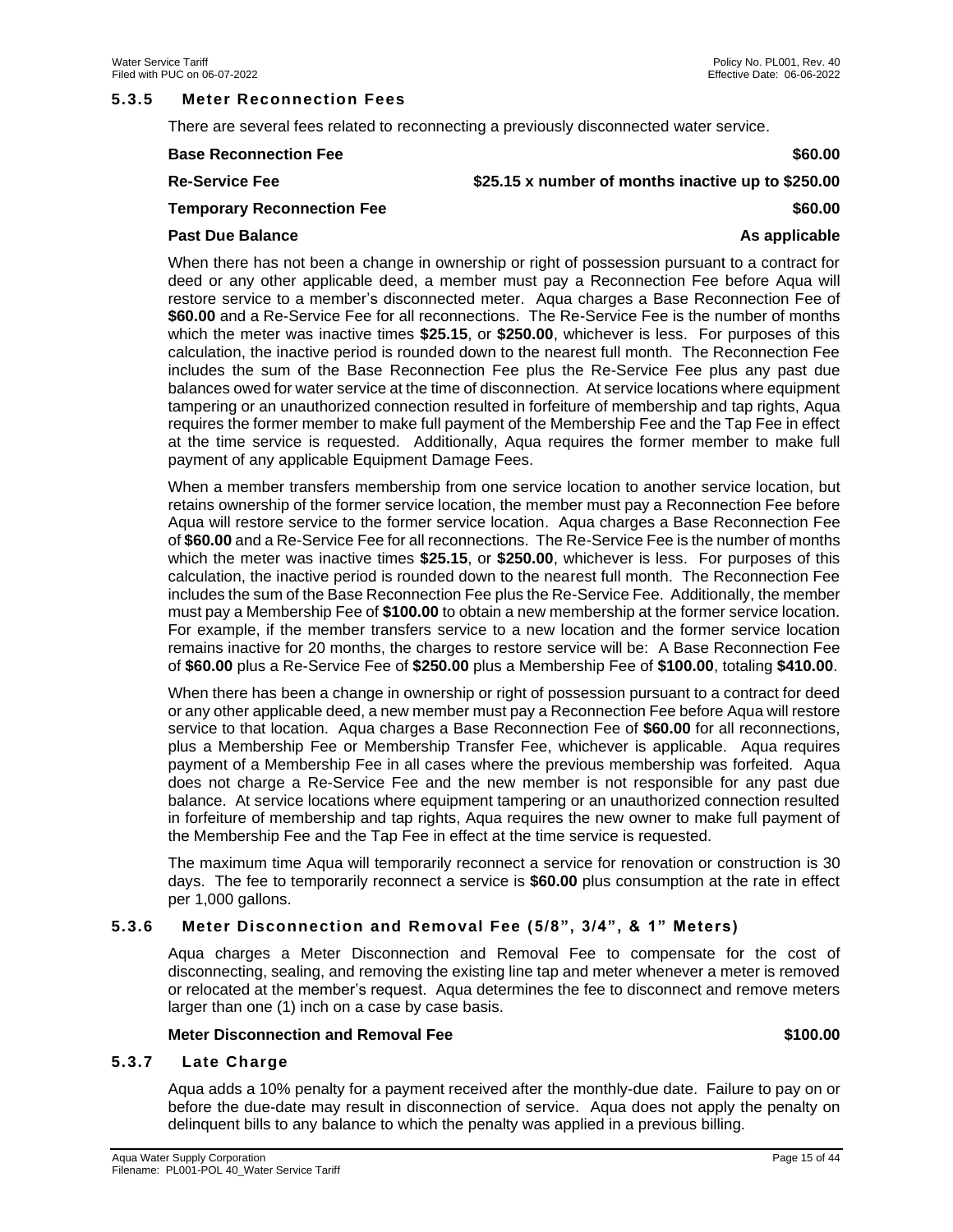### 5.3.5 Meter Reconnection Fees

There are several fees related to reconnecting a previously disconnected water service.

| | |
|---|---|
| **Base Reconnection Fee** | **$60.00** |
| **Re-Service Fee** | **$25.15 x number of months inactive up to $250.00** |
| **Temporary Reconnection Fee** | **$60.00** |
| **Past Due Balance** | **As applicable** |

When there has not been a change in ownership or right of possession pursuant to a contract for deed or any other applicable deed, a member must pay a Reconnection Fee before Aqua will restore service to a member's disconnected meter. Aqua charges a Base Reconnection Fee of **$60.00** and a Re-Service Fee for all reconnections. The Re-Service Fee is the number of months which the meter was inactive times **$25.15**, or **$250.00**, whichever is less. For purposes of this calculation, the inactive period is rounded down to the nearest full month. The Reconnection Fee includes the sum of the Base Reconnection Fee plus the Re-Service Fee plus any past due balances owed for water service at the time of disconnection. At service locations where equipment tampering or an unauthorized connection resulted in forfeiture of membership and tap rights, Aqua requires the former member to make full payment of the Membership Fee and the Tap Fee in effect at the time service is requested. Additionally, Aqua requires the former member to make full payment of any applicable Equipment Damage Fees.

When a member transfers membership from one service location to another service location, but retains ownership of the former service location, the member must pay a Reconnection Fee before Aqua will restore service to the former service location. Aqua charges a Base Reconnection Fee of **$60.00** and a Re-Service Fee for all reconnections. The Re-Service Fee is the number of months which the meter was inactive times **$25.15**, or **$250.00**, whichever is less. For purposes of this calculation, the inactive period is rounded down to the nearest full month. The Reconnection Fee includes the sum of the Base Reconnection Fee plus the Re-Service Fee. Additionally, the member must pay a Membership Fee of **$100.00** to obtain a new membership at the former service location. For example, if the member transfers service to a new location and the former service location remains inactive for 20 months, the charges to restore service will be: A Base Reconnection Fee of **$60.00** plus a Re-Service Fee of **$250.00** plus a Membership Fee of **$100.00**, totaling **$410.00**.

When there has been a change in ownership or right of possession pursuant to a contract for deed or any other applicable deed, a new member must pay a Reconnection Fee before Aqua will restore service to that location. Aqua charges a Base Reconnection Fee of **$60.00** for all reconnections, plus a Membership Fee or Membership Transfer Fee, whichever is applicable. Aqua requires payment of a Membership Fee in all cases where the previous membership was forfeited. Aqua does not charge a Re-Service Fee and the new member is not responsible for any past due balance. At service locations where equipment tampering or an unauthorized connection resulted in forfeiture of membership and tap rights, Aqua requires the new owner to make full payment of the Membership Fee and the Tap Fee in effect at the time service is requested.

The maximum time Aqua will temporarily reconnect a service for renovation or construction is 30 days. The fee to temporarily reconnect a service is **$60.00** plus consumption at the rate in effect per 1,000 gallons.

### 5.3.6 Meter Disconnection and Removal Fee (5/8", 3/4", & 1" Meters)

Aqua charges a Meter Disconnection and Removal Fee to compensate for the cost of disconnecting, sealing, and removing the existing line tap and meter whenever a meter is removed or relocated at the member's request. Aqua determines the fee to disconnect and remove meters larger than one (1) inch on a case by case basis.

| | |
|---|---|
| **Meter Disconnection and Removal Fee** | **$100.00** |

### 5.3.7 Late Charge

Aqua adds a 10% penalty for a payment received after the monthly-due date. Failure to pay on or before the due-date may result in disconnection of service. Aqua does not apply the penalty on delinquent bills to any balance to which the penalty was applied in a previous billing.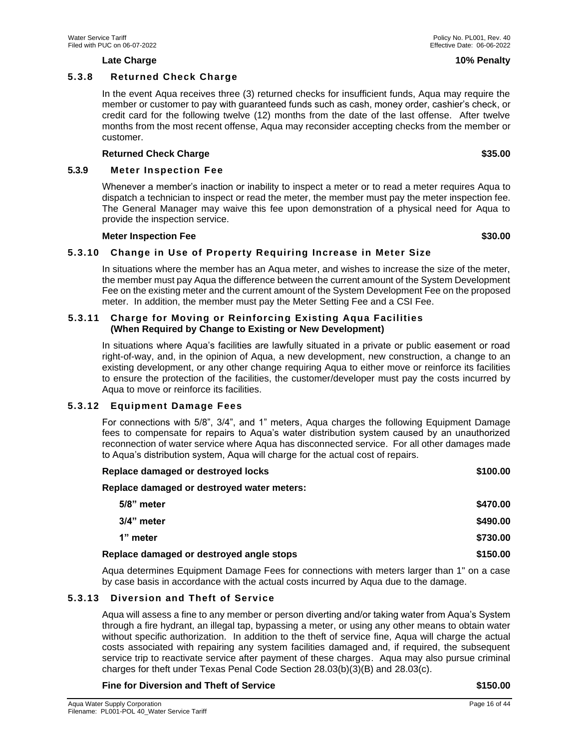**Late Charge** **10% Penalty**

### 5.3.8 Returned Check Charge

In the event Aqua receives three (3) returned checks for insufficient funds, Aqua may require the member or customer to pay with guaranteed funds such as cash, money order, cashier's check, or credit card for the following twelve (12) months from the date of the last offense. After twelve months from the most recent offense, Aqua may reconsider accepting checks from the member or customer.

**Returned Check Charge** **$35.00**

### 5.3.9 Meter Inspection Fee

Whenever a member's inaction or inability to inspect a meter or to read a meter requires Aqua to dispatch a technician to inspect or read the meter, the member must pay the meter inspection fee. The General Manager may waive this fee upon demonstration of a physical need for Aqua to provide the inspection service.

**Meter Inspection Fee** **$30.00**

### 5.3.10 Change in Use of Property Requiring Increase in Meter Size

In situations where the member has an Aqua meter, and wishes to increase the size of the meter, the member must pay Aqua the difference between the current amount of the System Development Fee on the existing meter and the current amount of the System Development Fee on the proposed meter. In addition, the member must pay the Meter Setting Fee and a CSI Fee.

### 5.3.11 Charge for Moving or Reinforcing Existing Aqua Facilities (When Required by Change to Existing or New Development)

In situations where Aqua's facilities are lawfully situated in a private or public easement or road right-of-way, and, in the opinion of Aqua, a new development, new construction, a change to an existing development, or any other change requiring Aqua to either move or reinforce its facilities to ensure the protection of the facilities, the customer/developer must pay the costs incurred by Aqua to move or reinforce its facilities.

### 5.3.12 Equipment Damage Fees

For connections with 5/8", 3/4", and 1" meters, Aqua charges the following Equipment Damage fees to compensate for repairs to Aqua's water distribution system caused by an unauthorized reconnection of water service where Aqua has disconnected service. For all other damages made to Aqua's distribution system, Aqua will charge for the actual cost of repairs.

| | |
|---|---|
| **Replace damaged or destroyed locks** | **$100.00** |
| **Replace damaged or destroyed water meters:** | |
| **5/8" meter** | **$470.00** |
| **3/4" meter** | **$490.00** |
| **1" meter** | **$730.00** |
| **Replace damaged or destroyed angle stops** | **$150.00** |

Aqua determines Equipment Damage Fees for connections with meters larger than 1" on a case by case basis in accordance with the actual costs incurred by Aqua due to the damage.

### 5.3.13 Diversion and Theft of Service

Aqua will assess a fine to any member or person diverting and/or taking water from Aqua's System through a fire hydrant, an illegal tap, bypassing a meter, or using any other means to obtain water without specific authorization. In addition to the theft of service fine, Aqua will charge the actual costs associated with repairing any system facilities damaged and, if required, the subsequent service trip to reactivate service after payment of these charges. Aqua may also pursue criminal charges for theft under Texas Penal Code Section 28.03(b)(3)(B) and 28.03(c).

**Fine for Diversion and Theft of Service** **$150.00**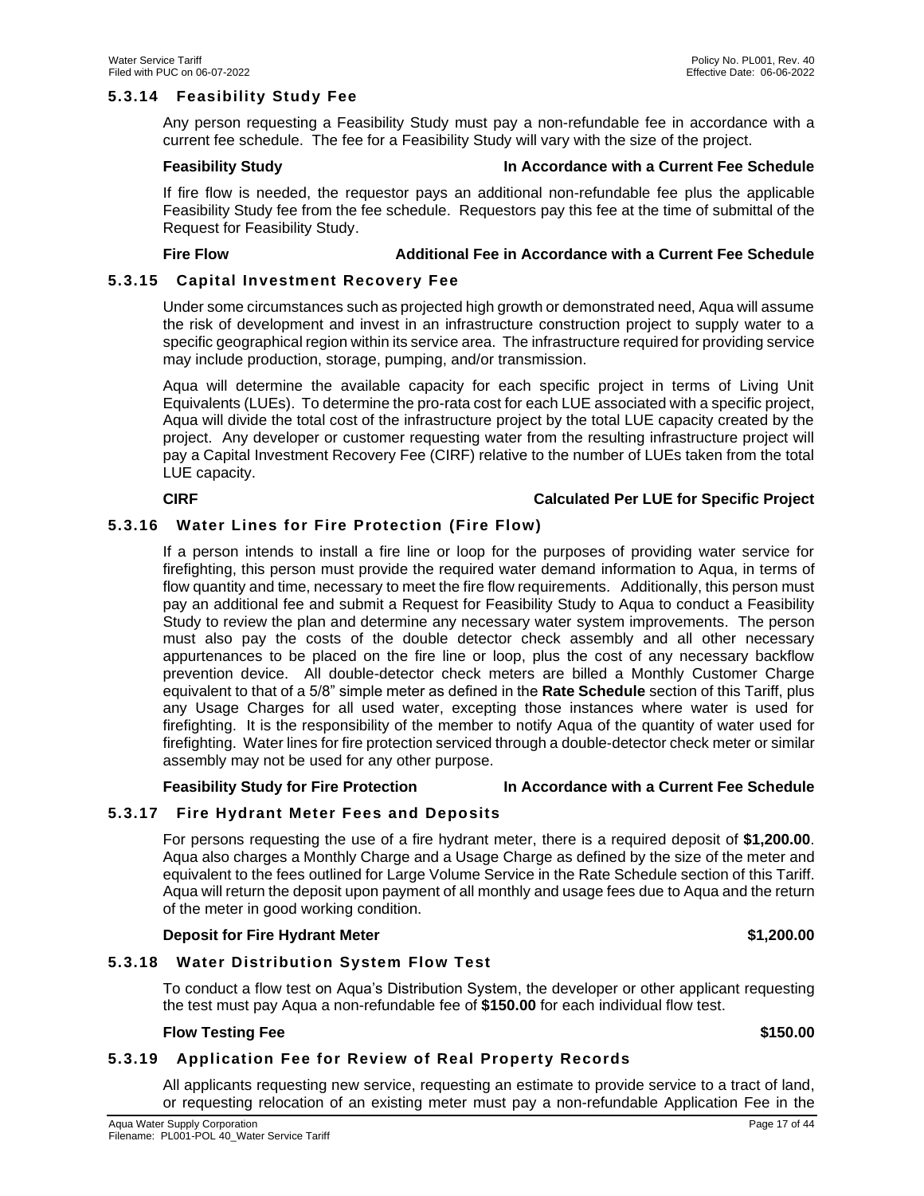### 5.3.14 Feasibility Study Fee

Any person requesting a Feasibility Study must pay a non-refundable fee in accordance with a current fee schedule. The fee for a Feasibility Study will vary with the size of the project.

**Feasibility Study** — **In Accordance with a Current Fee Schedule**

If fire flow is needed, the requestor pays an additional non-refundable fee plus the applicable Feasibility Study fee from the fee schedule. Requestors pay this fee at the time of submittal of the Request for Feasibility Study.

**Fire Flow** — **Additional Fee in Accordance with a Current Fee Schedule**

### 5.3.15 Capital Investment Recovery Fee

Under some circumstances such as projected high growth or demonstrated need, Aqua will assume the risk of development and invest in an infrastructure construction project to supply water to a specific geographical region within its service area. The infrastructure required for providing service may include production, storage, pumping, and/or transmission.

Aqua will determine the available capacity for each specific project in terms of Living Unit Equivalents (LUEs). To determine the pro-rata cost for each LUE associated with a specific project, Aqua will divide the total cost of the infrastructure project by the total LUE capacity created by the project. Any developer or customer requesting water from the resulting infrastructure project will pay a Capital Investment Recovery Fee (CIRF) relative to the number of LUEs taken from the total LUE capacity.

**CIRF** — **Calculated Per LUE for Specific Project**

### 5.3.16 Water Lines for Fire Protection (Fire Flow)

If a person intends to install a fire line or loop for the purposes of providing water service for firefighting, this person must provide the required water demand information to Aqua, in terms of flow quantity and time, necessary to meet the fire flow requirements. Additionally, this person must pay an additional fee and submit a Request for Feasibility Study to Aqua to conduct a Feasibility Study to review the plan and determine any necessary water system improvements. The person must also pay the costs of the double detector check assembly and all other necessary appurtenances to be placed on the fire line or loop, plus the cost of any necessary backflow prevention device. All double-detector check meters are billed a Monthly Customer Charge equivalent to that of a 5/8" simple meter as defined in the **Rate Schedule** section of this Tariff, plus any Usage Charges for all used water, excepting those instances where water is used for firefighting. It is the responsibility of the member to notify Aqua of the quantity of water used for firefighting. Water lines for fire protection serviced through a double-detector check meter or similar assembly may not be used for any other purpose.

**Feasibility Study for Fire Protection** — **In Accordance with a Current Fee Schedule**

### 5.3.17 Fire Hydrant Meter Fees and Deposits

For persons requesting the use of a fire hydrant meter, there is a required deposit of **$1,200.00**. Aqua also charges a Monthly Charge and a Usage Charge as defined by the size of the meter and equivalent to the fees outlined for Large Volume Service in the Rate Schedule section of this Tariff. Aqua will return the deposit upon payment of all monthly and usage fees due to Aqua and the return of the meter in good working condition.

**Deposit for Fire Hydrant Meter** — **$1,200.00**

### 5.3.18 Water Distribution System Flow Test

To conduct a flow test on Aqua's Distribution System, the developer or other applicant requesting the test must pay Aqua a non-refundable fee of **$150.00** for each individual flow test.

**Flow Testing Fee** — **$150.00**

### 5.3.19 Application Fee for Review of Real Property Records

All applicants requesting new service, requesting an estimate to provide service to a tract of land, or requesting relocation of an existing meter must pay a non-refundable Application Fee in the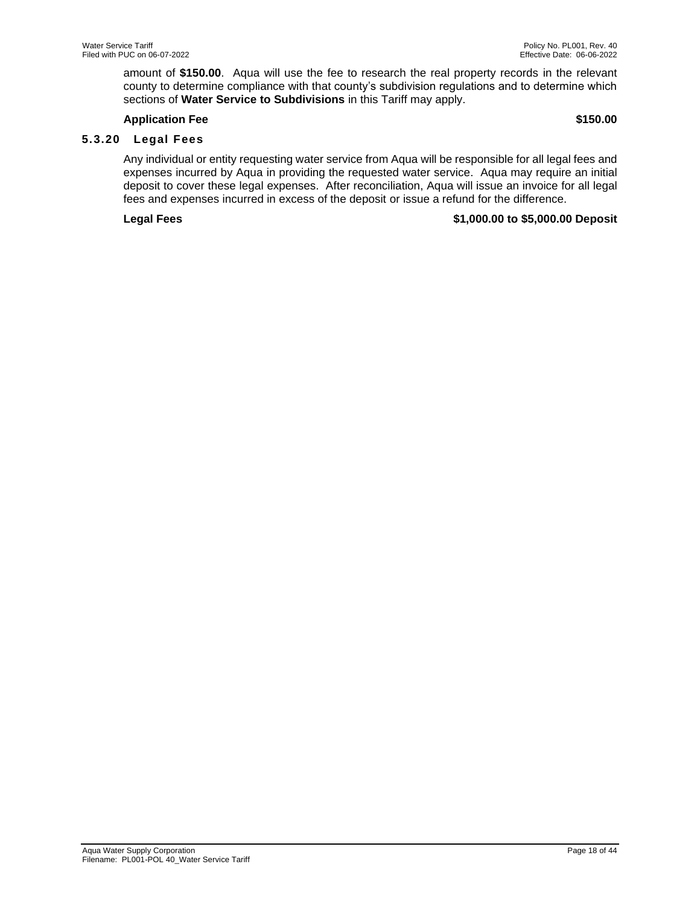amount of **$150.00**. Aqua will use the fee to research the real property records in the relevant county to determine compliance with that county's subdivision regulations and to determine which sections of **Water Service to Subdivisions** in this Tariff may apply.

**Application Fee** **$150.00**

### 5.3.20 Legal Fees

Any individual or entity requesting water service from Aqua will be responsible for all legal fees and expenses incurred by Aqua in providing the requested water service. Aqua may require an initial deposit to cover these legal expenses. After reconciliation, Aqua will issue an invoice for all legal fees and expenses incurred in excess of the deposit or issue a refund for the difference.

**Legal Fees** **$1,000.00 to $5,000.00 Deposit**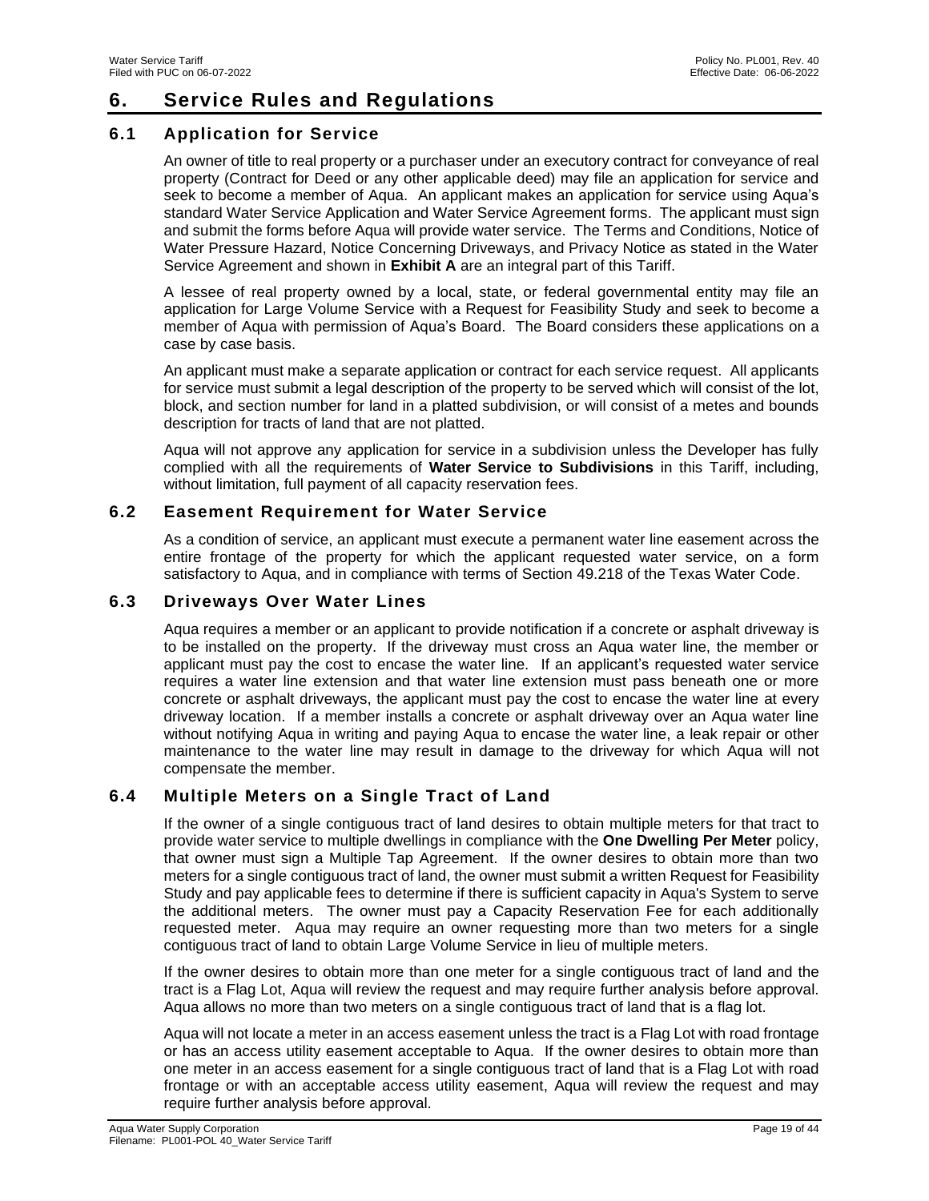# 6. Service Rules and Regulations

## 6.1 Application for Service

An owner of title to real property or a purchaser under an executory contract for conveyance of real property (Contract for Deed or any other applicable deed) may file an application for service and seek to become a member of Aqua. An applicant makes an application for service using Aqua's standard Water Service Application and Water Service Agreement forms. The applicant must sign and submit the forms before Aqua will provide water service. The Terms and Conditions, Notice of Water Pressure Hazard, Notice Concerning Driveways, and Privacy Notice as stated in the Water Service Agreement and shown in **Exhibit A** are an integral part of this Tariff.

A lessee of real property owned by a local, state, or federal governmental entity may file an application for Large Volume Service with a Request for Feasibility Study and seek to become a member of Aqua with permission of Aqua's Board. The Board considers these applications on a case by case basis.

An applicant must make a separate application or contract for each service request. All applicants for service must submit a legal description of the property to be served which will consist of the lot, block, and section number for land in a platted subdivision, or will consist of a metes and bounds description for tracts of land that are not platted.

Aqua will not approve any application for service in a subdivision unless the Developer has fully complied with all the requirements of **Water Service to Subdivisions** in this Tariff, including, without limitation, full payment of all capacity reservation fees.

## 6.2 Easement Requirement for Water Service

As a condition of service, an applicant must execute a permanent water line easement across the entire frontage of the property for which the applicant requested water service, on a form satisfactory to Aqua, and in compliance with terms of Section 49.218 of the Texas Water Code.

## 6.3 Driveways Over Water Lines

Aqua requires a member or an applicant to provide notification if a concrete or asphalt driveway is to be installed on the property. If the driveway must cross an Aqua water line, the member or applicant must pay the cost to encase the water line. If an applicant's requested water service requires a water line extension and that water line extension must pass beneath one or more concrete or asphalt driveways, the applicant must pay the cost to encase the water line at every driveway location. If a member installs a concrete or asphalt driveway over an Aqua water line without notifying Aqua in writing and paying Aqua to encase the water line, a leak repair or other maintenance to the water line may result in damage to the driveway for which Aqua will not compensate the member.

## 6.4 Multiple Meters on a Single Tract of Land

If the owner of a single contiguous tract of land desires to obtain multiple meters for that tract to provide water service to multiple dwellings in compliance with the **One Dwelling Per Meter** policy, that owner must sign a Multiple Tap Agreement. If the owner desires to obtain more than two meters for a single contiguous tract of land, the owner must submit a written Request for Feasibility Study and pay applicable fees to determine if there is sufficient capacity in Aqua's System to serve the additional meters. The owner must pay a Capacity Reservation Fee for each additionally requested meter. Aqua may require an owner requesting more than two meters for a single contiguous tract of land to obtain Large Volume Service in lieu of multiple meters.

If the owner desires to obtain more than one meter for a single contiguous tract of land and the tract is a Flag Lot, Aqua will review the request and may require further analysis before approval. Aqua allows no more than two meters on a single contiguous tract of land that is a flag lot.

Aqua will not locate a meter in an access easement unless the tract is a Flag Lot with road frontage or has an access utility easement acceptable to Aqua. If the owner desires to obtain more than one meter in an access easement for a single contiguous tract of land that is a Flag Lot with road frontage or with an acceptable access utility easement, Aqua will review the request and may require further analysis before approval.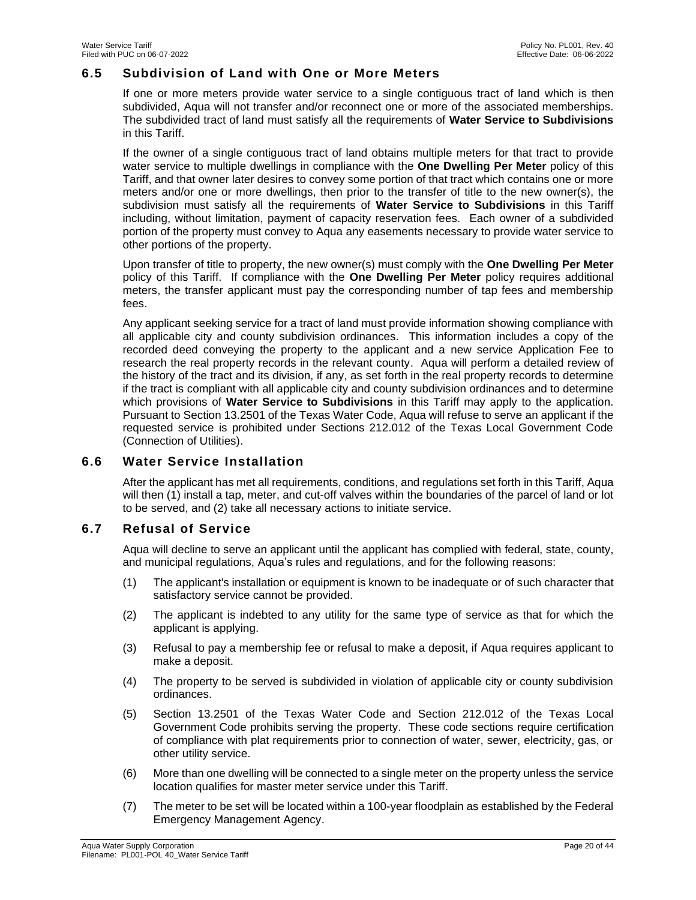## 6.5 Subdivision of Land with One or More Meters

If one or more meters provide water service to a single contiguous tract of land which is then subdivided, Aqua will not transfer and/or reconnect one or more of the associated memberships. The subdivided tract of land must satisfy all the requirements of **Water Service to Subdivisions** in this Tariff.

If the owner of a single contiguous tract of land obtains multiple meters for that tract to provide water service to multiple dwellings in compliance with the **One Dwelling Per Meter** policy of this Tariff, and that owner later desires to convey some portion of that tract which contains one or more meters and/or one or more dwellings, then prior to the transfer of title to the new owner(s), the subdivision must satisfy all the requirements of **Water Service to Subdivisions** in this Tariff including, without limitation, payment of capacity reservation fees. Each owner of a subdivided portion of the property must convey to Aqua any easements necessary to provide water service to other portions of the property.

Upon transfer of title to property, the new owner(s) must comply with the **One Dwelling Per Meter** policy of this Tariff. If compliance with the **One Dwelling Per Meter** policy requires additional meters, the transfer applicant must pay the corresponding number of tap fees and membership fees.

Any applicant seeking service for a tract of land must provide information showing compliance with all applicable city and county subdivision ordinances. This information includes a copy of the recorded deed conveying the property to the applicant and a new service Application Fee to research the real property records in the relevant county. Aqua will perform a detailed review of the history of the tract and its division, if any, as set forth in the real property records to determine if the tract is compliant with all applicable city and county subdivision ordinances and to determine which provisions of **Water Service to Subdivisions** in this Tariff may apply to the application. Pursuant to Section 13.2501 of the Texas Water Code, Aqua will refuse to serve an applicant if the requested service is prohibited under Sections 212.012 of the Texas Local Government Code (Connection of Utilities).

## 6.6 Water Service Installation

After the applicant has met all requirements, conditions, and regulations set forth in this Tariff, Aqua will then (1) install a tap, meter, and cut-off valves within the boundaries of the parcel of land or lot to be served, and (2) take all necessary actions to initiate service.

## 6.7 Refusal of Service

Aqua will decline to serve an applicant until the applicant has complied with federal, state, county, and municipal regulations, Aqua's rules and regulations, and for the following reasons:

(1) The applicant's installation or equipment is known to be inadequate or of such character that satisfactory service cannot be provided.

(2) The applicant is indebted to any utility for the same type of service as that for which the applicant is applying.

(3) Refusal to pay a membership fee or refusal to make a deposit, if Aqua requires applicant to make a deposit.

(4) The property to be served is subdivided in violation of applicable city or county subdivision ordinances.

(5) Section 13.2501 of the Texas Water Code and Section 212.012 of the Texas Local Government Code prohibits serving the property. These code sections require certification of compliance with plat requirements prior to connection of water, sewer, electricity, gas, or other utility service.

(6) More than one dwelling will be connected to a single meter on the property unless the service location qualifies for master meter service under this Tariff.

(7) The meter to be set will be located within a 100-year floodplain as established by the Federal Emergency Management Agency.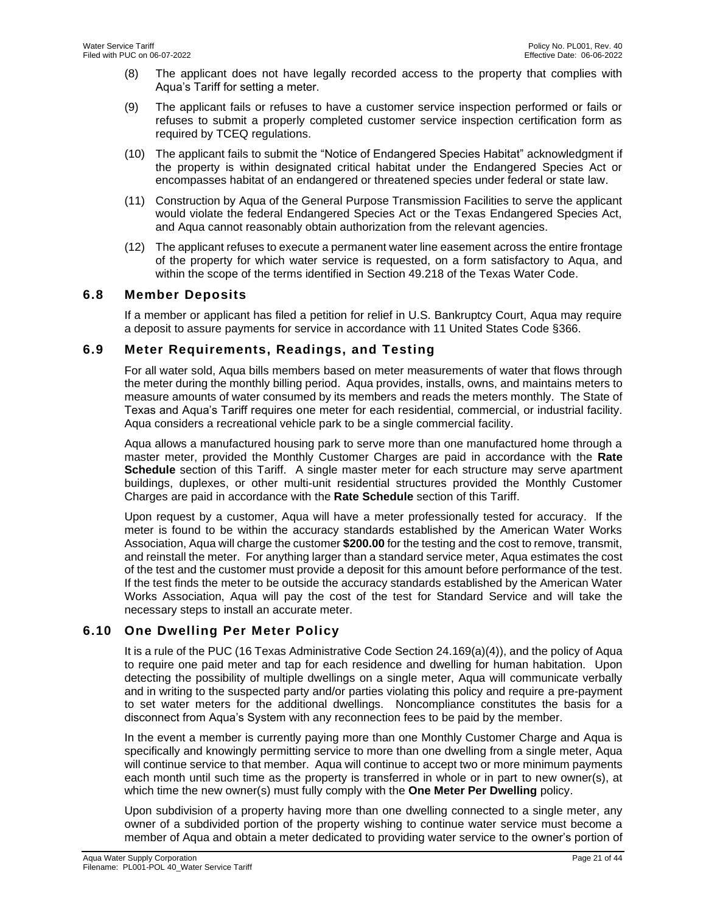(8) The applicant does not have legally recorded access to the property that complies with Aqua's Tariff for setting a meter.

(9) The applicant fails or refuses to have a customer service inspection performed or fails or refuses to submit a properly completed customer service inspection certification form as required by TCEQ regulations.

(10) The applicant fails to submit the "Notice of Endangered Species Habitat" acknowledgment if the property is within designated critical habitat under the Endangered Species Act or encompasses habitat of an endangered or threatened species under federal or state law.

(11) Construction by Aqua of the General Purpose Transmission Facilities to serve the applicant would violate the federal Endangered Species Act or the Texas Endangered Species Act, and Aqua cannot reasonably obtain authorization from the relevant agencies.

(12) The applicant refuses to execute a permanent water line easement across the entire frontage of the property for which water service is requested, on a form satisfactory to Aqua, and within the scope of the terms identified in Section 49.218 of the Texas Water Code.

## 6.8 Member Deposits

If a member or applicant has filed a petition for relief in U.S. Bankruptcy Court, Aqua may require a deposit to assure payments for service in accordance with 11 United States Code §366.

## 6.9 Meter Requirements, Readings, and Testing

For all water sold, Aqua bills members based on meter measurements of water that flows through the meter during the monthly billing period. Aqua provides, installs, owns, and maintains meters to measure amounts of water consumed by its members and reads the meters monthly. The State of Texas and Aqua's Tariff requires one meter for each residential, commercial, or industrial facility. Aqua considers a recreational vehicle park to be a single commercial facility.

Aqua allows a manufactured housing park to serve more than one manufactured home through a master meter, provided the Monthly Customer Charges are paid in accordance with the **Rate Schedule** section of this Tariff. A single master meter for each structure may serve apartment buildings, duplexes, or other multi-unit residential structures provided the Monthly Customer Charges are paid in accordance with the **Rate Schedule** section of this Tariff.

Upon request by a customer, Aqua will have a meter professionally tested for accuracy. If the meter is found to be within the accuracy standards established by the American Water Works Association, Aqua will charge the customer **$200.00** for the testing and the cost to remove, transmit, and reinstall the meter. For anything larger than a standard service meter, Aqua estimates the cost of the test and the customer must provide a deposit for this amount before performance of the test. If the test finds the meter to be outside the accuracy standards established by the American Water Works Association, Aqua will pay the cost of the test for Standard Service and will take the necessary steps to install an accurate meter.

## 6.10 One Dwelling Per Meter Policy

It is a rule of the PUC (16 Texas Administrative Code Section 24.169(a)(4)), and the policy of Aqua to require one paid meter and tap for each residence and dwelling for human habitation. Upon detecting the possibility of multiple dwellings on a single meter, Aqua will communicate verbally and in writing to the suspected party and/or parties violating this policy and require a pre-payment to set water meters for the additional dwellings. Noncompliance constitutes the basis for a disconnect from Aqua's System with any reconnection fees to be paid by the member.

In the event a member is currently paying more than one Monthly Customer Charge and Aqua is specifically and knowingly permitting service to more than one dwelling from a single meter, Aqua will continue service to that member. Aqua will continue to accept two or more minimum payments each month until such time as the property is transferred in whole or in part to new owner(s), at which time the new owner(s) must fully comply with the **One Meter Per Dwelling** policy.

Upon subdivision of a property having more than one dwelling connected to a single meter, any owner of a subdivided portion of the property wishing to continue water service must become a member of Aqua and obtain a meter dedicated to providing water service to the owner's portion of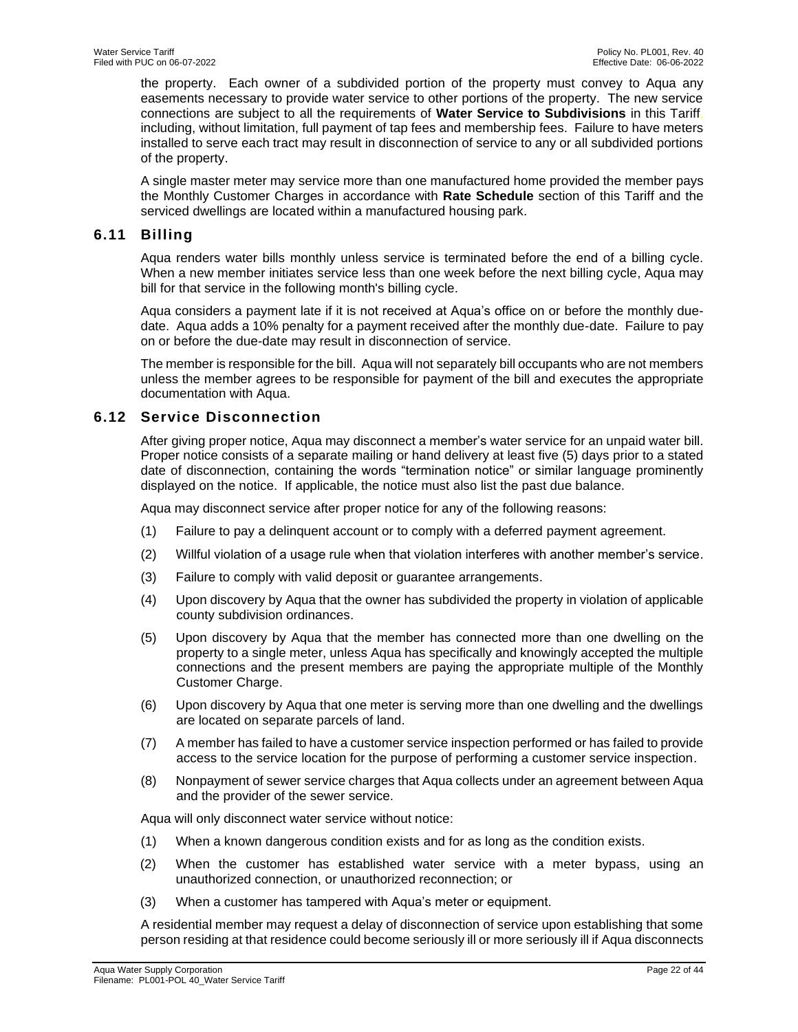the property. Each owner of a subdivided portion of the property must convey to Aqua any easements necessary to provide water service to other portions of the property. The new service connections are subject to all the requirements of **Water Service to Subdivisions** in this Tariff, including, without limitation, full payment of tap fees and membership fees. Failure to have meters installed to serve each tract may result in disconnection of service to any or all subdivided portions of the property.

A single master meter may service more than one manufactured home provided the member pays the Monthly Customer Charges in accordance with **Rate Schedule** section of this Tariff and the serviced dwellings are located within a manufactured housing park.

## 6.11 Billing

Aqua renders water bills monthly unless service is terminated before the end of a billing cycle. When a new member initiates service less than one week before the next billing cycle, Aqua may bill for that service in the following month's billing cycle.

Aqua considers a payment late if it is not received at Aqua's office on or before the monthly due-date. Aqua adds a 10% penalty for a payment received after the monthly due-date. Failure to pay on or before the due-date may result in disconnection of service.

The member is responsible for the bill. Aqua will not separately bill occupants who are not members unless the member agrees to be responsible for payment of the bill and executes the appropriate documentation with Aqua.

## 6.12 Service Disconnection

After giving proper notice, Aqua may disconnect a member's water service for an unpaid water bill. Proper notice consists of a separate mailing or hand delivery at least five (5) days prior to a stated date of disconnection, containing the words "termination notice" or similar language prominently displayed on the notice. If applicable, the notice must also list the past due balance.

Aqua may disconnect service after proper notice for any of the following reasons:

(1) Failure to pay a delinquent account or to comply with a deferred payment agreement.

(2) Willful violation of a usage rule when that violation interferes with another member's service.

(3) Failure to comply with valid deposit or guarantee arrangements.

(4) Upon discovery by Aqua that the owner has subdivided the property in violation of applicable county subdivision ordinances.

(5) Upon discovery by Aqua that the member has connected more than one dwelling on the property to a single meter, unless Aqua has specifically and knowingly accepted the multiple connections and the present members are paying the appropriate multiple of the Monthly Customer Charge.

(6) Upon discovery by Aqua that one meter is serving more than one dwelling and the dwellings are located on separate parcels of land.

(7) A member has failed to have a customer service inspection performed or has failed to provide access to the service location for the purpose of performing a customer service inspection.

(8) Nonpayment of sewer service charges that Aqua collects under an agreement between Aqua and the provider of the sewer service.

Aqua will only disconnect water service without notice:

(1) When a known dangerous condition exists and for as long as the condition exists.

(2) When the customer has established water service with a meter bypass, using an unauthorized connection, or unauthorized reconnection; or

(3) When a customer has tampered with Aqua's meter or equipment.

A residential member may request a delay of disconnection of service upon establishing that some person residing at that residence could become seriously ill or more seriously ill if Aqua disconnects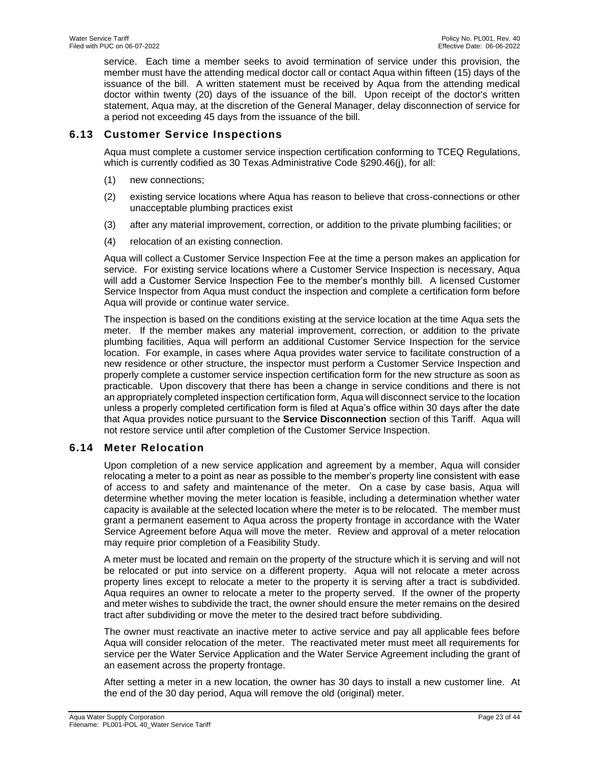service. Each time a member seeks to avoid termination of service under this provision, the member must have the attending medical doctor call or contact Aqua within fifteen (15) days of the issuance of the bill. A written statement must be received by Aqua from the attending medical doctor within twenty (20) days of the issuance of the bill. Upon receipt of the doctor's written statement, Aqua may, at the discretion of the General Manager, delay disconnection of service for a period not exceeding 45 days from the issuance of the bill.

## 6.13 Customer Service Inspections

Aqua must complete a customer service inspection certification conforming to TCEQ Regulations, which is currently codified as 30 Texas Administrative Code §290.46(j), for all:

(1) new connections;

(2) existing service locations where Aqua has reason to believe that cross-connections or other unacceptable plumbing practices exist

(3) after any material improvement, correction, or addition to the private plumbing facilities; or

(4) relocation of an existing connection.

Aqua will collect a Customer Service Inspection Fee at the time a person makes an application for service. For existing service locations where a Customer Service Inspection is necessary, Aqua will add a Customer Service Inspection Fee to the member's monthly bill. A licensed Customer Service Inspector from Aqua must conduct the inspection and complete a certification form before Aqua will provide or continue water service.

The inspection is based on the conditions existing at the service location at the time Aqua sets the meter. If the member makes any material improvement, correction, or addition to the private plumbing facilities, Aqua will perform an additional Customer Service Inspection for the service location. For example, in cases where Aqua provides water service to facilitate construction of a new residence or other structure, the inspector must perform a Customer Service Inspection and properly complete a customer service inspection certification form for the new structure as soon as practicable. Upon discovery that there has been a change in service conditions and there is not an appropriately completed inspection certification form, Aqua will disconnect service to the location unless a properly completed certification form is filed at Aqua's office within 30 days after the date that Aqua provides notice pursuant to the **Service Disconnection** section of this Tariff. Aqua will not restore service until after completion of the Customer Service Inspection.

## 6.14 Meter Relocation

Upon completion of a new service application and agreement by a member, Aqua will consider relocating a meter to a point as near as possible to the member's property line consistent with ease of access to and safety and maintenance of the meter. On a case by case basis, Aqua will determine whether moving the meter location is feasible, including a determination whether water capacity is available at the selected location where the meter is to be relocated. The member must grant a permanent easement to Aqua across the property frontage in accordance with the Water Service Agreement before Aqua will move the meter. Review and approval of a meter relocation may require prior completion of a Feasibility Study.

A meter must be located and remain on the property of the structure which it is serving and will not be relocated or put into service on a different property. Aqua will not relocate a meter across property lines except to relocate a meter to the property it is serving after a tract is subdivided. Aqua requires an owner to relocate a meter to the property served. If the owner of the property and meter wishes to subdivide the tract, the owner should ensure the meter remains on the desired tract after subdividing or move the meter to the desired tract before subdividing.

The owner must reactivate an inactive meter to active service and pay all applicable fees before Aqua will consider relocation of the meter. The reactivated meter must meet all requirements for service per the Water Service Application and the Water Service Agreement including the grant of an easement across the property frontage.

After setting a meter in a new location, the owner has 30 days to install a new customer line. At the end of the 30 day period, Aqua will remove the old (original) meter.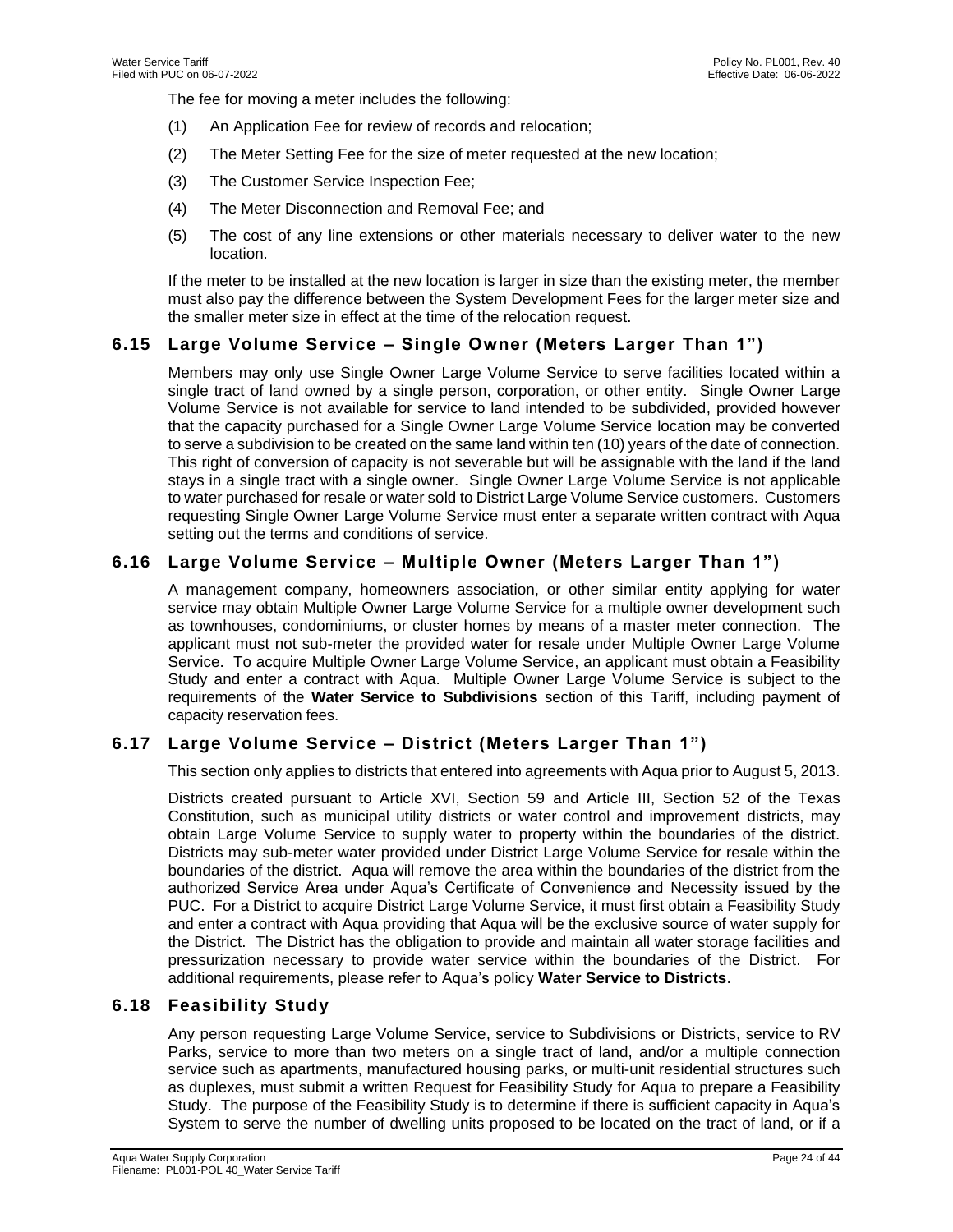The fee for moving a meter includes the following:

(1) An Application Fee for review of records and relocation;

(2) The Meter Setting Fee for the size of meter requested at the new location;

(3) The Customer Service Inspection Fee;

(4) The Meter Disconnection and Removal Fee; and

(5) The cost of any line extensions or other materials necessary to deliver water to the new location.

If the meter to be installed at the new location is larger in size than the existing meter, the member must also pay the difference between the System Development Fees for the larger meter size and the smaller meter size in effect at the time of the relocation request.

## 6.15 Large Volume Service – Single Owner (Meters Larger Than 1")

Members may only use Single Owner Large Volume Service to serve facilities located within a single tract of land owned by a single person, corporation, or other entity. Single Owner Large Volume Service is not available for service to land intended to be subdivided, provided however that the capacity purchased for a Single Owner Large Volume Service location may be converted to serve a subdivision to be created on the same land within ten (10) years of the date of connection. This right of conversion of capacity is not severable but will be assignable with the land if the land stays in a single tract with a single owner. Single Owner Large Volume Service is not applicable to water purchased for resale or water sold to District Large Volume Service customers. Customers requesting Single Owner Large Volume Service must enter a separate written contract with Aqua setting out the terms and conditions of service.

## 6.16 Large Volume Service – Multiple Owner (Meters Larger Than 1")

A management company, homeowners association, or other similar entity applying for water service may obtain Multiple Owner Large Volume Service for a multiple owner development such as townhouses, condominiums, or cluster homes by means of a master meter connection. The applicant must not sub-meter the provided water for resale under Multiple Owner Large Volume Service. To acquire Multiple Owner Large Volume Service, an applicant must obtain a Feasibility Study and enter a contract with Aqua. Multiple Owner Large Volume Service is subject to the requirements of the **Water Service to Subdivisions** section of this Tariff, including payment of capacity reservation fees.

## 6.17 Large Volume Service – District (Meters Larger Than 1")

This section only applies to districts that entered into agreements with Aqua prior to August 5, 2013.

Districts created pursuant to Article XVI, Section 59 and Article III, Section 52 of the Texas Constitution, such as municipal utility districts or water control and improvement districts, may obtain Large Volume Service to supply water to property within the boundaries of the district. Districts may sub-meter water provided under District Large Volume Service for resale within the boundaries of the district. Aqua will remove the area within the boundaries of the district from the authorized Service Area under Aqua's Certificate of Convenience and Necessity issued by the PUC. For a District to acquire District Large Volume Service, it must first obtain a Feasibility Study and enter a contract with Aqua providing that Aqua will be the exclusive source of water supply for the District. The District has the obligation to provide and maintain all water storage facilities and pressurization necessary to provide water service within the boundaries of the District. For additional requirements, please refer to Aqua's policy **Water Service to Districts**.

## 6.18 Feasibility Study

Any person requesting Large Volume Service, service to Subdivisions or Districts, service to RV Parks, service to more than two meters on a single tract of land, and/or a multiple connection service such as apartments, manufactured housing parks, or multi-unit residential structures such as duplexes, must submit a written Request for Feasibility Study for Aqua to prepare a Feasibility Study. The purpose of the Feasibility Study is to determine if there is sufficient capacity in Aqua's System to serve the number of dwelling units proposed to be located on the tract of land, or if a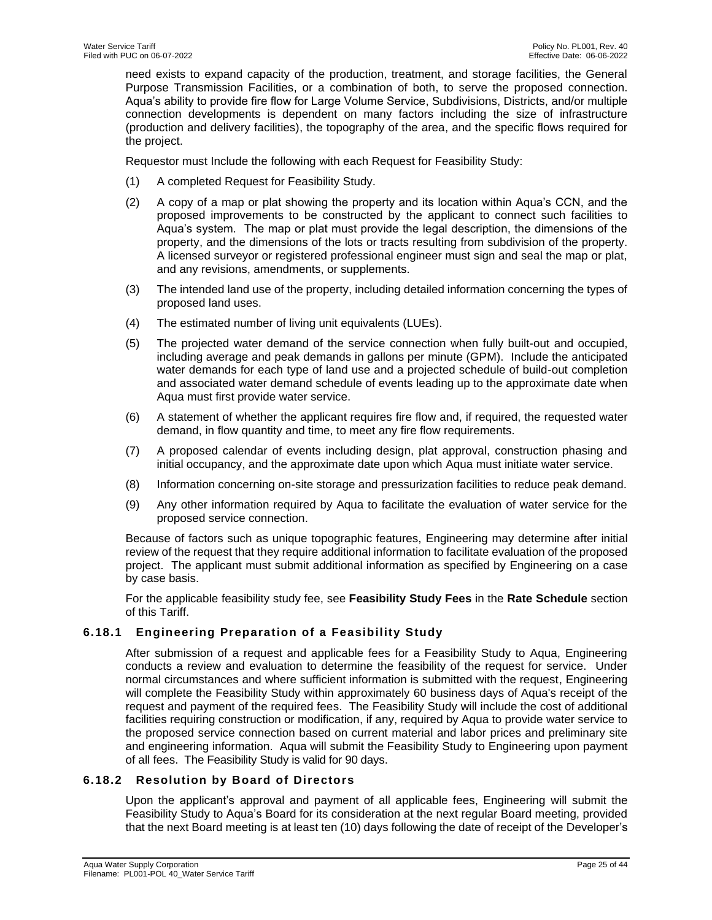need exists to expand capacity of the production, treatment, and storage facilities, the General Purpose Transmission Facilities, or a combination of both, to serve the proposed connection. Aqua's ability to provide fire flow for Large Volume Service, Subdivisions, Districts, and/or multiple connection developments is dependent on many factors including the size of infrastructure (production and delivery facilities), the topography of the area, and the specific flows required for the project.

Requestor must Include the following with each Request for Feasibility Study:

(1) A completed Request for Feasibility Study.

(2) A copy of a map or plat showing the property and its location within Aqua's CCN, and the proposed improvements to be constructed by the applicant to connect such facilities to Aqua's system. The map or plat must provide the legal description, the dimensions of the property, and the dimensions of the lots or tracts resulting from subdivision of the property. A licensed surveyor or registered professional engineer must sign and seal the map or plat, and any revisions, amendments, or supplements.

(3) The intended land use of the property, including detailed information concerning the types of proposed land uses.

(4) The estimated number of living unit equivalents (LUEs).

(5) The projected water demand of the service connection when fully built-out and occupied, including average and peak demands in gallons per minute (GPM). Include the anticipated water demands for each type of land use and a projected schedule of build-out completion and associated water demand schedule of events leading up to the approximate date when Aqua must first provide water service.

(6) A statement of whether the applicant requires fire flow and, if required, the requested water demand, in flow quantity and time, to meet any fire flow requirements.

(7) A proposed calendar of events including design, plat approval, construction phasing and initial occupancy, and the approximate date upon which Aqua must initiate water service.

(8) Information concerning on-site storage and pressurization facilities to reduce peak demand.

(9) Any other information required by Aqua to facilitate the evaluation of water service for the proposed service connection.

Because of factors such as unique topographic features, Engineering may determine after initial review of the request that they require additional information to facilitate evaluation of the proposed project. The applicant must submit additional information as specified by Engineering on a case by case basis.

For the applicable feasibility study fee, see **Feasibility Study Fees** in the **Rate Schedule** section of this Tariff.

### 6.18.1 Engineering Preparation of a Feasibility Study

After submission of a request and applicable fees for a Feasibility Study to Aqua, Engineering conducts a review and evaluation to determine the feasibility of the request for service. Under normal circumstances and where sufficient information is submitted with the request, Engineering will complete the Feasibility Study within approximately 60 business days of Aqua's receipt of the request and payment of the required fees. The Feasibility Study will include the cost of additional facilities requiring construction or modification, if any, required by Aqua to provide water service to the proposed service connection based on current material and labor prices and preliminary site and engineering information. Aqua will submit the Feasibility Study to Engineering upon payment of all fees. The Feasibility Study is valid for 90 days.

### 6.18.2 Resolution by Board of Directors

Upon the applicant's approval and payment of all applicable fees, Engineering will submit the Feasibility Study to Aqua's Board for its consideration at the next regular Board meeting, provided that the next Board meeting is at least ten (10) days following the date of receipt of the Developer's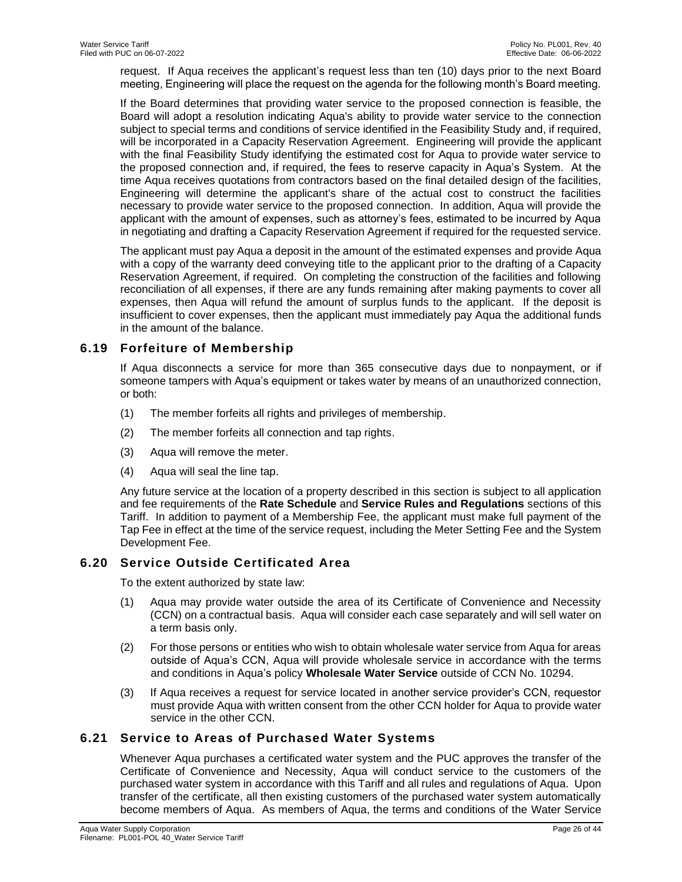request. If Aqua receives the applicant's request less than ten (10) days prior to the next Board meeting, Engineering will place the request on the agenda for the following month's Board meeting.

If the Board determines that providing water service to the proposed connection is feasible, the Board will adopt a resolution indicating Aqua's ability to provide water service to the connection subject to special terms and conditions of service identified in the Feasibility Study and, if required, will be incorporated in a Capacity Reservation Agreement. Engineering will provide the applicant with the final Feasibility Study identifying the estimated cost for Aqua to provide water service to the proposed connection and, if required, the fees to reserve capacity in Aqua's System. At the time Aqua receives quotations from contractors based on the final detailed design of the facilities, Engineering will determine the applicant's share of the actual cost to construct the facilities necessary to provide water service to the proposed connection. In addition, Aqua will provide the applicant with the amount of expenses, such as attorney's fees, estimated to be incurred by Aqua in negotiating and drafting a Capacity Reservation Agreement if required for the requested service.

The applicant must pay Aqua a deposit in the amount of the estimated expenses and provide Aqua with a copy of the warranty deed conveying title to the applicant prior to the drafting of a Capacity Reservation Agreement, if required. On completing the construction of the facilities and following reconciliation of all expenses, if there are any funds remaining after making payments to cover all expenses, then Aqua will refund the amount of surplus funds to the applicant. If the deposit is insufficient to cover expenses, then the applicant must immediately pay Aqua the additional funds in the amount of the balance.

## 6.19 Forfeiture of Membership

If Aqua disconnects a service for more than 365 consecutive days due to nonpayment, or if someone tampers with Aqua's equipment or takes water by means of an unauthorized connection, or both:

(1) The member forfeits all rights and privileges of membership.

(2) The member forfeits all connection and tap rights.

(3) Aqua will remove the meter.

(4) Aqua will seal the line tap.

Any future service at the location of a property described in this section is subject to all application and fee requirements of the **Rate Schedule** and **Service Rules and Regulations** sections of this Tariff. In addition to payment of a Membership Fee, the applicant must make full payment of the Tap Fee in effect at the time of the service request, including the Meter Setting Fee and the System Development Fee.

## 6.20 Service Outside Certificated Area

To the extent authorized by state law:

(1) Aqua may provide water outside the area of its Certificate of Convenience and Necessity (CCN) on a contractual basis. Aqua will consider each case separately and will sell water on a term basis only.

(2) For those persons or entities who wish to obtain wholesale water service from Aqua for areas outside of Aqua's CCN, Aqua will provide wholesale service in accordance with the terms and conditions in Aqua's policy **Wholesale Water Service** outside of CCN No. 10294.

(3) If Aqua receives a request for service located in another service provider's CCN, requestor must provide Aqua with written consent from the other CCN holder for Aqua to provide water service in the other CCN.

## 6.21 Service to Areas of Purchased Water Systems

Whenever Aqua purchases a certificated water system and the PUC approves the transfer of the Certificate of Convenience and Necessity, Aqua will conduct service to the customers of the purchased water system in accordance with this Tariff and all rules and regulations of Aqua. Upon transfer of the certificate, all then existing customers of the purchased water system automatically become members of Aqua. As members of Aqua, the terms and conditions of the Water Service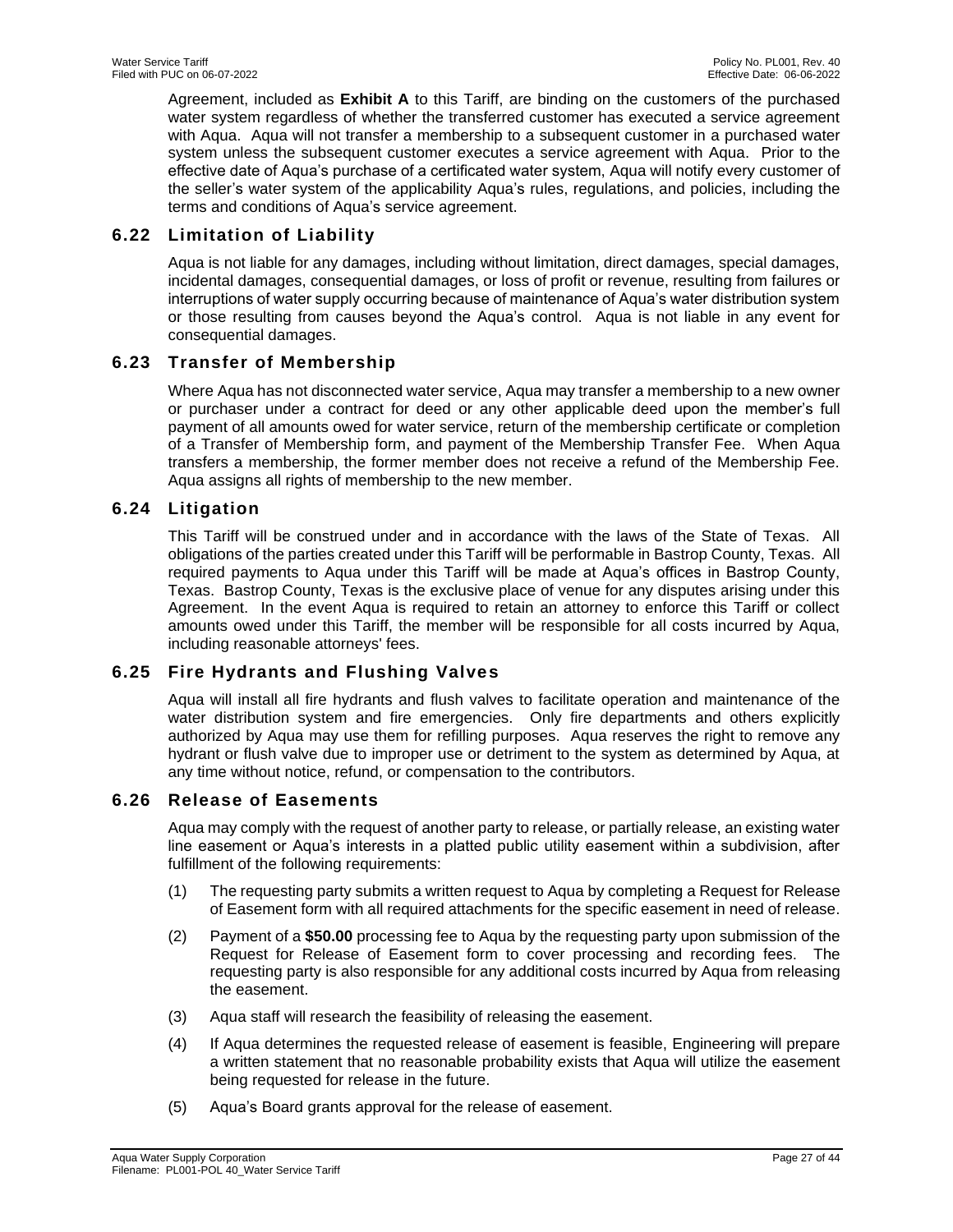Agreement, included as **Exhibit A** to this Tariff, are binding on the customers of the purchased water system regardless of whether the transferred customer has executed a service agreement with Aqua. Aqua will not transfer a membership to a subsequent customer in a purchased water system unless the subsequent customer executes a service agreement with Aqua. Prior to the effective date of Aqua's purchase of a certificated water system, Aqua will notify every customer of the seller's water system of the applicability Aqua's rules, regulations, and policies, including the terms and conditions of Aqua's service agreement.

## 6.22 Limitation of Liability

Aqua is not liable for any damages, including without limitation, direct damages, special damages, incidental damages, consequential damages, or loss of profit or revenue, resulting from failures or interruptions of water supply occurring because of maintenance of Aqua's water distribution system or those resulting from causes beyond the Aqua's control. Aqua is not liable in any event for consequential damages.

## 6.23 Transfer of Membership

Where Aqua has not disconnected water service, Aqua may transfer a membership to a new owner or purchaser under a contract for deed or any other applicable deed upon the member's full payment of all amounts owed for water service, return of the membership certificate or completion of a Transfer of Membership form, and payment of the Membership Transfer Fee. When Aqua transfers a membership, the former member does not receive a refund of the Membership Fee. Aqua assigns all rights of membership to the new member.

## 6.24 Litigation

This Tariff will be construed under and in accordance with the laws of the State of Texas. All obligations of the parties created under this Tariff will be performable in Bastrop County, Texas. All required payments to Aqua under this Tariff will be made at Aqua's offices in Bastrop County, Texas. Bastrop County, Texas is the exclusive place of venue for any disputes arising under this Agreement. In the event Aqua is required to retain an attorney to enforce this Tariff or collect amounts owed under this Tariff, the member will be responsible for all costs incurred by Aqua, including reasonable attorneys' fees.

## 6.25 Fire Hydrants and Flushing Valves

Aqua will install all fire hydrants and flush valves to facilitate operation and maintenance of the water distribution system and fire emergencies. Only fire departments and others explicitly authorized by Aqua may use them for refilling purposes. Aqua reserves the right to remove any hydrant or flush valve due to improper use or detriment to the system as determined by Aqua, at any time without notice, refund, or compensation to the contributors.

## 6.26 Release of Easements

Aqua may comply with the request of another party to release, or partially release, an existing water line easement or Aqua's interests in a platted public utility easement within a subdivision, after fulfillment of the following requirements:

(1) The requesting party submits a written request to Aqua by completing a Request for Release of Easement form with all required attachments for the specific easement in need of release.

(2) Payment of a **$50.00** processing fee to Aqua by the requesting party upon submission of the Request for Release of Easement form to cover processing and recording fees. The requesting party is also responsible for any additional costs incurred by Aqua from releasing the easement.

(3) Aqua staff will research the feasibility of releasing the easement.

(4) If Aqua determines the requested release of easement is feasible, Engineering will prepare a written statement that no reasonable probability exists that Aqua will utilize the easement being requested for release in the future.

(5) Aqua's Board grants approval for the release of easement.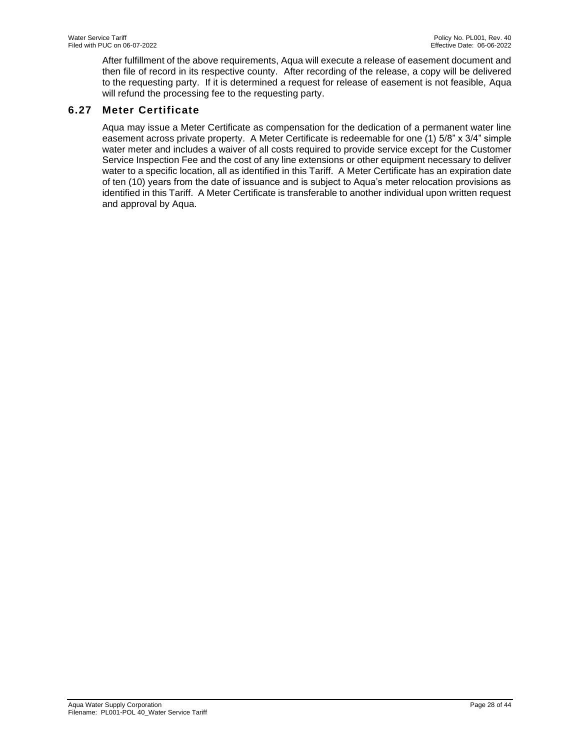After fulfillment of the above requirements, Aqua will execute a release of easement document and then file of record in its respective county. After recording of the release, a copy will be delivered to the requesting party. If it is determined a request for release of easement is not feasible, Aqua will refund the processing fee to the requesting party.

## 6.27 Meter Certificate

Aqua may issue a Meter Certificate as compensation for the dedication of a permanent water line easement across private property. A Meter Certificate is redeemable for one (1) 5/8" x 3/4" simple water meter and includes a waiver of all costs required to provide service except for the Customer Service Inspection Fee and the cost of any line extensions or other equipment necessary to deliver water to a specific location, all as identified in this Tariff. A Meter Certificate has an expiration date of ten (10) years from the date of issuance and is subject to Aqua's meter relocation provisions as identified in this Tariff. A Meter Certificate is transferable to another individual upon written request and approval by Aqua.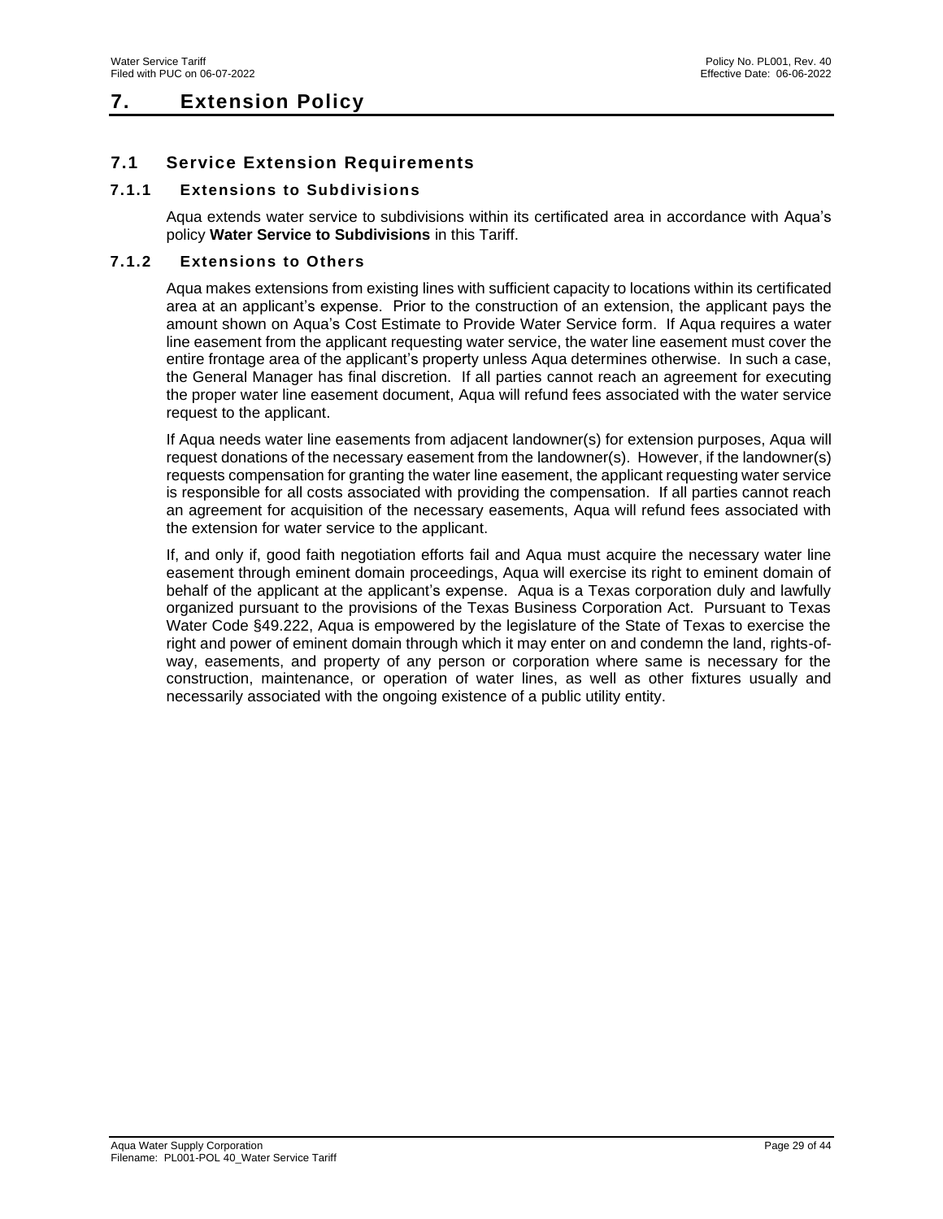# 7. Extension Policy

## 7.1 Service Extension Requirements

### 7.1.1 Extensions to Subdivisions

Aqua extends water service to subdivisions within its certificated area in accordance with Aqua's policy **Water Service to Subdivisions** in this Tariff.

### 7.1.2 Extensions to Others

Aqua makes extensions from existing lines with sufficient capacity to locations within its certificated area at an applicant's expense. Prior to the construction of an extension, the applicant pays the amount shown on Aqua's Cost Estimate to Provide Water Service form. If Aqua requires a water line easement from the applicant requesting water service, the water line easement must cover the entire frontage area of the applicant's property unless Aqua determines otherwise. In such a case, the General Manager has final discretion. If all parties cannot reach an agreement for executing the proper water line easement document, Aqua will refund fees associated with the water service request to the applicant.

If Aqua needs water line easements from adjacent landowner(s) for extension purposes, Aqua will request donations of the necessary easement from the landowner(s). However, if the landowner(s) requests compensation for granting the water line easement, the applicant requesting water service is responsible for all costs associated with providing the compensation. If all parties cannot reach an agreement for acquisition of the necessary easements, Aqua will refund fees associated with the extension for water service to the applicant.

If, and only if, good faith negotiation efforts fail and Aqua must acquire the necessary water line easement through eminent domain proceedings, Aqua will exercise its right to eminent domain of behalf of the applicant at the applicant's expense. Aqua is a Texas corporation duly and lawfully organized pursuant to the provisions of the Texas Business Corporation Act. Pursuant to Texas Water Code §49.222, Aqua is empowered by the legislature of the State of Texas to exercise the right and power of eminent domain through which it may enter on and condemn the land, rights-of-way, easements, and property of any person or corporation where same is necessary for the construction, maintenance, or operation of water lines, as well as other fixtures usually and necessarily associated with the ongoing existence of a public utility entity.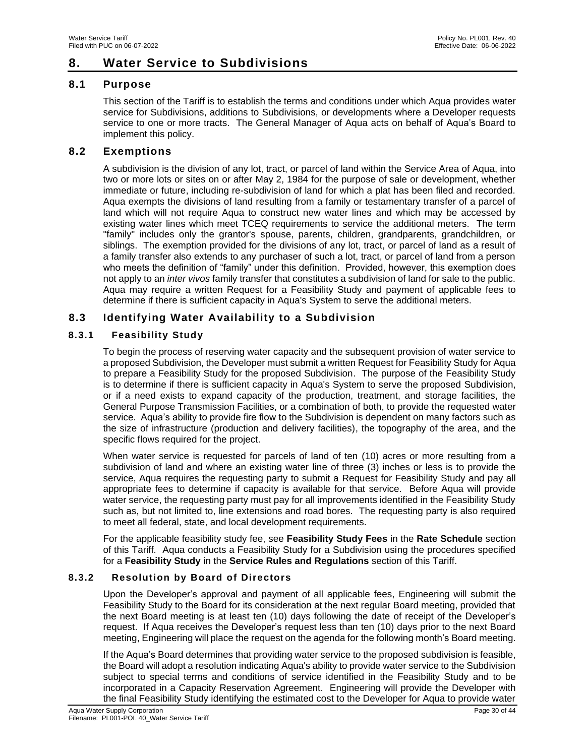# 8. Water Service to Subdivisions

## 8.1 Purpose

This section of the Tariff is to establish the terms and conditions under which Aqua provides water service for Subdivisions, additions to Subdivisions, or developments where a Developer requests service to one or more tracts. The General Manager of Aqua acts on behalf of Aqua's Board to implement this policy.

## 8.2 Exemptions

A subdivision is the division of any lot, tract, or parcel of land within the Service Area of Aqua, into two or more lots or sites on or after May 2, 1984 for the purpose of sale or development, whether immediate or future, including re-subdivision of land for which a plat has been filed and recorded. Aqua exempts the divisions of land resulting from a family or testamentary transfer of a parcel of land which will not require Aqua to construct new water lines and which may be accessed by existing water lines which meet TCEQ requirements to service the additional meters. The term "family" includes only the grantor's spouse, parents, children, grandparents, grandchildren, or siblings. The exemption provided for the divisions of any lot, tract, or parcel of land as a result of a family transfer also extends to any purchaser of such a lot, tract, or parcel of land from a person who meets the definition of "family" under this definition. Provided, however, this exemption does not apply to an *inter vivos* family transfer that constitutes a subdivision of land for sale to the public. Aqua may require a written Request for a Feasibility Study and payment of applicable fees to determine if there is sufficient capacity in Aqua's System to serve the additional meters.

## 8.3 Identifying Water Availability to a Subdivision

### 8.3.1 Feasibility Study

To begin the process of reserving water capacity and the subsequent provision of water service to a proposed Subdivision, the Developer must submit a written Request for Feasibility Study for Aqua to prepare a Feasibility Study for the proposed Subdivision. The purpose of the Feasibility Study is to determine if there is sufficient capacity in Aqua's System to serve the proposed Subdivision, or if a need exists to expand capacity of the production, treatment, and storage facilities, the General Purpose Transmission Facilities, or a combination of both, to provide the requested water service. Aqua's ability to provide fire flow to the Subdivision is dependent on many factors such as the size of infrastructure (production and delivery facilities), the topography of the area, and the specific flows required for the project.

When water service is requested for parcels of land of ten (10) acres or more resulting from a subdivision of land and where an existing water line of three (3) inches or less is to provide the service, Aqua requires the requesting party to submit a Request for Feasibility Study and pay all appropriate fees to determine if capacity is available for that service. Before Aqua will provide water service, the requesting party must pay for all improvements identified in the Feasibility Study such as, but not limited to, line extensions and road bores. The requesting party is also required to meet all federal, state, and local development requirements.

For the applicable feasibility study fee, see **Feasibility Study Fees** in the **Rate Schedule** section of this Tariff. Aqua conducts a Feasibility Study for a Subdivision using the procedures specified for a **Feasibility Study** in the **Service Rules and Regulations** section of this Tariff.

### 8.3.2 Resolution by Board of Directors

Upon the Developer's approval and payment of all applicable fees, Engineering will submit the Feasibility Study to the Board for its consideration at the next regular Board meeting, provided that the next Board meeting is at least ten (10) days following the date of receipt of the Developer's request. If Aqua receives the Developer's request less than ten (10) days prior to the next Board meeting, Engineering will place the request on the agenda for the following month's Board meeting.

If the Aqua's Board determines that providing water service to the proposed subdivision is feasible, the Board will adopt a resolution indicating Aqua's ability to provide water service to the Subdivision subject to special terms and conditions of service identified in the Feasibility Study and to be incorporated in a Capacity Reservation Agreement. Engineering will provide the Developer with the final Feasibility Study identifying the estimated cost to the Developer for Aqua to provide water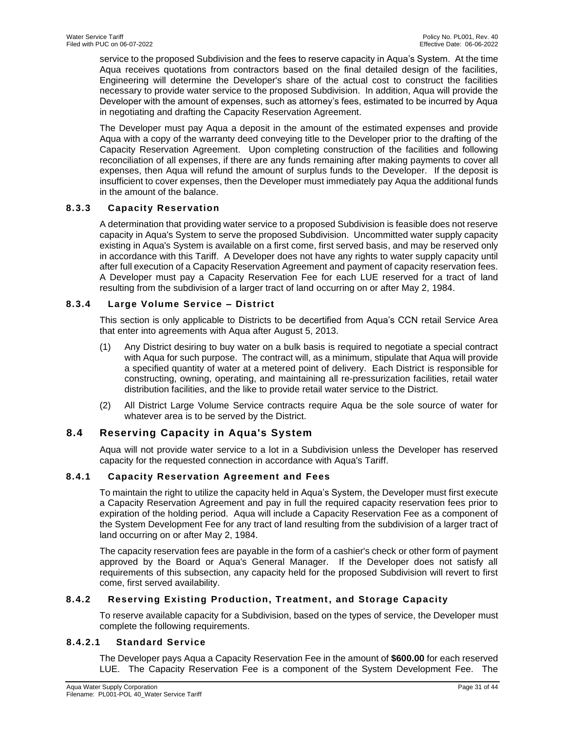service to the proposed Subdivision and the fees to reserve capacity in Aqua's System. At the time Aqua receives quotations from contractors based on the final detailed design of the facilities, Engineering will determine the Developer's share of the actual cost to construct the facilities necessary to provide water service to the proposed Subdivision. In addition, Aqua will provide the Developer with the amount of expenses, such as attorney's fees, estimated to be incurred by Aqua in negotiating and drafting the Capacity Reservation Agreement.

The Developer must pay Aqua a deposit in the amount of the estimated expenses and provide Aqua with a copy of the warranty deed conveying title to the Developer prior to the drafting of the Capacity Reservation Agreement. Upon completing construction of the facilities and following reconciliation of all expenses, if there are any funds remaining after making payments to cover all expenses, then Aqua will refund the amount of surplus funds to the Developer. If the deposit is insufficient to cover expenses, then the Developer must immediately pay Aqua the additional funds in the amount of the balance.

#### 8.3.3 Capacity Reservation

A determination that providing water service to a proposed Subdivision is feasible does not reserve capacity in Aqua's System to serve the proposed Subdivision. Uncommitted water supply capacity existing in Aqua's System is available on a first come, first served basis, and may be reserved only in accordance with this Tariff. A Developer does not have any rights to water supply capacity until after full execution of a Capacity Reservation Agreement and payment of capacity reservation fees. A Developer must pay a Capacity Reservation Fee for each LUE reserved for a tract of land resulting from the subdivision of a larger tract of land occurring on or after May 2, 1984.

#### 8.3.4 Large Volume Service – District

This section is only applicable to Districts to be decertified from Aqua's CCN retail Service Area that enter into agreements with Aqua after August 5, 2013.

(1) Any District desiring to buy water on a bulk basis is required to negotiate a special contract with Aqua for such purpose. The contract will, as a minimum, stipulate that Aqua will provide a specified quantity of water at a metered point of delivery. Each District is responsible for constructing, owning, operating, and maintaining all re-pressurization facilities, retail water distribution facilities, and the like to provide retail water service to the District.

(2) All District Large Volume Service contracts require Aqua be the sole source of water for whatever area is to be served by the District.

### 8.4 Reserving Capacity in Aqua's System

Aqua will not provide water service to a lot in a Subdivision unless the Developer has reserved capacity for the requested connection in accordance with Aqua's Tariff.

#### 8.4.1 Capacity Reservation Agreement and Fees

To maintain the right to utilize the capacity held in Aqua's System, the Developer must first execute a Capacity Reservation Agreement and pay in full the required capacity reservation fees prior to expiration of the holding period. Aqua will include a Capacity Reservation Fee as a component of the System Development Fee for any tract of land resulting from the subdivision of a larger tract of land occurring on or after May 2, 1984.

The capacity reservation fees are payable in the form of a cashier's check or other form of payment approved by the Board or Aqua's General Manager. If the Developer does not satisfy all requirements of this subsection, any capacity held for the proposed Subdivision will revert to first come, first served availability.

#### 8.4.2 Reserving Existing Production, Treatment, and Storage Capacity

To reserve available capacity for a Subdivision, based on the types of service, the Developer must complete the following requirements.

##### 8.4.2.1 Standard Service

The Developer pays Aqua a Capacity Reservation Fee in the amount of **$600.00** for each reserved LUE. The Capacity Reservation Fee is a component of the System Development Fee. The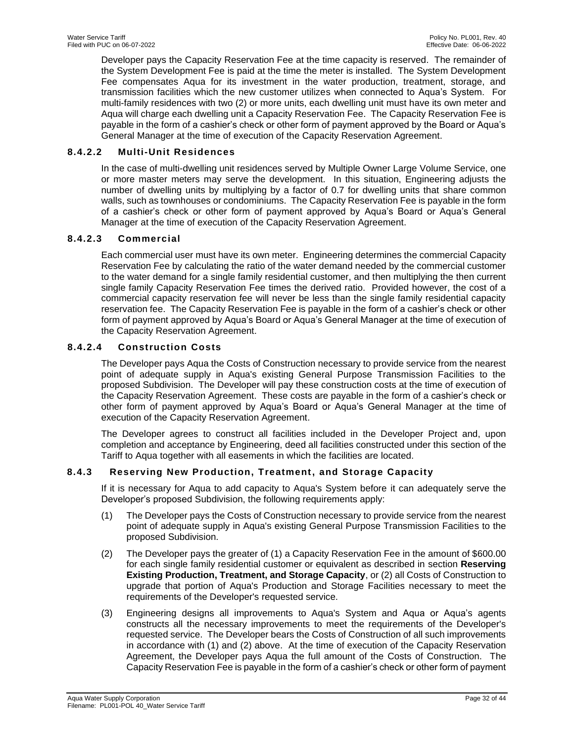Developer pays the Capacity Reservation Fee at the time capacity is reserved. The remainder of the System Development Fee is paid at the time the meter is installed. The System Development Fee compensates Aqua for its investment in the water production, treatment, storage, and transmission facilities which the new customer utilizes when connected to Aqua's System. For multi-family residences with two (2) or more units, each dwelling unit must have its own meter and Aqua will charge each dwelling unit a Capacity Reservation Fee. The Capacity Reservation Fee is payable in the form of a cashier's check or other form of payment approved by the Board or Aqua's General Manager at the time of execution of the Capacity Reservation Agreement.

#### 8.4.2.2 Multi-Unit Residences

In the case of multi-dwelling unit residences served by Multiple Owner Large Volume Service, one or more master meters may serve the development. In this situation, Engineering adjusts the number of dwelling units by multiplying by a factor of 0.7 for dwelling units that share common walls, such as townhouses or condominiums. The Capacity Reservation Fee is payable in the form of a cashier's check or other form of payment approved by Aqua's Board or Aqua's General Manager at the time of execution of the Capacity Reservation Agreement.

#### 8.4.2.3 Commercial

Each commercial user must have its own meter. Engineering determines the commercial Capacity Reservation Fee by calculating the ratio of the water demand needed by the commercial customer to the water demand for a single family residential customer, and then multiplying the then current single family Capacity Reservation Fee times the derived ratio. Provided however, the cost of a commercial capacity reservation fee will never be less than the single family residential capacity reservation fee. The Capacity Reservation Fee is payable in the form of a cashier's check or other form of payment approved by Aqua's Board or Aqua's General Manager at the time of execution of the Capacity Reservation Agreement.

#### 8.4.2.4 Construction Costs

The Developer pays Aqua the Costs of Construction necessary to provide service from the nearest point of adequate supply in Aqua's existing General Purpose Transmission Facilities to the proposed Subdivision. The Developer will pay these construction costs at the time of execution of the Capacity Reservation Agreement. These costs are payable in the form of a cashier's check or other form of payment approved by Aqua's Board or Aqua's General Manager at the time of execution of the Capacity Reservation Agreement.

The Developer agrees to construct all facilities included in the Developer Project and, upon completion and acceptance by Engineering, deed all facilities constructed under this section of the Tariff to Aqua together with all easements in which the facilities are located.

### 8.4.3 Reserving New Production, Treatment, and Storage Capacity

If it is necessary for Aqua to add capacity to Aqua's System before it can adequately serve the Developer's proposed Subdivision, the following requirements apply:

(1) The Developer pays the Costs of Construction necessary to provide service from the nearest point of adequate supply in Aqua's existing General Purpose Transmission Facilities to the proposed Subdivision.

(2) The Developer pays the greater of (1) a Capacity Reservation Fee in the amount of $600.00 for each single family residential customer or equivalent as described in section **Reserving Existing Production, Treatment, and Storage Capacity**, or (2) all Costs of Construction to upgrade that portion of Aqua's Production and Storage Facilities necessary to meet the requirements of the Developer's requested service.

(3) Engineering designs all improvements to Aqua's System and Aqua or Aqua's agents constructs all the necessary improvements to meet the requirements of the Developer's requested service. The Developer bears the Costs of Construction of all such improvements in accordance with (1) and (2) above. At the time of execution of the Capacity Reservation Agreement, the Developer pays Aqua the full amount of the Costs of Construction. The Capacity Reservation Fee is payable in the form of a cashier's check or other form of payment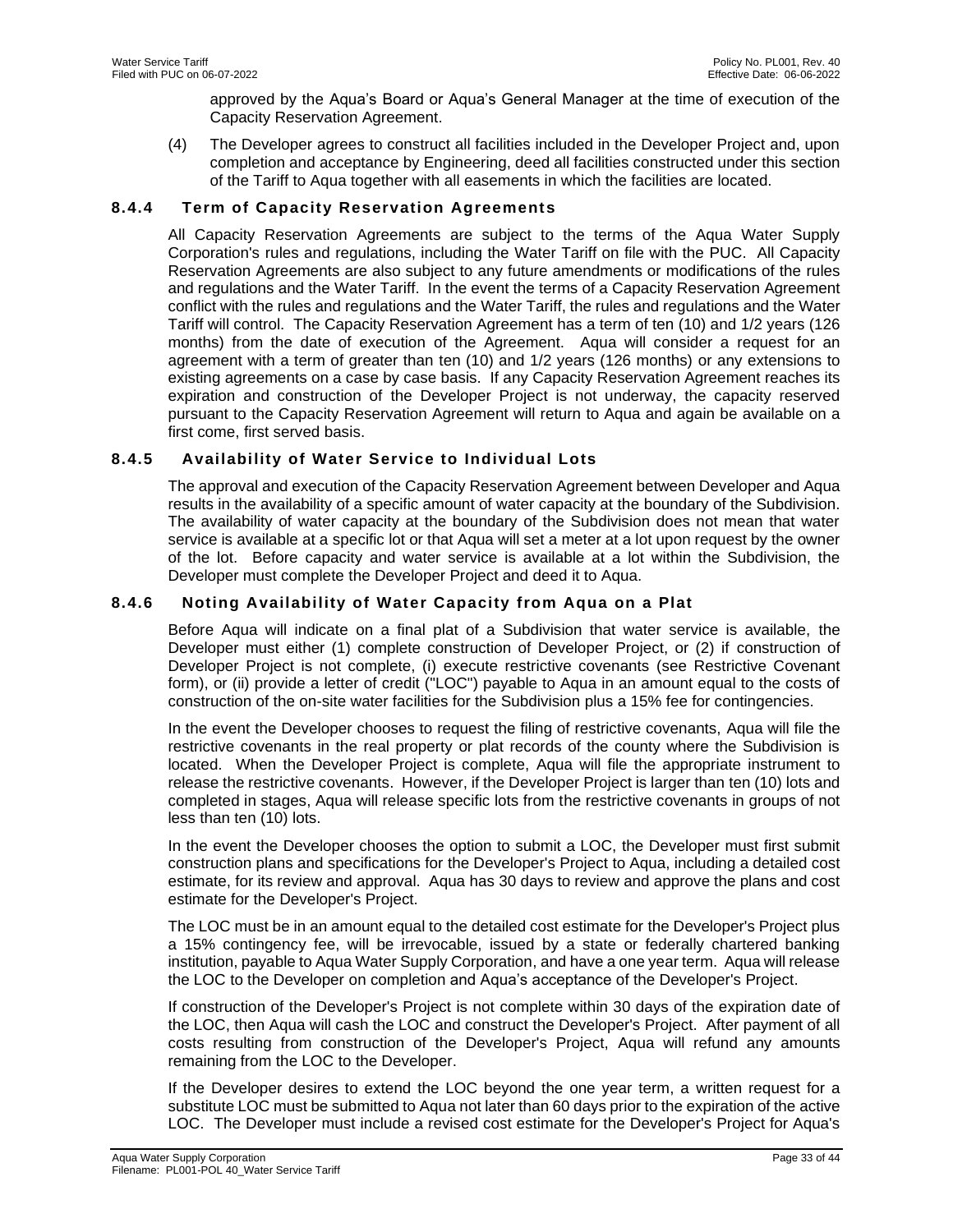approved by the Aqua's Board or Aqua's General Manager at the time of execution of the Capacity Reservation Agreement.

(4) The Developer agrees to construct all facilities included in the Developer Project and, upon completion and acceptance by Engineering, deed all facilities constructed under this section of the Tariff to Aqua together with all easements in which the facilities are located.

### 8.4.4 Term of Capacity Reservation Agreements

All Capacity Reservation Agreements are subject to the terms of the Aqua Water Supply Corporation's rules and regulations, including the Water Tariff on file with the PUC. All Capacity Reservation Agreements are also subject to any future amendments or modifications of the rules and regulations and the Water Tariff. In the event the terms of a Capacity Reservation Agreement conflict with the rules and regulations and the Water Tariff, the rules and regulations and the Water Tariff will control. The Capacity Reservation Agreement has a term of ten (10) and 1/2 years (126 months) from the date of execution of the Agreement. Aqua will consider a request for an agreement with a term of greater than ten (10) and 1/2 years (126 months) or any extensions to existing agreements on a case by case basis. If any Capacity Reservation Agreement reaches its expiration and construction of the Developer Project is not underway, the capacity reserved pursuant to the Capacity Reservation Agreement will return to Aqua and again be available on a first come, first served basis.

### 8.4.5 Availability of Water Service to Individual Lots

The approval and execution of the Capacity Reservation Agreement between Developer and Aqua results in the availability of a specific amount of water capacity at the boundary of the Subdivision. The availability of water capacity at the boundary of the Subdivision does not mean that water service is available at a specific lot or that Aqua will set a meter at a lot upon request by the owner of the lot. Before capacity and water service is available at a lot within the Subdivision, the Developer must complete the Developer Project and deed it to Aqua.

### 8.4.6 Noting Availability of Water Capacity from Aqua on a Plat

Before Aqua will indicate on a final plat of a Subdivision that water service is available, the Developer must either (1) complete construction of Developer Project, or (2) if construction of Developer Project is not complete, (i) execute restrictive covenants (see Restrictive Covenant form), or (ii) provide a letter of credit ("LOC") payable to Aqua in an amount equal to the costs of construction of the on-site water facilities for the Subdivision plus a 15% fee for contingencies.

In the event the Developer chooses to request the filing of restrictive covenants, Aqua will file the restrictive covenants in the real property or plat records of the county where the Subdivision is located. When the Developer Project is complete, Aqua will file the appropriate instrument to release the restrictive covenants. However, if the Developer Project is larger than ten (10) lots and completed in stages, Aqua will release specific lots from the restrictive covenants in groups of not less than ten (10) lots.

In the event the Developer chooses the option to submit a LOC, the Developer must first submit construction plans and specifications for the Developer's Project to Aqua, including a detailed cost estimate, for its review and approval. Aqua has 30 days to review and approve the plans and cost estimate for the Developer's Project.

The LOC must be in an amount equal to the detailed cost estimate for the Developer's Project plus a 15% contingency fee, will be irrevocable, issued by a state or federally chartered banking institution, payable to Aqua Water Supply Corporation, and have a one year term. Aqua will release the LOC to the Developer on completion and Aqua's acceptance of the Developer's Project.

If construction of the Developer's Project is not complete within 30 days of the expiration date of the LOC, then Aqua will cash the LOC and construct the Developer's Project. After payment of all costs resulting from construction of the Developer's Project, Aqua will refund any amounts remaining from the LOC to the Developer.

If the Developer desires to extend the LOC beyond the one year term, a written request for a substitute LOC must be submitted to Aqua not later than 60 days prior to the expiration of the active LOC. The Developer must include a revised cost estimate for the Developer's Project for Aqua's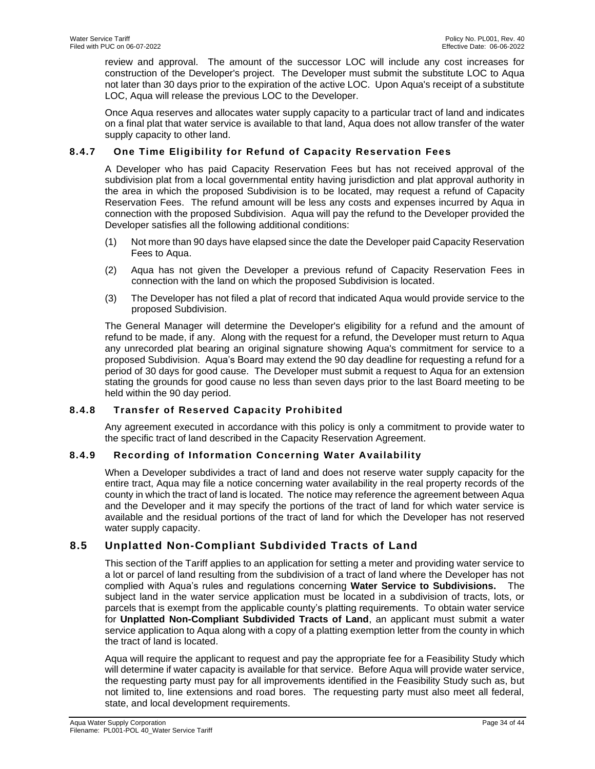review and approval. The amount of the successor LOC will include any cost increases for construction of the Developer's project. The Developer must submit the substitute LOC to Aqua not later than 30 days prior to the expiration of the active LOC. Upon Aqua's receipt of a substitute LOC, Aqua will release the previous LOC to the Developer.

Once Aqua reserves and allocates water supply capacity to a particular tract of land and indicates on a final plat that water service is available to that land, Aqua does not allow transfer of the water supply capacity to other land.

### 8.4.7 One Time Eligibility for Refund of Capacity Reservation Fees

A Developer who has paid Capacity Reservation Fees but has not received approval of the subdivision plat from a local governmental entity having jurisdiction and plat approval authority in the area in which the proposed Subdivision is to be located, may request a refund of Capacity Reservation Fees. The refund amount will be less any costs and expenses incurred by Aqua in connection with the proposed Subdivision. Aqua will pay the refund to the Developer provided the Developer satisfies all the following additional conditions:

(1) Not more than 90 days have elapsed since the date the Developer paid Capacity Reservation Fees to Aqua.

(2) Aqua has not given the Developer a previous refund of Capacity Reservation Fees in connection with the land on which the proposed Subdivision is located.

(3) The Developer has not filed a plat of record that indicated Aqua would provide service to the proposed Subdivision.

The General Manager will determine the Developer's eligibility for a refund and the amount of refund to be made, if any. Along with the request for a refund, the Developer must return to Aqua any unrecorded plat bearing an original signature showing Aqua's commitment for service to a proposed Subdivision. Aqua's Board may extend the 90 day deadline for requesting a refund for a period of 30 days for good cause. The Developer must submit a request to Aqua for an extension stating the grounds for good cause no less than seven days prior to the last Board meeting to be held within the 90 day period.

### 8.4.8 Transfer of Reserved Capacity Prohibited

Any agreement executed in accordance with this policy is only a commitment to provide water to the specific tract of land described in the Capacity Reservation Agreement.

### 8.4.9 Recording of Information Concerning Water Availability

When a Developer subdivides a tract of land and does not reserve water supply capacity for the entire tract, Aqua may file a notice concerning water availability in the real property records of the county in which the tract of land is located. The notice may reference the agreement between Aqua and the Developer and it may specify the portions of the tract of land for which water service is available and the residual portions of the tract of land for which the Developer has not reserved water supply capacity.

## 8.5 Unplatted Non-Compliant Subdivided Tracts of Land

This section of the Tariff applies to an application for setting a meter and providing water service to a lot or parcel of land resulting from the subdivision of a tract of land where the Developer has not complied with Aqua's rules and regulations concerning **Water Service to Subdivisions.** The subject land in the water service application must be located in a subdivision of tracts, lots, or parcels that is exempt from the applicable county's platting requirements. To obtain water service for **Unplatted Non-Compliant Subdivided Tracts of Land**, an applicant must submit a water service application to Aqua along with a copy of a platting exemption letter from the county in which the tract of land is located.

Aqua will require the applicant to request and pay the appropriate fee for a Feasibility Study which will determine if water capacity is available for that service. Before Aqua will provide water service, the requesting party must pay for all improvements identified in the Feasibility Study such as, but not limited to, line extensions and road bores. The requesting party must also meet all federal, state, and local development requirements.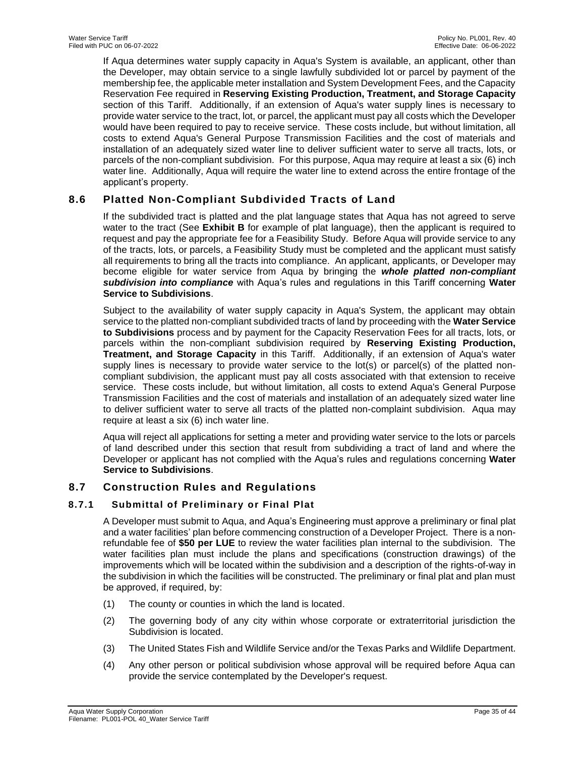If Aqua determines water supply capacity in Aqua's System is available, an applicant, other than the Developer, may obtain service to a single lawfully subdivided lot or parcel by payment of the membership fee, the applicable meter installation and System Development Fees, and the Capacity Reservation Fee required in **Reserving Existing Production, Treatment, and Storage Capacity** section of this Tariff. Additionally, if an extension of Aqua's water supply lines is necessary to provide water service to the tract, lot, or parcel, the applicant must pay all costs which the Developer would have been required to pay to receive service. These costs include, but without limitation, all costs to extend Aqua's General Purpose Transmission Facilities and the cost of materials and installation of an adequately sized water line to deliver sufficient water to serve all tracts, lots, or parcels of the non-compliant subdivision. For this purpose, Aqua may require at least a six (6) inch water line. Additionally, Aqua will require the water line to extend across the entire frontage of the applicant's property.

## 8.6 Platted Non-Compliant Subdivided Tracts of Land

If the subdivided tract is platted and the plat language states that Aqua has not agreed to serve water to the tract (See **Exhibit B** for example of plat language), then the applicant is required to request and pay the appropriate fee for a Feasibility Study. Before Aqua will provide service to any of the tracts, lots, or parcels, a Feasibility Study must be completed and the applicant must satisfy all requirements to bring all the tracts into compliance. An applicant, applicants, or Developer may become eligible for water service from Aqua by bringing the ***whole platted non-compliant subdivision into compliance*** with Aqua's rules and regulations in this Tariff concerning **Water Service to Subdivisions**.

Subject to the availability of water supply capacity in Aqua's System, the applicant may obtain service to the platted non-compliant subdivided tracts of land by proceeding with the **Water Service to Subdivisions** process and by payment for the Capacity Reservation Fees for all tracts, lots, or parcels within the non-compliant subdivision required by **Reserving Existing Production, Treatment, and Storage Capacity** in this Tariff. Additionally, if an extension of Aqua's water supply lines is necessary to provide water service to the lot(s) or parcel(s) of the platted non-compliant subdivision, the applicant must pay all costs associated with that extension to receive service. These costs include, but without limitation, all costs to extend Aqua's General Purpose Transmission Facilities and the cost of materials and installation of an adequately sized water line to deliver sufficient water to serve all tracts of the platted non-complaint subdivision. Aqua may require at least a six (6) inch water line.

Aqua will reject all applications for setting a meter and providing water service to the lots or parcels of land described under this section that result from subdividing a tract of land and where the Developer or applicant has not complied with the Aqua's rules and regulations concerning **Water Service to Subdivisions**.

## 8.7 Construction Rules and Regulations

### 8.7.1 Submittal of Preliminary or Final Plat

A Developer must submit to Aqua, and Aqua's Engineering must approve a preliminary or final plat and a water facilities' plan before commencing construction of a Developer Project. There is a non-refundable fee of **$50 per LUE** to review the water facilities plan internal to the subdivision. The water facilities plan must include the plans and specifications (construction drawings) of the improvements which will be located within the subdivision and a description of the rights-of-way in the subdivision in which the facilities will be constructed. The preliminary or final plat and plan must be approved, if required, by:

(1) The county or counties in which the land is located.

(2) The governing body of any city within whose corporate or extraterritorial jurisdiction the Subdivision is located.

(3) The United States Fish and Wildlife Service and/or the Texas Parks and Wildlife Department.

(4) Any other person or political subdivision whose approval will be required before Aqua can provide the service contemplated by the Developer's request.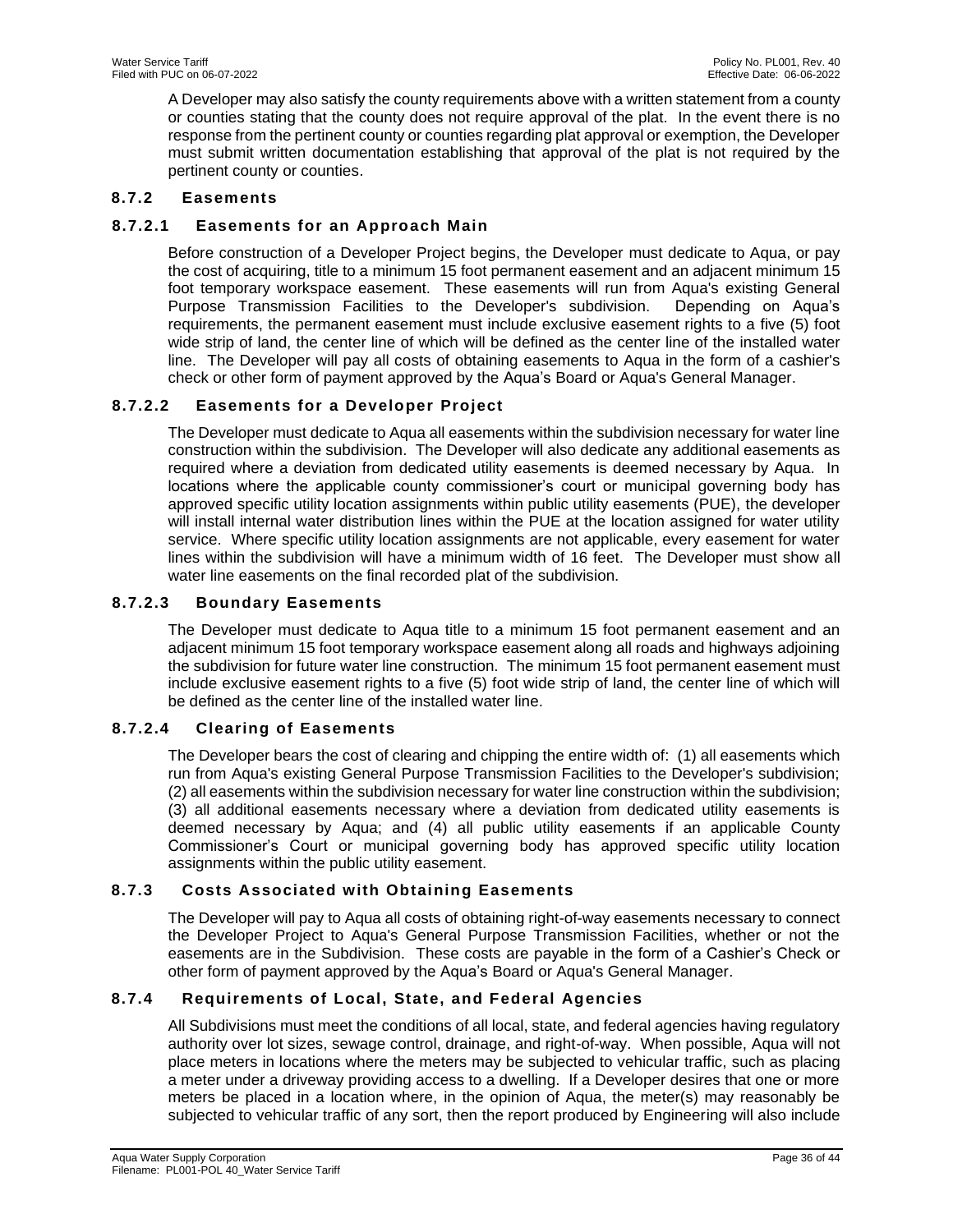A Developer may also satisfy the county requirements above with a written statement from a county or counties stating that the county does not require approval of the plat. In the event there is no response from the pertinent county or counties regarding plat approval or exemption, the Developer must submit written documentation establishing that approval of the plat is not required by the pertinent county or counties.

### 8.7.2 Easements

#### 8.7.2.1 Easements for an Approach Main

Before construction of a Developer Project begins, the Developer must dedicate to Aqua, or pay the cost of acquiring, title to a minimum 15 foot permanent easement and an adjacent minimum 15 foot temporary workspace easement. These easements will run from Aqua's existing General Purpose Transmission Facilities to the Developer's subdivision. Depending on Aqua's requirements, the permanent easement must include exclusive easement rights to a five (5) foot wide strip of land, the center line of which will be defined as the center line of the installed water line. The Developer will pay all costs of obtaining easements to Aqua in the form of a cashier's check or other form of payment approved by the Aqua's Board or Aqua's General Manager.

#### 8.7.2.2 Easements for a Developer Project

The Developer must dedicate to Aqua all easements within the subdivision necessary for water line construction within the subdivision. The Developer will also dedicate any additional easements as required where a deviation from dedicated utility easements is deemed necessary by Aqua. In locations where the applicable county commissioner's court or municipal governing body has approved specific utility location assignments within public utility easements (PUE), the developer will install internal water distribution lines within the PUE at the location assigned for water utility service. Where specific utility location assignments are not applicable, every easement for water lines within the subdivision will have a minimum width of 16 feet. The Developer must show all water line easements on the final recorded plat of the subdivision.

#### 8.7.2.3 Boundary Easements

The Developer must dedicate to Aqua title to a minimum 15 foot permanent easement and an adjacent minimum 15 foot temporary workspace easement along all roads and highways adjoining the subdivision for future water line construction. The minimum 15 foot permanent easement must include exclusive easement rights to a five (5) foot wide strip of land, the center line of which will be defined as the center line of the installed water line.

#### 8.7.2.4 Clearing of Easements

The Developer bears the cost of clearing and chipping the entire width of: (1) all easements which run from Aqua's existing General Purpose Transmission Facilities to the Developer's subdivision; (2) all easements within the subdivision necessary for water line construction within the subdivision; (3) all additional easements necessary where a deviation from dedicated utility easements is deemed necessary by Aqua; and (4) all public utility easements if an applicable County Commissioner's Court or municipal governing body has approved specific utility location assignments within the public utility easement.

### 8.7.3 Costs Associated with Obtaining Easements

The Developer will pay to Aqua all costs of obtaining right-of-way easements necessary to connect the Developer Project to Aqua's General Purpose Transmission Facilities, whether or not the easements are in the Subdivision. These costs are payable in the form of a Cashier's Check or other form of payment approved by the Aqua's Board or Aqua's General Manager.

### 8.7.4 Requirements of Local, State, and Federal Agencies

All Subdivisions must meet the conditions of all local, state, and federal agencies having regulatory authority over lot sizes, sewage control, drainage, and right-of-way. When possible, Aqua will not place meters in locations where the meters may be subjected to vehicular traffic, such as placing a meter under a driveway providing access to a dwelling. If a Developer desires that one or more meters be placed in a location where, in the opinion of Aqua, the meter(s) may reasonably be subjected to vehicular traffic of any sort, then the report produced by Engineering will also include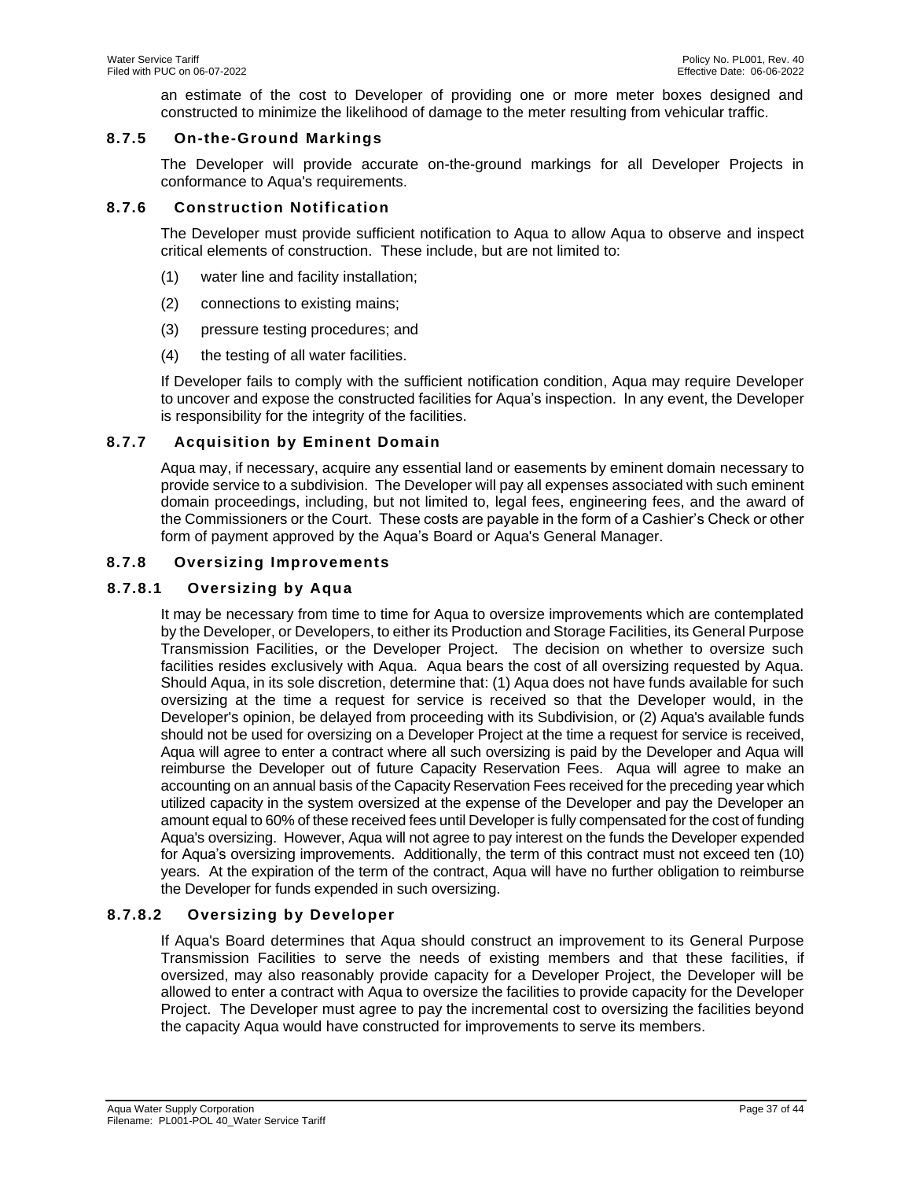an estimate of the cost to Developer of providing one or more meter boxes designed and constructed to minimize the likelihood of damage to the meter resulting from vehicular traffic.

### 8.7.5 On-the-Ground Markings

The Developer will provide accurate on-the-ground markings for all Developer Projects in conformance to Aqua's requirements.

### 8.7.6 Construction Notification

The Developer must provide sufficient notification to Aqua to allow Aqua to observe and inspect critical elements of construction. These include, but are not limited to:

(1) water line and facility installation;

(2) connections to existing mains;

(3) pressure testing procedures; and

(4) the testing of all water facilities.

If Developer fails to comply with the sufficient notification condition, Aqua may require Developer to uncover and expose the constructed facilities for Aqua's inspection. In any event, the Developer is responsibility for the integrity of the facilities.

### 8.7.7 Acquisition by Eminent Domain

Aqua may, if necessary, acquire any essential land or easements by eminent domain necessary to provide service to a subdivision. The Developer will pay all expenses associated with such eminent domain proceedings, including, but not limited to, legal fees, engineering fees, and the award of the Commissioners or the Court. These costs are payable in the form of a Cashier's Check or other form of payment approved by the Aqua's Board or Aqua's General Manager.

### 8.7.8 Oversizing Improvements

#### 8.7.8.1 Oversizing by Aqua

It may be necessary from time to time for Aqua to oversize improvements which are contemplated by the Developer, or Developers, to either its Production and Storage Facilities, its General Purpose Transmission Facilities, or the Developer Project. The decision on whether to oversize such facilities resides exclusively with Aqua. Aqua bears the cost of all oversizing requested by Aqua. Should Aqua, in its sole discretion, determine that: (1) Aqua does not have funds available for such oversizing at the time a request for service is received so that the Developer would, in the Developer's opinion, be delayed from proceeding with its Subdivision, or (2) Aqua's available funds should not be used for oversizing on a Developer Project at the time a request for service is received, Aqua will agree to enter a contract where all such oversizing is paid by the Developer and Aqua will reimburse the Developer out of future Capacity Reservation Fees. Aqua will agree to make an accounting on an annual basis of the Capacity Reservation Fees received for the preceding year which utilized capacity in the system oversized at the expense of the Developer and pay the Developer an amount equal to 60% of these received fees until Developer is fully compensated for the cost of funding Aqua's oversizing. However, Aqua will not agree to pay interest on the funds the Developer expended for Aqua's oversizing improvements. Additionally, the term of this contract must not exceed ten (10) years. At the expiration of the term of the contract, Aqua will have no further obligation to reimburse the Developer for funds expended in such oversizing.

#### 8.7.8.2 Oversizing by Developer

If Aqua's Board determines that Aqua should construct an improvement to its General Purpose Transmission Facilities to serve the needs of existing members and that these facilities, if oversized, may also reasonably provide capacity for a Developer Project, the Developer will be allowed to enter a contract with Aqua to oversize the facilities to provide capacity for the Developer Project. The Developer must agree to pay the incremental cost to oversizing the facilities beyond the capacity Aqua would have constructed for improvements to serve its members.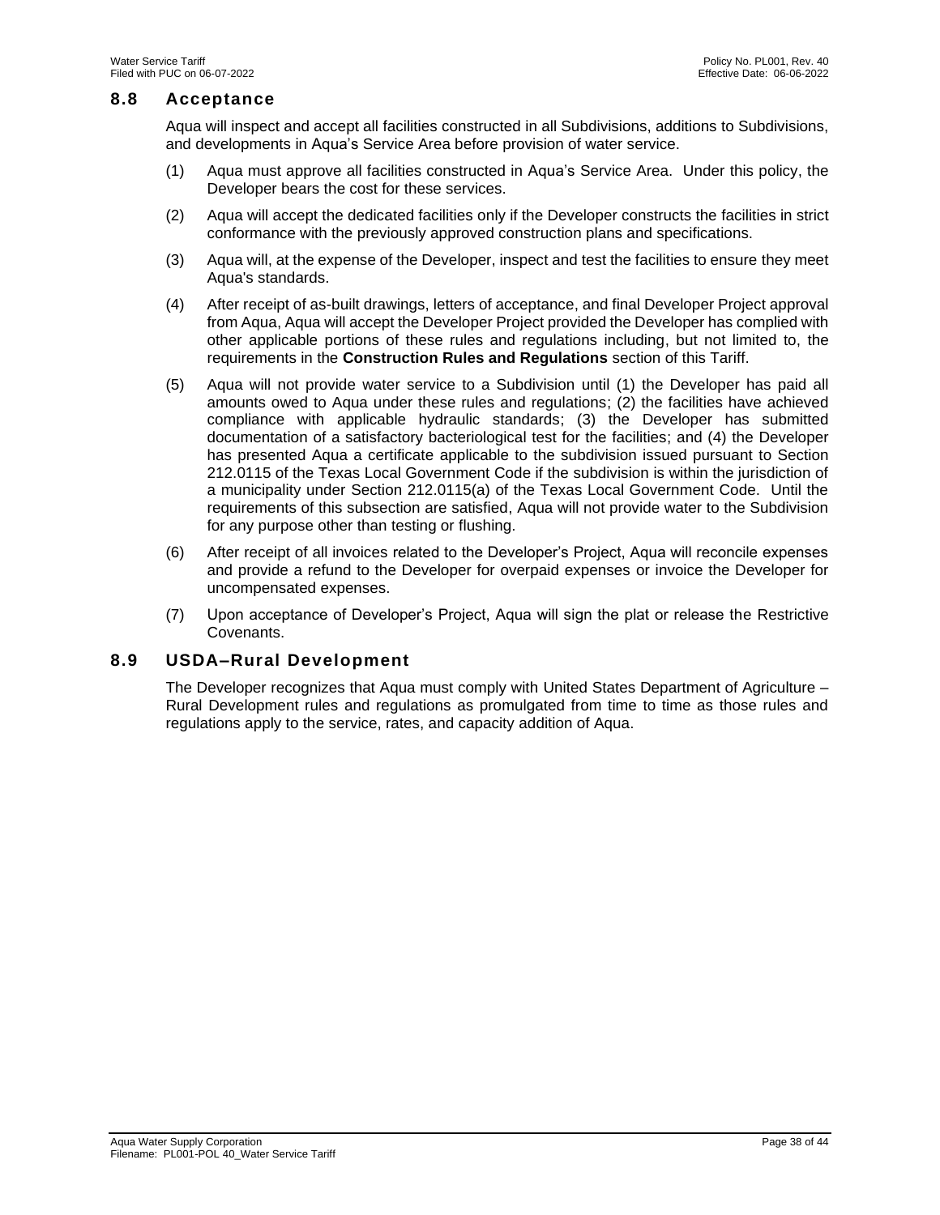## 8.8 Acceptance

Aqua will inspect and accept all facilities constructed in all Subdivisions, additions to Subdivisions, and developments in Aqua's Service Area before provision of water service.

(1) Aqua must approve all facilities constructed in Aqua's Service Area. Under this policy, the Developer bears the cost for these services.

(2) Aqua will accept the dedicated facilities only if the Developer constructs the facilities in strict conformance with the previously approved construction plans and specifications.

(3) Aqua will, at the expense of the Developer, inspect and test the facilities to ensure they meet Aqua's standards.

(4) After receipt of as-built drawings, letters of acceptance, and final Developer Project approval from Aqua, Aqua will accept the Developer Project provided the Developer has complied with other applicable portions of these rules and regulations including, but not limited to, the requirements in the **Construction Rules and Regulations** section of this Tariff.

(5) Aqua will not provide water service to a Subdivision until (1) the Developer has paid all amounts owed to Aqua under these rules and regulations; (2) the facilities have achieved compliance with applicable hydraulic standards; (3) the Developer has submitted documentation of a satisfactory bacteriological test for the facilities; and (4) the Developer has presented Aqua a certificate applicable to the subdivision issued pursuant to Section 212.0115 of the Texas Local Government Code if the subdivision is within the jurisdiction of a municipality under Section 212.0115(a) of the Texas Local Government Code. Until the requirements of this subsection are satisfied, Aqua will not provide water to the Subdivision for any purpose other than testing or flushing.

(6) After receipt of all invoices related to the Developer's Project, Aqua will reconcile expenses and provide a refund to the Developer for overpaid expenses or invoice the Developer for uncompensated expenses.

(7) Upon acceptance of Developer's Project, Aqua will sign the plat or release the Restrictive Covenants.

## 8.9 USDA–Rural Development

The Developer recognizes that Aqua must comply with United States Department of Agriculture – Rural Development rules and regulations as promulgated from time to time as those rules and regulations apply to the service, rates, and capacity addition of Aqua.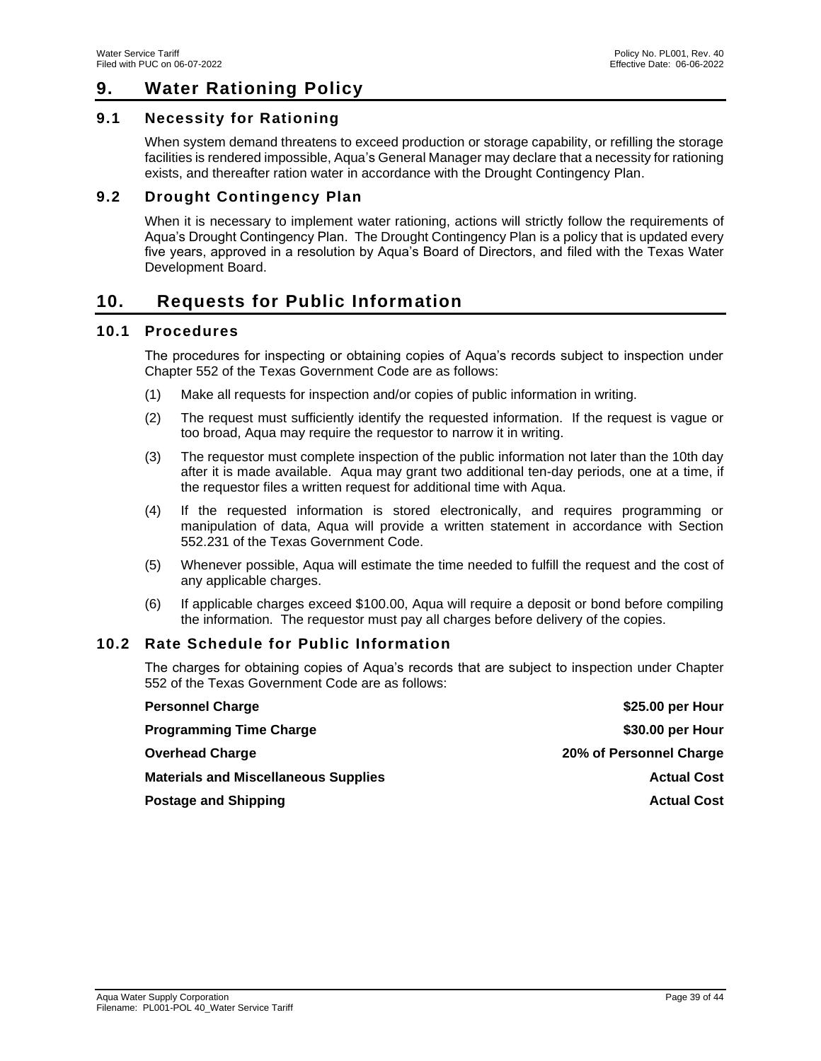# 9. Water Rationing Policy

## 9.1 Necessity for Rationing

When system demand threatens to exceed production or storage capability, or refilling the storage facilities is rendered impossible, Aqua's General Manager may declare that a necessity for rationing exists, and thereafter ration water in accordance with the Drought Contingency Plan.

## 9.2 Drought Contingency Plan

When it is necessary to implement water rationing, actions will strictly follow the requirements of Aqua's Drought Contingency Plan. The Drought Contingency Plan is a policy that is updated every five years, approved in a resolution by Aqua's Board of Directors, and filed with the Texas Water Development Board.

# 10. Requests for Public Information

## 10.1 Procedures

The procedures for inspecting or obtaining copies of Aqua's records subject to inspection under Chapter 552 of the Texas Government Code are as follows:

(1) Make all requests for inspection and/or copies of public information in writing.

(2) The request must sufficiently identify the requested information. If the request is vague or too broad, Aqua may require the requestor to narrow it in writing.

(3) The requestor must complete inspection of the public information not later than the 10th day after it is made available. Aqua may grant two additional ten-day periods, one at a time, if the requestor files a written request for additional time with Aqua.

(4) If the requested information is stored electronically, and requires programming or manipulation of data, Aqua will provide a written statement in accordance with Section 552.231 of the Texas Government Code.

(5) Whenever possible, Aqua will estimate the time needed to fulfill the request and the cost of any applicable charges.

(6) If applicable charges exceed $100.00, Aqua will require a deposit or bond before compiling the information. The requestor must pay all charges before delivery of the copies.

## 10.2 Rate Schedule for Public Information

The charges for obtaining copies of Aqua's records that are subject to inspection under Chapter 552 of the Texas Government Code are as follows:

| | |
|---|---|
| **Personnel Charge** | **$25.00 per Hour** |
| **Programming Time Charge** | **$30.00 per Hour** |
| **Overhead Charge** | **20% of Personnel Charge** |
| **Materials and Miscellaneous Supplies** | **Actual Cost** |
| **Postage and Shipping** | **Actual Cost** |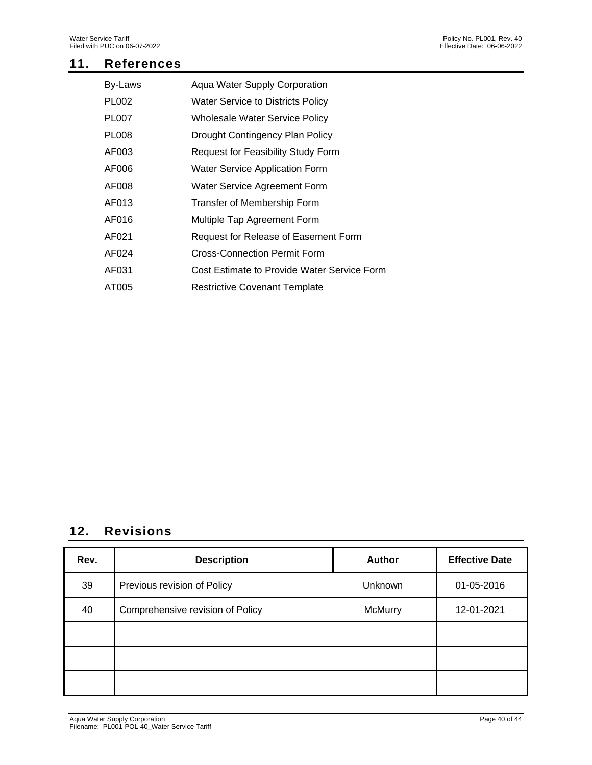## 11. References

| | |
|---|---|
| By-Laws | Aqua Water Supply Corporation |
| PL002 | Water Service to Districts Policy |
| PL007 | Wholesale Water Service Policy |
| PL008 | Drought Contingency Plan Policy |
| AF003 | Request for Feasibility Study Form |
| AF006 | Water Service Application Form |
| AF008 | Water Service Agreement Form |
| AF013 | Transfer of Membership Form |
| AF016 | Multiple Tap Agreement Form |
| AF021 | Request for Release of Easement Form |
| AF024 | Cross-Connection Permit Form |
| AF031 | Cost Estimate to Provide Water Service Form |
| AT005 | Restrictive Covenant Template |

## 12. Revisions

| Rev. | Description | Author | Effective Date |
|---|---|---|---|
| 39 | Previous revision of Policy | Unknown | 01-05-2016 |
| 40 | Comprehensive revision of Policy | McMurry | 12-01-2021 |
| | | | |
| | | | |
| | | | |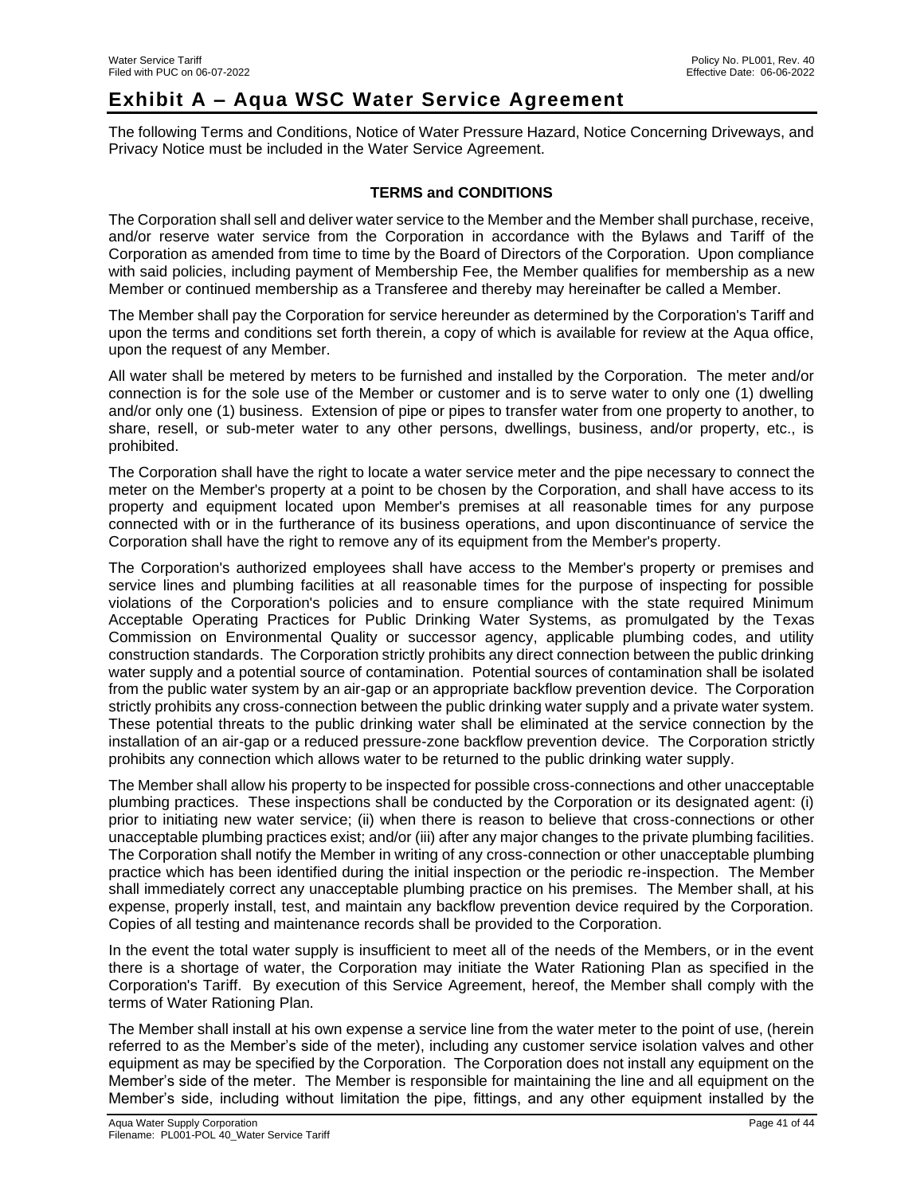# Exhibit A – Aqua WSC Water Service Agreement

The following Terms and Conditions, Notice of Water Pressure Hazard, Notice Concerning Driveways, and Privacy Notice must be included in the Water Service Agreement.

**TERMS and CONDITIONS**

The Corporation shall sell and deliver water service to the Member and the Member shall purchase, receive, and/or reserve water service from the Corporation in accordance with the Bylaws and Tariff of the Corporation as amended from time to time by the Board of Directors of the Corporation. Upon compliance with said policies, including payment of Membership Fee, the Member qualifies for membership as a new Member or continued membership as a Transferee and thereby may hereinafter be called a Member.

The Member shall pay the Corporation for service hereunder as determined by the Corporation's Tariff and upon the terms and conditions set forth therein, a copy of which is available for review at the Aqua office, upon the request of any Member.

All water shall be metered by meters to be furnished and installed by the Corporation. The meter and/or connection is for the sole use of the Member or customer and is to serve water to only one (1) dwelling and/or only one (1) business. Extension of pipe or pipes to transfer water from one property to another, to share, resell, or sub-meter water to any other persons, dwellings, business, and/or property, etc., is prohibited.

The Corporation shall have the right to locate a water service meter and the pipe necessary to connect the meter on the Member's property at a point to be chosen by the Corporation, and shall have access to its property and equipment located upon Member's premises at all reasonable times for any purpose connected with or in the furtherance of its business operations, and upon discontinuance of service the Corporation shall have the right to remove any of its equipment from the Member's property.

The Corporation's authorized employees shall have access to the Member's property or premises and service lines and plumbing facilities at all reasonable times for the purpose of inspecting for possible violations of the Corporation's policies and to ensure compliance with the state required Minimum Acceptable Operating Practices for Public Drinking Water Systems, as promulgated by the Texas Commission on Environmental Quality or successor agency, applicable plumbing codes, and utility construction standards. The Corporation strictly prohibits any direct connection between the public drinking water supply and a potential source of contamination. Potential sources of contamination shall be isolated from the public water system by an air-gap or an appropriate backflow prevention device. The Corporation strictly prohibits any cross-connection between the public drinking water supply and a private water system. These potential threats to the public drinking water shall be eliminated at the service connection by the installation of an air-gap or a reduced pressure-zone backflow prevention device. The Corporation strictly prohibits any connection which allows water to be returned to the public drinking water supply.

The Member shall allow his property to be inspected for possible cross-connections and other unacceptable plumbing practices. These inspections shall be conducted by the Corporation or its designated agent: (i) prior to initiating new water service; (ii) when there is reason to believe that cross-connections or other unacceptable plumbing practices exist; and/or (iii) after any major changes to the private plumbing facilities. The Corporation shall notify the Member in writing of any cross-connection or other unacceptable plumbing practice which has been identified during the initial inspection or the periodic re-inspection. The Member shall immediately correct any unacceptable plumbing practice on his premises. The Member shall, at his expense, properly install, test, and maintain any backflow prevention device required by the Corporation. Copies of all testing and maintenance records shall be provided to the Corporation.

In the event the total water supply is insufficient to meet all of the needs of the Members, or in the event there is a shortage of water, the Corporation may initiate the Water Rationing Plan as specified in the Corporation's Tariff. By execution of this Service Agreement, hereof, the Member shall comply with the terms of Water Rationing Plan.

The Member shall install at his own expense a service line from the water meter to the point of use, (herein referred to as the Member's side of the meter), including any customer service isolation valves and other equipment as may be specified by the Corporation. The Corporation does not install any equipment on the Member's side of the meter. The Member is responsible for maintaining the line and all equipment on the Member's side, including without limitation the pipe, fittings, and any other equipment installed by the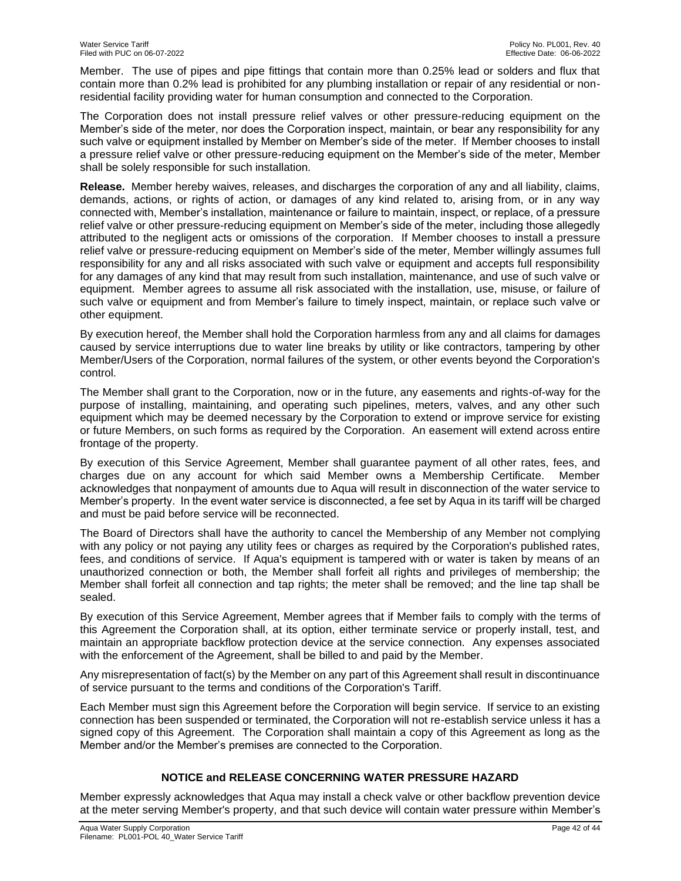Member. The use of pipes and pipe fittings that contain more than 0.25% lead or solders and flux that contain more than 0.2% lead is prohibited for any plumbing installation or repair of any residential or non-residential facility providing water for human consumption and connected to the Corporation.

The Corporation does not install pressure relief valves or other pressure-reducing equipment on the Member's side of the meter, nor does the Corporation inspect, maintain, or bear any responsibility for any such valve or equipment installed by Member on Member's side of the meter. If Member chooses to install a pressure relief valve or other pressure-reducing equipment on the Member's side of the meter, Member shall be solely responsible for such installation.

**Release.** Member hereby waives, releases, and discharges the corporation of any and all liability, claims, demands, actions, or rights of action, or damages of any kind related to, arising from, or in any way connected with, Member's installation, maintenance or failure to maintain, inspect, or replace, of a pressure relief valve or other pressure-reducing equipment on Member's side of the meter, including those allegedly attributed to the negligent acts or omissions of the corporation. If Member chooses to install a pressure relief valve or pressure-reducing equipment on Member's side of the meter, Member willingly assumes full responsibility for any and all risks associated with such valve or equipment and accepts full responsibility for any damages of any kind that may result from such installation, maintenance, and use of such valve or equipment. Member agrees to assume all risk associated with the installation, use, misuse, or failure of such valve or equipment and from Member's failure to timely inspect, maintain, or replace such valve or other equipment.

By execution hereof, the Member shall hold the Corporation harmless from any and all claims for damages caused by service interruptions due to water line breaks by utility or like contractors, tampering by other Member/Users of the Corporation, normal failures of the system, or other events beyond the Corporation's control.

The Member shall grant to the Corporation, now or in the future, any easements and rights-of-way for the purpose of installing, maintaining, and operating such pipelines, meters, valves, and any other such equipment which may be deemed necessary by the Corporation to extend or improve service for existing or future Members, on such forms as required by the Corporation. An easement will extend across entire frontage of the property.

By execution of this Service Agreement, Member shall guarantee payment of all other rates, fees, and charges due on any account for which said Member owns a Membership Certificate. Member acknowledges that nonpayment of amounts due to Aqua will result in disconnection of the water service to Member's property. In the event water service is disconnected, a fee set by Aqua in its tariff will be charged and must be paid before service will be reconnected.

The Board of Directors shall have the authority to cancel the Membership of any Member not complying with any policy or not paying any utility fees or charges as required by the Corporation's published rates, fees, and conditions of service. If Aqua's equipment is tampered with or water is taken by means of an unauthorized connection or both, the Member shall forfeit all rights and privileges of membership; the Member shall forfeit all connection and tap rights; the meter shall be removed; and the line tap shall be sealed.

By execution of this Service Agreement, Member agrees that if Member fails to comply with the terms of this Agreement the Corporation shall, at its option, either terminate service or properly install, test, and maintain an appropriate backflow protection device at the service connection. Any expenses associated with the enforcement of the Agreement, shall be billed to and paid by the Member.

Any misrepresentation of fact(s) by the Member on any part of this Agreement shall result in discontinuance of service pursuant to the terms and conditions of the Corporation's Tariff.

Each Member must sign this Agreement before the Corporation will begin service. If service to an existing connection has been suspended or terminated, the Corporation will not re-establish service unless it has a signed copy of this Agreement. The Corporation shall maintain a copy of this Agreement as long as the Member and/or the Member's premises are connected to the Corporation.

## NOTICE and RELEASE CONCERNING WATER PRESSURE HAZARD

Member expressly acknowledges that Aqua may install a check valve or other backflow prevention device at the meter serving Member's property, and that such device will contain water pressure within Member's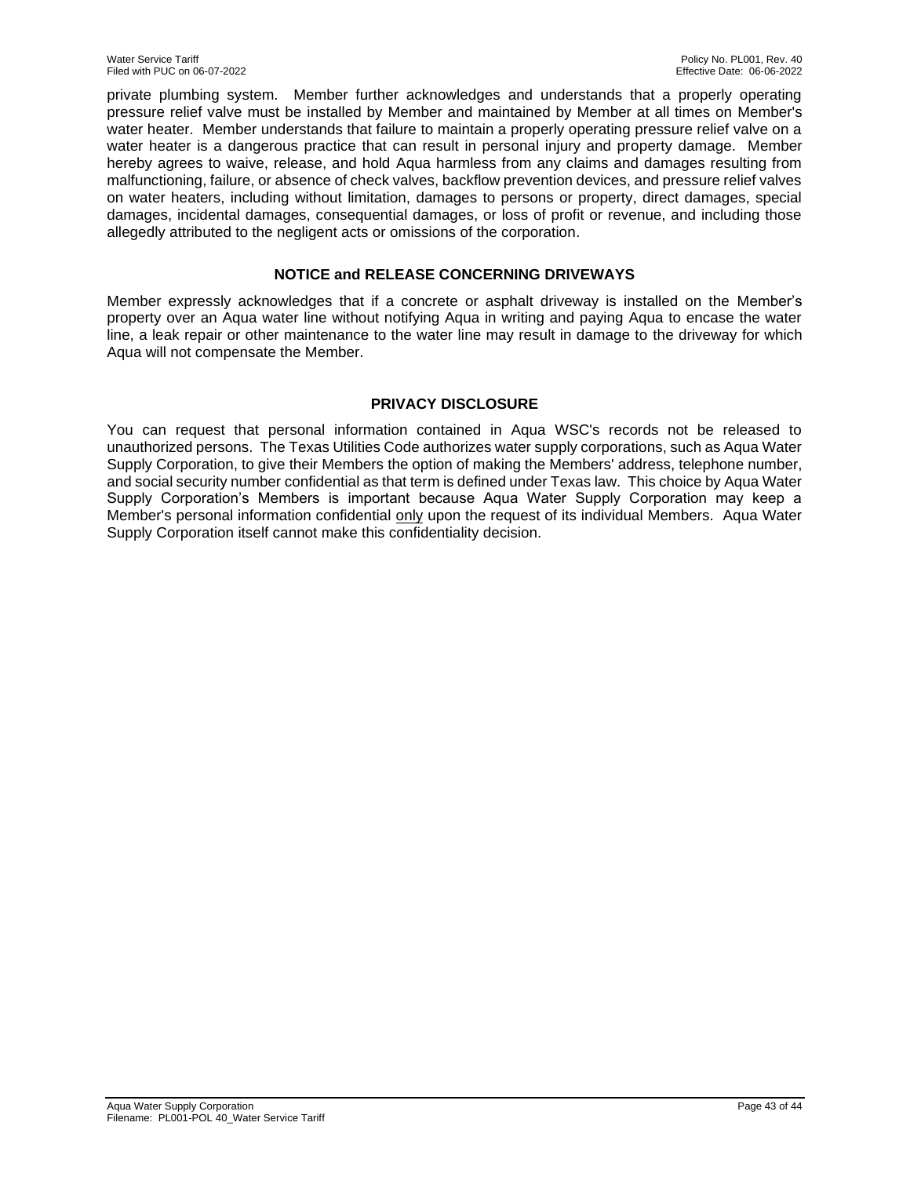private plumbing system. Member further acknowledges and understands that a properly operating pressure relief valve must be installed by Member and maintained by Member at all times on Member's water heater. Member understands that failure to maintain a properly operating pressure relief valve on a water heater is a dangerous practice that can result in personal injury and property damage. Member hereby agrees to waive, release, and hold Aqua harmless from any claims and damages resulting from malfunctioning, failure, or absence of check valves, backflow prevention devices, and pressure relief valves on water heaters, including without limitation, damages to persons or property, direct damages, special damages, incidental damages, consequential damages, or loss of profit or revenue, and including those allegedly attributed to the negligent acts or omissions of the corporation.

## NOTICE and RELEASE CONCERNING DRIVEWAYS

Member expressly acknowledges that if a concrete or asphalt driveway is installed on the Member's property over an Aqua water line without notifying Aqua in writing and paying Aqua to encase the water line, a leak repair or other maintenance to the water line may result in damage to the driveway for which Aqua will not compensate the Member.

## PRIVACY DISCLOSURE

You can request that personal information contained in Aqua WSC's records not be released to unauthorized persons. The Texas Utilities Code authorizes water supply corporations, such as Aqua Water Supply Corporation, to give their Members the option of making the Members' address, telephone number, and social security number confidential as that term is defined under Texas law. This choice by Aqua Water Supply Corporation's Members is important because Aqua Water Supply Corporation may keep a Member's personal information confidential <u>only</u> upon the request of its individual Members. Aqua Water Supply Corporation itself cannot make this confidentiality decision.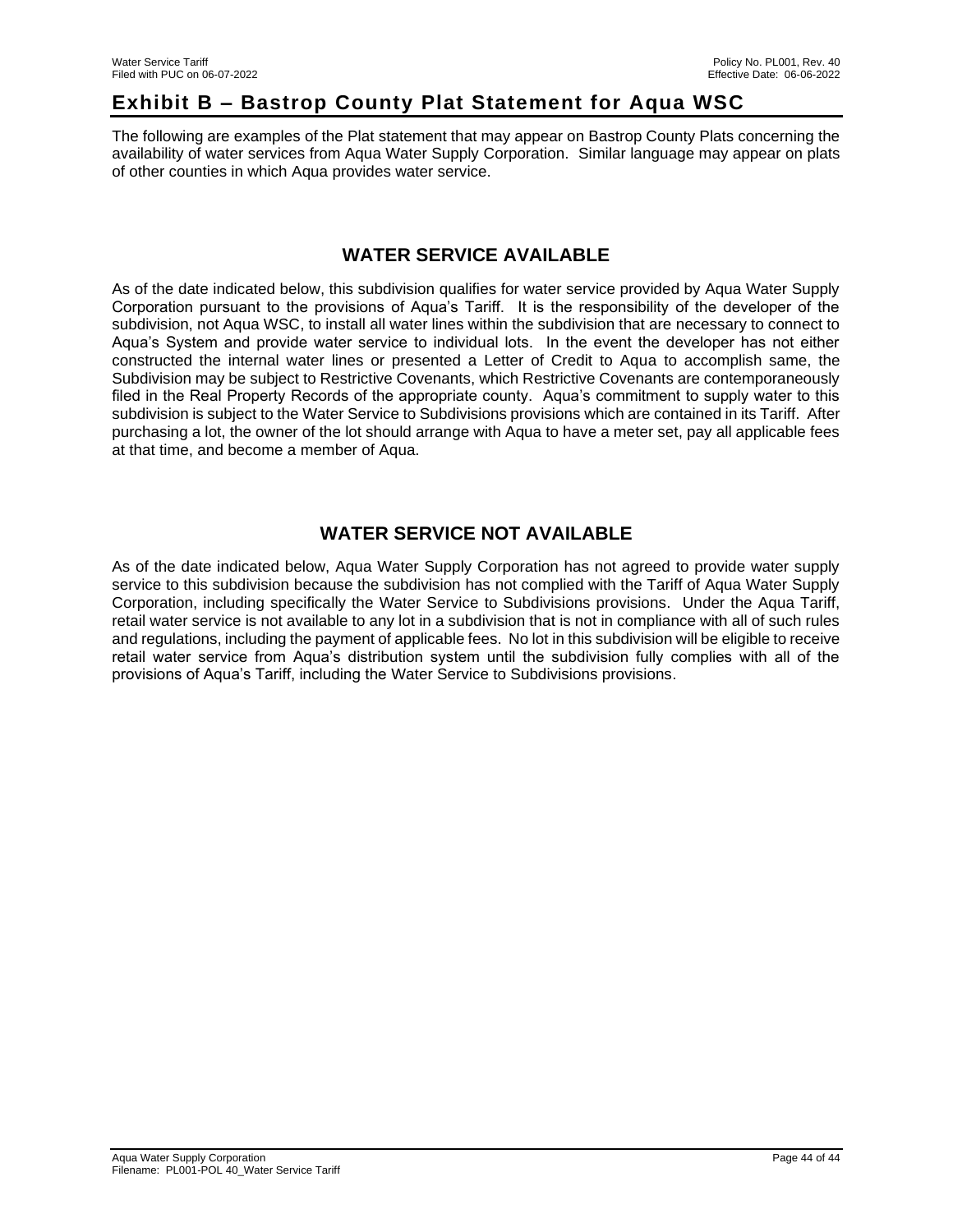# Exhibit B – Bastrop County Plat Statement for Aqua WSC

The following are examples of the Plat statement that may appear on Bastrop County Plats concerning the availability of water services from Aqua Water Supply Corporation. Similar language may appear on plats of other counties in which Aqua provides water service.

## WATER SERVICE AVAILABLE

As of the date indicated below, this subdivision qualifies for water service provided by Aqua Water Supply Corporation pursuant to the provisions of Aqua's Tariff. It is the responsibility of the developer of the subdivision, not Aqua WSC, to install all water lines within the subdivision that are necessary to connect to Aqua's System and provide water service to individual lots. In the event the developer has not either constructed the internal water lines or presented a Letter of Credit to Aqua to accomplish same, the Subdivision may be subject to Restrictive Covenants, which Restrictive Covenants are contemporaneously filed in the Real Property Records of the appropriate county. Aqua's commitment to supply water to this subdivision is subject to the Water Service to Subdivisions provisions which are contained in its Tariff. After purchasing a lot, the owner of the lot should arrange with Aqua to have a meter set, pay all applicable fees at that time, and become a member of Aqua.

## WATER SERVICE NOT AVAILABLE

As of the date indicated below, Aqua Water Supply Corporation has not agreed to provide water supply service to this subdivision because the subdivision has not complied with the Tariff of Aqua Water Supply Corporation, including specifically the Water Service to Subdivisions provisions. Under the Aqua Tariff, retail water service is not available to any lot in a subdivision that is not in compliance with all of such rules and regulations, including the payment of applicable fees. No lot in this subdivision will be eligible to receive retail water service from Aqua's distribution system until the subdivision fully complies with all of the provisions of Aqua's Tariff, including the Water Service to Subdivisions provisions.